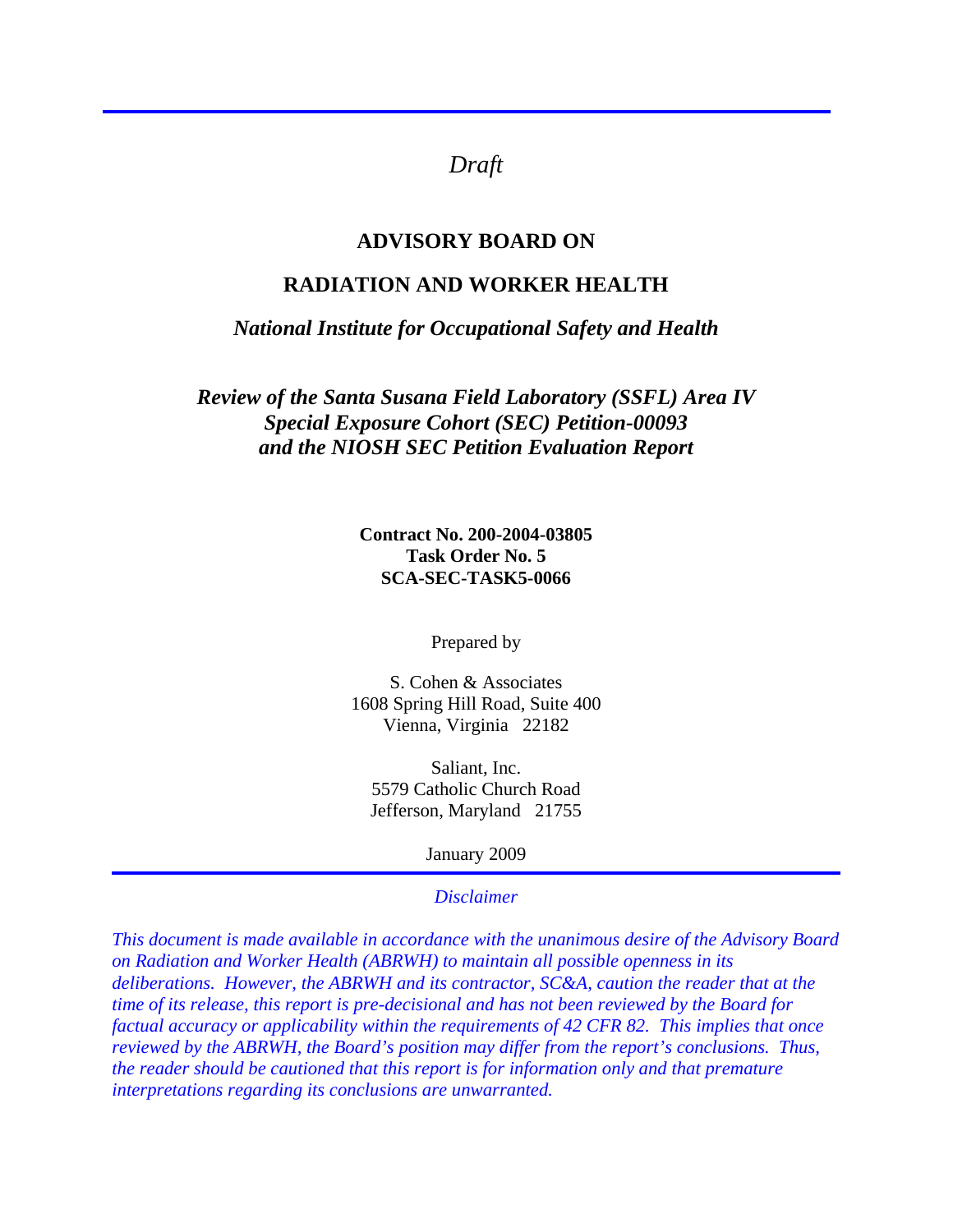*Draft*

# ADVISORY BOARD ON

# RADIATION AND WORKER HEALTH

***National Institute for Occupational Safety and Health***

***Review of the Santa Susana Field Laboratory (SSFL) Area IV Special Exposure Cohort (SEC) Petition-00093 and the NIOSH SEC Petition Evaluation Report***

**Contract No. 200-2004-03805**
**Task Order No. 5**
**SCA-SEC-TASK5-0066**

Prepared by

S. Cohen & Associates
1608 Spring Hill Road, Suite 400
Vienna, Virginia 22182

Saliant, Inc.
5579 Catholic Church Road
Jefferson, Maryland 21755

January 2009

*Disclaimer*

*This document is made available in accordance with the unanimous desire of the Advisory Board on Radiation and Worker Health (ABRWH) to maintain all possible openness in its deliberations. However, the ABRWH and its contractor, SC&A, caution the reader that at the time of its release, this report is pre-decisional and has not been reviewed by the Board for factual accuracy or applicability within the requirements of 42 CFR 82. This implies that once reviewed by the ABRWH, the Board's position may differ from the report's conclusions. Thus, the reader should be cautioned that this report is for information only and that premature interpretations regarding its conclusions are unwarranted.*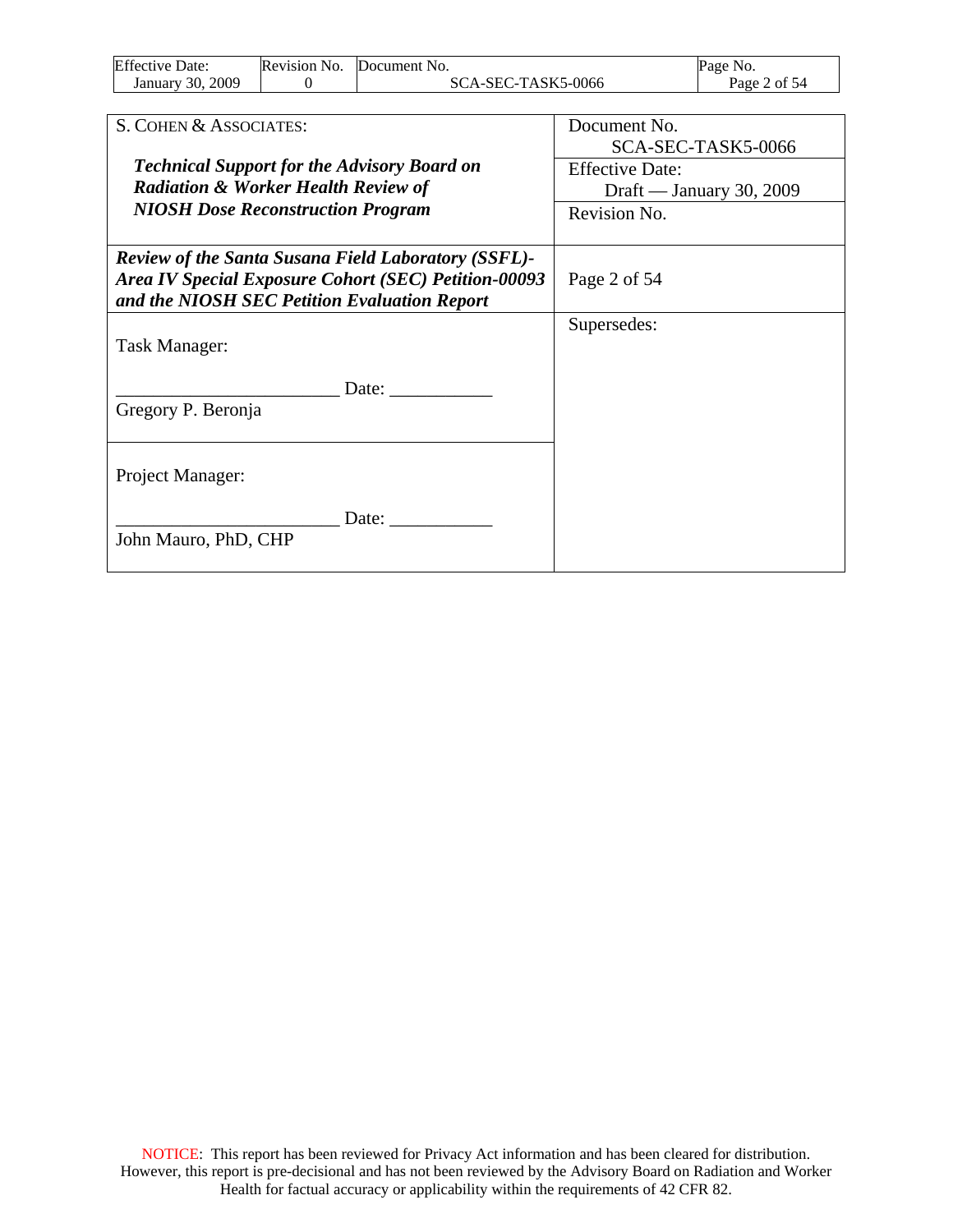| S. COHEN & ASSOCIATES: *Technical Support for the Advisory Board on Radiation & Worker Health Review of NIOSH Dose Reconstruction Program* | Document No. SCA-SEC-TASK5-0066 |
|---|---|
| | Effective Date: Draft — January 30, 2009 |
| | Revision No. |
| ***Review of the Santa Susana Field Laboratory (SSFL)-Area IV Special Exposure Cohort (SEC) Petition-00093 and the NIOSH SEC Petition Evaluation Report*** | Page 2 of 54 |
| Task Manager: ________________________ Date: ___________ Gregory P. Beronja | Supersedes: |
| Project Manager: ________________________ Date: ___________ John Mauro, PhD, CHP | |

NOTICE: This report has been reviewed for Privacy Act information and has been cleared for distribution. However, this report is pre-decisional and has not been reviewed by the Advisory Board on Radiation and Worker Health for factual accuracy or applicability within the requirements of 42 CFR 82.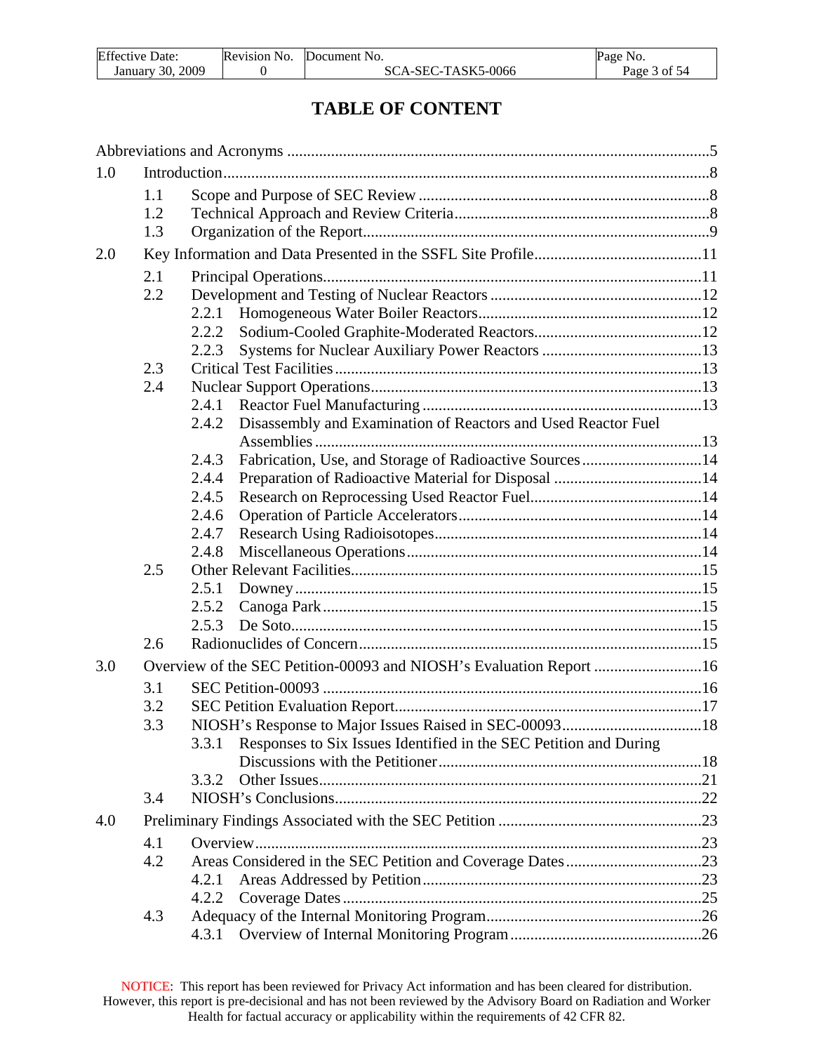# TABLE OF CONTENT

Abbreviations and Acronyms .....5

1.0 Introduction .....8

- 1.1 Scope and Purpose of SEC Review .....8
- 1.2 Technical Approach and Review Criteria .....8
- 1.3 Organization of the Report .....9

2.0 Key Information and Data Presented in the SSFL Site Profile .....11

- 2.1 Principal Operations .....11
- 2.2 Development and Testing of Nuclear Reactors .....12
  - 2.2.1 Homogeneous Water Boiler Reactors .....12
  - 2.2.2 Sodium-Cooled Graphite-Moderated Reactors .....12
  - 2.2.3 Systems for Nuclear Auxiliary Power Reactors .....13
- 2.3 Critical Test Facilities .....13
- 2.4 Nuclear Support Operations .....13
  - 2.4.1 Reactor Fuel Manufacturing .....13
  - 2.4.2 Disassembly and Examination of Reactors and Used Reactor Fuel Assemblies .....13
  - 2.4.3 Fabrication, Use, and Storage of Radioactive Sources .....14
  - 2.4.4 Preparation of Radioactive Material for Disposal .....14
  - 2.4.5 Research on Reprocessing Used Reactor Fuel .....14
  - 2.4.6 Operation of Particle Accelerators .....14
  - 2.4.7 Research Using Radioisotopes .....14
  - 2.4.8 Miscellaneous Operations .....14
- 2.5 Other Relevant Facilities .....15
  - 2.5.1 Downey .....15
  - 2.5.2 Canoga Park .....15
  - 2.5.3 De Soto .....15
- 2.6 Radionuclides of Concern .....15

3.0 Overview of the SEC Petition-00093 and NIOSH's Evaluation Report .....16

- 3.1 SEC Petition-00093 .....16
- 3.2 SEC Petition Evaluation Report .....17
- 3.3 NIOSH's Response to Major Issues Raised in SEC-00093 .....18
  - 3.3.1 Responses to Six Issues Identified in the SEC Petition and During Discussions with the Petitioner .....18
  - 3.3.2 Other Issues .....21
- 3.4 NIOSH's Conclusions .....22

4.0 Preliminary Findings Associated with the SEC Petition .....23

- 4.1 Overview .....23
- 4.2 Areas Considered in the SEC Petition and Coverage Dates .....23
  - 4.2.1 Areas Addressed by Petition .....23
  - 4.2.2 Coverage Dates .....25
- 4.3 Adequacy of the Internal Monitoring Program .....26
  - 4.3.1 Overview of Internal Monitoring Program .....26

NOTICE: This report has been reviewed for Privacy Act information and has been cleared for distribution. However, this report is pre-decisional and has not been reviewed by the Advisory Board on Radiation and Worker Health for factual accuracy or applicability within the requirements of 42 CFR 82.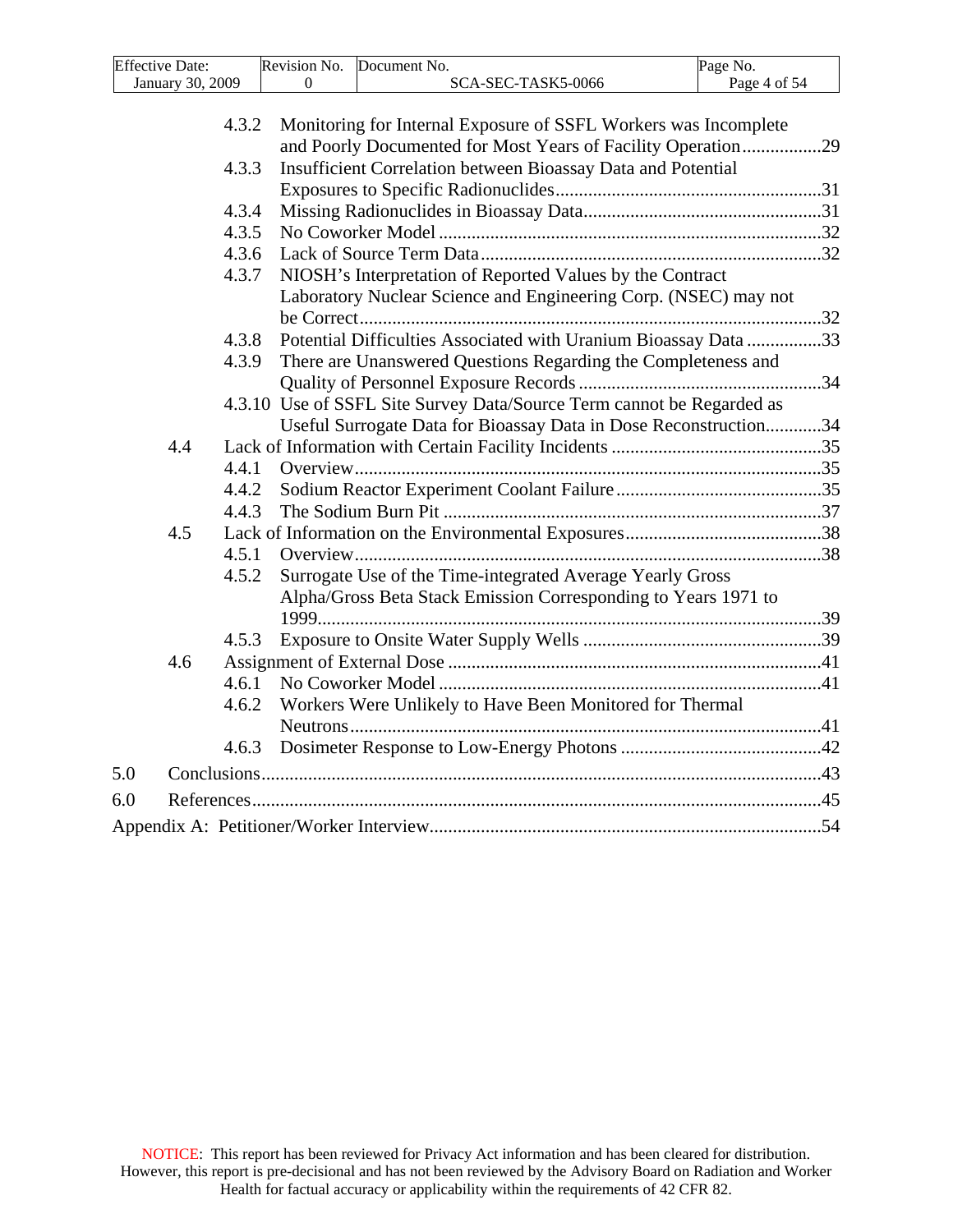- 4.3.2 Monitoring for Internal Exposure of SSFL Workers was Incomplete and Poorly Documented for Most Years of Facility Operation.................29
- 4.3.3 Insufficient Correlation between Bioassay Data and Potential Exposures to Specific Radionuclides.........................................................31
- 4.3.4 Missing Radionuclides in Bioassay Data...................................................31
- 4.3.5 No Coworker Model ..................................................................................32
- 4.3.6 Lack of Source Term Data.........................................................................32
- 4.3.7 NIOSH's Interpretation of Reported Values by the Contract Laboratory Nuclear Science and Engineering Corp. (NSEC) may not be Correct...................................................................................................32
- 4.3.8 Potential Difficulties Associated with Uranium Bioassay Data ................33
- 4.3.9 There are Unanswered Questions Regarding the Completeness and Quality of Personnel Exposure Records ....................................................34
- 4.3.10 Use of SSFL Site Survey Data/Source Term cannot be Regarded as Useful Surrogate Data for Bioassay Data in Dose Reconstruction............34

4.4 Lack of Information with Certain Facility Incidents .............................................35
- 4.4.1 Overview....................................................................................................35
- 4.4.2 Sodium Reactor Experiment Coolant Failure............................................35
- 4.4.3 The Sodium Burn Pit .................................................................................37

4.5 Lack of Information on the Environmental Exposures..........................................38
- 4.5.1 Overview....................................................................................................38
- 4.5.2 Surrogate Use of the Time-integrated Average Yearly Gross Alpha/Gross Beta Stack Emission Corresponding to Years 1971 to 1999............................................................................................................39
- 4.5.3 Exposure to Onsite Water Supply Wells ...................................................39

4.6 Assignment of External Dose ................................................................................41
- 4.6.1 No Coworker Model ..................................................................................41
- 4.6.2 Workers Were Unlikely to Have Been Monitored for Thermal Neutrons.....................................................................................................41
- 4.6.3 Dosimeter Response to Low-Energy Photons ...........................................42

5.0 Conclusions........................................................................................................................43

6.0 References..........................................................................................................................45

Appendix A: Petitioner/Worker Interview....................................................................................54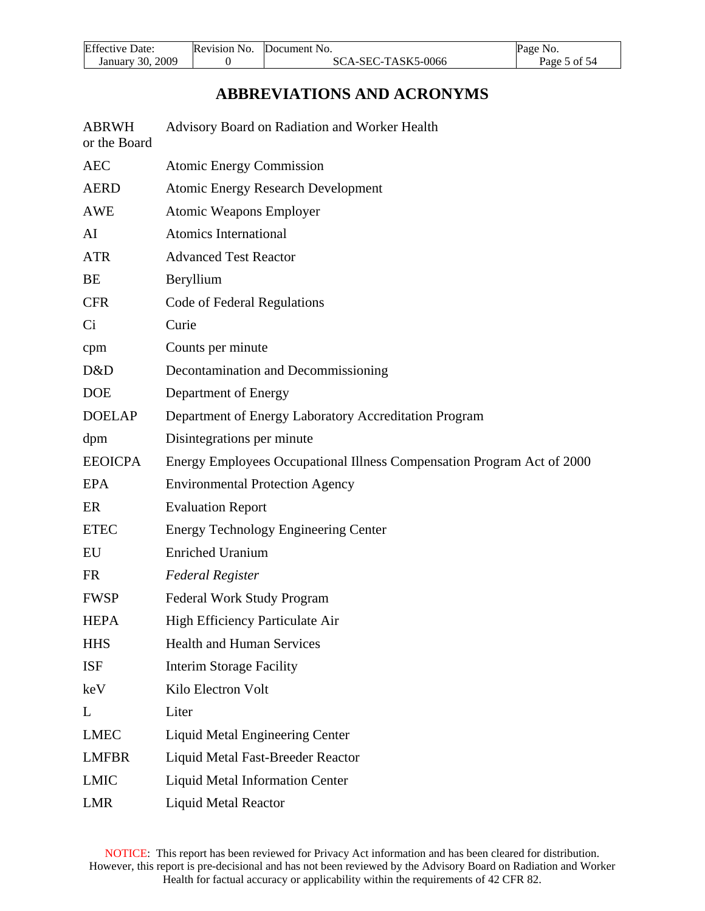# ABBREVIATIONS AND ACRONYMS

| | |
|---|---|
| ABRWH or the Board | Advisory Board on Radiation and Worker Health |
| AEC | Atomic Energy Commission |
| AERD | Atomic Energy Research Development |
| AWE | Atomic Weapons Employer |
| AI | Atomics International |
| ATR | Advanced Test Reactor |
| BE | Beryllium |
| CFR | Code of Federal Regulations |
| Ci | Curie |
| cpm | Counts per minute |
| D&D | Decontamination and Decommissioning |
| DOE | Department of Energy |
| DOELAP | Department of Energy Laboratory Accreditation Program |
| dpm | Disintegrations per minute |
| EEOICPA | Energy Employees Occupational Illness Compensation Program Act of 2000 |
| EPA | Environmental Protection Agency |
| ER | Evaluation Report |
| ETEC | Energy Technology Engineering Center |
| EU | Enriched Uranium |
| FR | *Federal Register* |
| FWSP | Federal Work Study Program |
| HEPA | High Efficiency Particulate Air |
| HHS | Health and Human Services |
| ISF | Interim Storage Facility |
| keV | Kilo Electron Volt |
| L | Liter |
| LMEC | Liquid Metal Engineering Center |
| LMFBR | Liquid Metal Fast-Breeder Reactor |
| LMIC | Liquid Metal Information Center |
| LMR | Liquid Metal Reactor |

NOTICE: This report has been reviewed for Privacy Act information and has been cleared for distribution. However, this report is pre-decisional and has not been reviewed by the Advisory Board on Radiation and Worker Health for factual accuracy or applicability within the requirements of 42 CFR 82.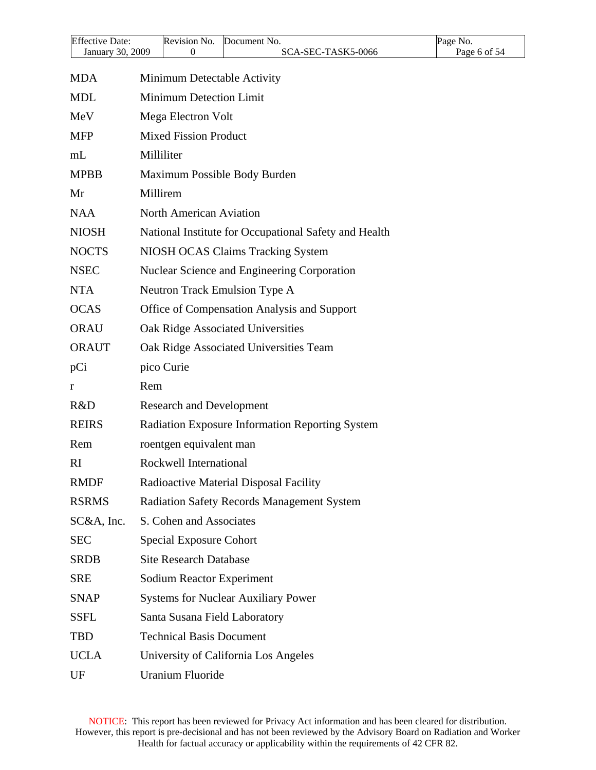| | |
|---|---|
| MDA | Minimum Detectable Activity |
| MDL | Minimum Detection Limit |
| MeV | Mega Electron Volt |
| MFP | Mixed Fission Product |
| mL | Milliliter |
| MPBB | Maximum Possible Body Burden |
| Mr | Millirem |
| NAA | North American Aviation |
| NIOSH | National Institute for Occupational Safety and Health |
| NOCTS | NIOSH OCAS Claims Tracking System |
| NSEC | Nuclear Science and Engineering Corporation |
| NTA | Neutron Track Emulsion Type A |
| OCAS | Office of Compensation Analysis and Support |
| ORAU | Oak Ridge Associated Universities |
| ORAUT | Oak Ridge Associated Universities Team |
| pCi | pico Curie |
| r | Rem |
| R&D | Research and Development |
| REIRS | Radiation Exposure Information Reporting System |
| Rem | roentgen equivalent man |
| RI | Rockwell International |
| RMDF | Radioactive Material Disposal Facility |
| RSRMS | Radiation Safety Records Management System |
| SC&A, Inc. | S. Cohen and Associates |
| SEC | Special Exposure Cohort |
| SRDB | Site Research Database |
| SRE | Sodium Reactor Experiment |
| SNAP | Systems for Nuclear Auxiliary Power |
| SSFL | Santa Susana Field Laboratory |
| TBD | Technical Basis Document |
| UCLA | University of California Los Angeles |
| UF | Uranium Fluoride |

NOTICE: This report has been reviewed for Privacy Act information and has been cleared for distribution. However, this report is pre-decisional and has not been reviewed by the Advisory Board on Radiation and Worker Health for factual accuracy or applicability within the requirements of 42 CFR 82.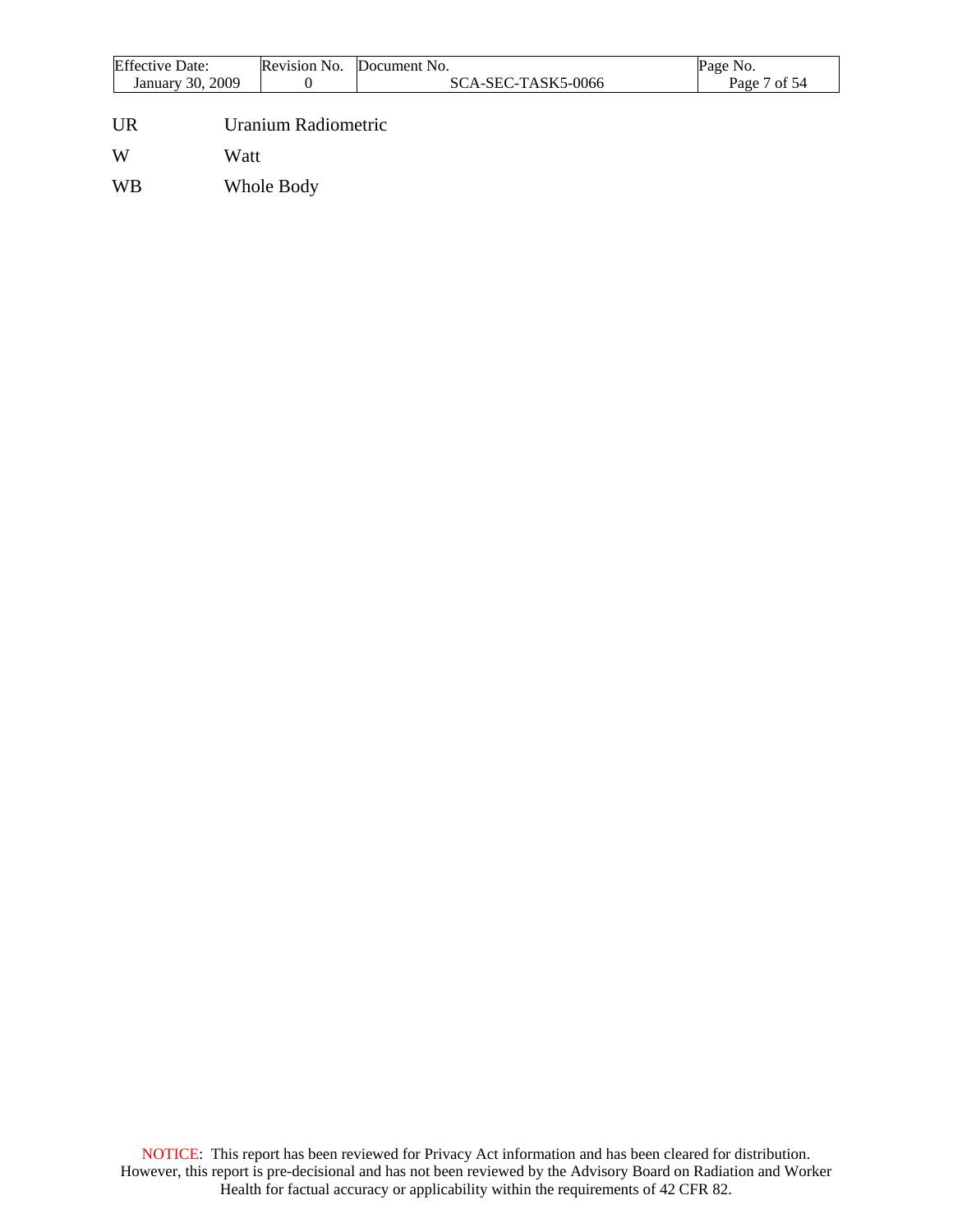| | |
|---|---|
| UR | Uranium Radiometric |
| W | Watt |
| WB | Whole Body |

NOTICE: This report has been reviewed for Privacy Act information and has been cleared for distribution. However, this report is pre-decisional and has not been reviewed by the Advisory Board on Radiation and Worker Health for factual accuracy or applicability within the requirements of 42 CFR 82.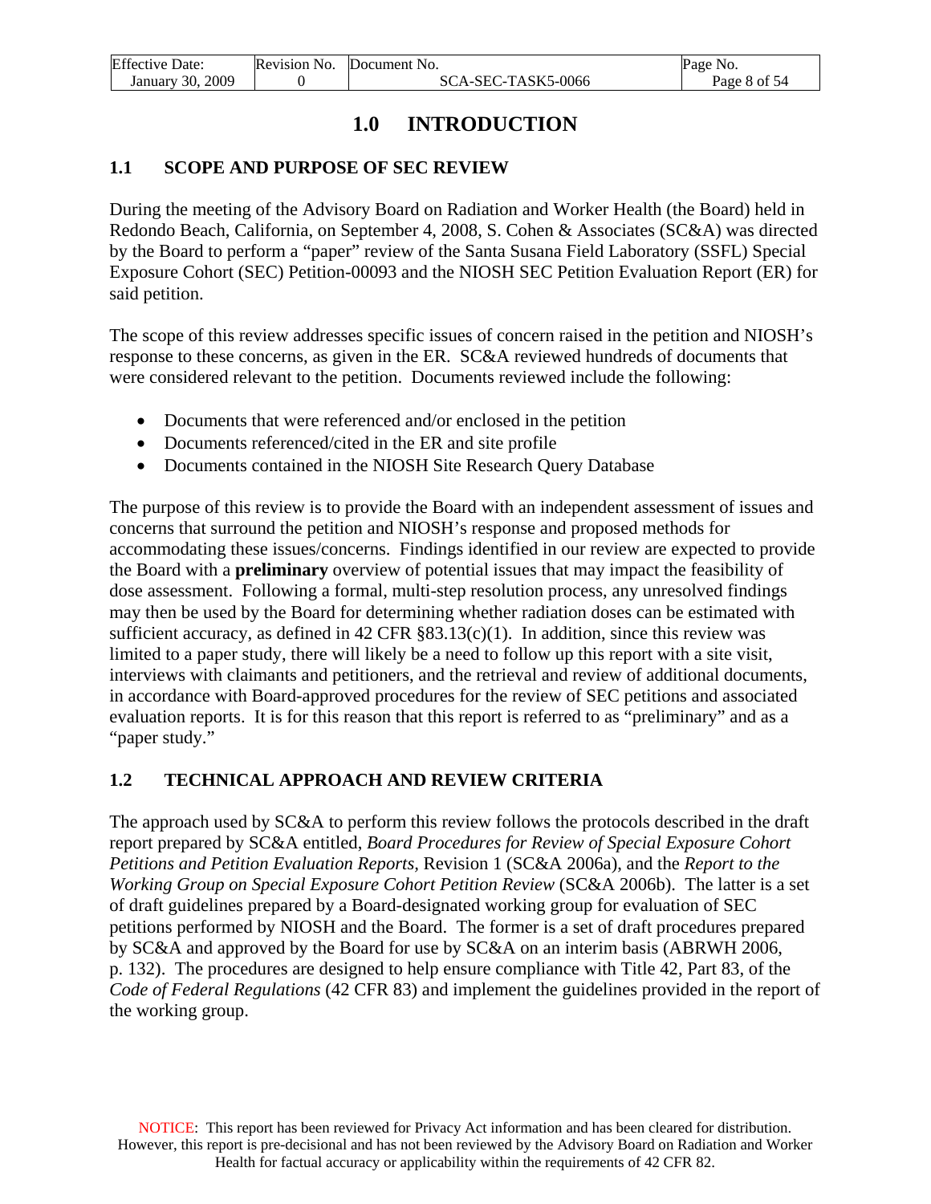# 1.0 INTRODUCTION

## 1.1 SCOPE AND PURPOSE OF SEC REVIEW

During the meeting of the Advisory Board on Radiation and Worker Health (the Board) held in Redondo Beach, California, on September 4, 2008, S. Cohen & Associates (SC&A) was directed by the Board to perform a "paper" review of the Santa Susana Field Laboratory (SSFL) Special Exposure Cohort (SEC) Petition-00093 and the NIOSH SEC Petition Evaluation Report (ER) for said petition.

The scope of this review addresses specific issues of concern raised in the petition and NIOSH's response to these concerns, as given in the ER. SC&A reviewed hundreds of documents that were considered relevant to the petition. Documents reviewed include the following:

- Documents that were referenced and/or enclosed in the petition
- Documents referenced/cited in the ER and site profile
- Documents contained in the NIOSH Site Research Query Database

The purpose of this review is to provide the Board with an independent assessment of issues and concerns that surround the petition and NIOSH's response and proposed methods for accommodating these issues/concerns. Findings identified in our review are expected to provide the Board with a **preliminary** overview of potential issues that may impact the feasibility of dose assessment. Following a formal, multi-step resolution process, any unresolved findings may then be used by the Board for determining whether radiation doses can be estimated with sufficient accuracy, as defined in 42 CFR §83.13(c)(1). In addition, since this review was limited to a paper study, there will likely be a need to follow up this report with a site visit, interviews with claimants and petitioners, and the retrieval and review of additional documents, in accordance with Board-approved procedures for the review of SEC petitions and associated evaluation reports. It is for this reason that this report is referred to as "preliminary" and as a "paper study."

## 1.2 TECHNICAL APPROACH AND REVIEW CRITERIA

The approach used by SC&A to perform this review follows the protocols described in the draft report prepared by SC&A entitled, *Board Procedures for Review of Special Exposure Cohort Petitions and Petition Evaluation Reports,* Revision 1 (SC&A 2006a), and the *Report to the Working Group on Special Exposure Cohort Petition Review* (SC&A 2006b). The latter is a set of draft guidelines prepared by a Board-designated working group for evaluation of SEC petitions performed by NIOSH and the Board. The former is a set of draft procedures prepared by SC&A and approved by the Board for use by SC&A on an interim basis (ABRWH 2006, p. 132). The procedures are designed to help ensure compliance with Title 42, Part 83, of the *Code of Federal Regulations* (42 CFR 83) and implement the guidelines provided in the report of the working group.

NOTICE: This report has been reviewed for Privacy Act information and has been cleared for distribution. However, this report is pre-decisional and has not been reviewed by the Advisory Board on Radiation and Worker Health for factual accuracy or applicability within the requirements of 42 CFR 82.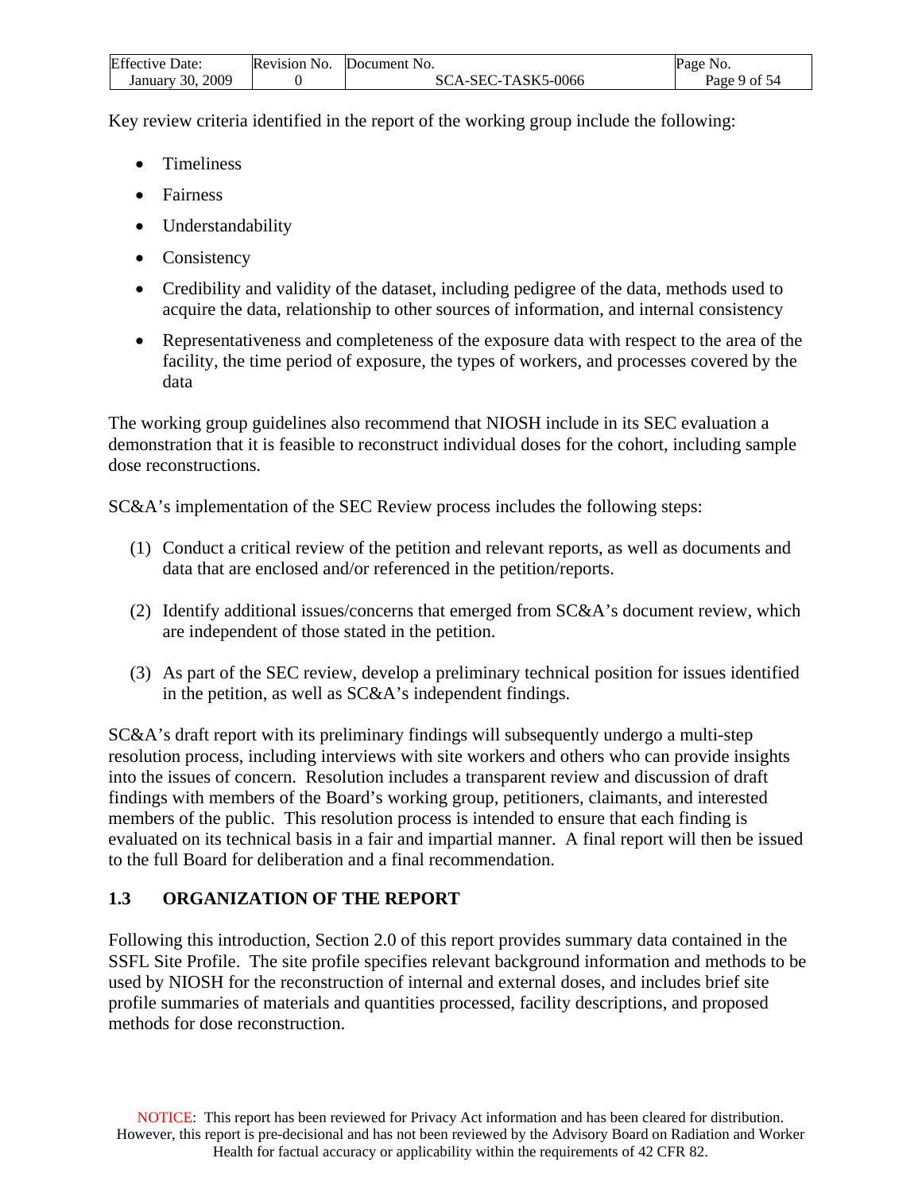Key review criteria identified in the report of the working group include the following:

- Timeliness
- Fairness
- Understandability
- Consistency
- Credibility and validity of the dataset, including pedigree of the data, methods used to acquire the data, relationship to other sources of information, and internal consistency
- Representativeness and completeness of the exposure data with respect to the area of the facility, the time period of exposure, the types of workers, and processes covered by the data

The working group guidelines also recommend that NIOSH include in its SEC evaluation a demonstration that it is feasible to reconstruct individual doses for the cohort, including sample dose reconstructions.

SC&A's implementation of the SEC Review process includes the following steps:

(1) Conduct a critical review of the petition and relevant reports, as well as documents and data that are enclosed and/or referenced in the petition/reports.

(2) Identify additional issues/concerns that emerged from SC&A's document review, which are independent of those stated in the petition.

(3) As part of the SEC review, develop a preliminary technical position for issues identified in the petition, as well as SC&A's independent findings.

SC&A's draft report with its preliminary findings will subsequently undergo a multi-step resolution process, including interviews with site workers and others who can provide insights into the issues of concern. Resolution includes a transparent review and discussion of draft findings with members of the Board's working group, petitioners, claimants, and interested members of the public. This resolution process is intended to ensure that each finding is evaluated on its technical basis in a fair and impartial manner. A final report will then be issued to the full Board for deliberation and a final recommendation.

## 1.3 ORGANIZATION OF THE REPORT

Following this introduction, Section 2.0 of this report provides summary data contained in the SSFL Site Profile. The site profile specifies relevant background information and methods to be used by NIOSH for the reconstruction of internal and external doses, and includes brief site profile summaries of materials and quantities processed, facility descriptions, and proposed methods for dose reconstruction.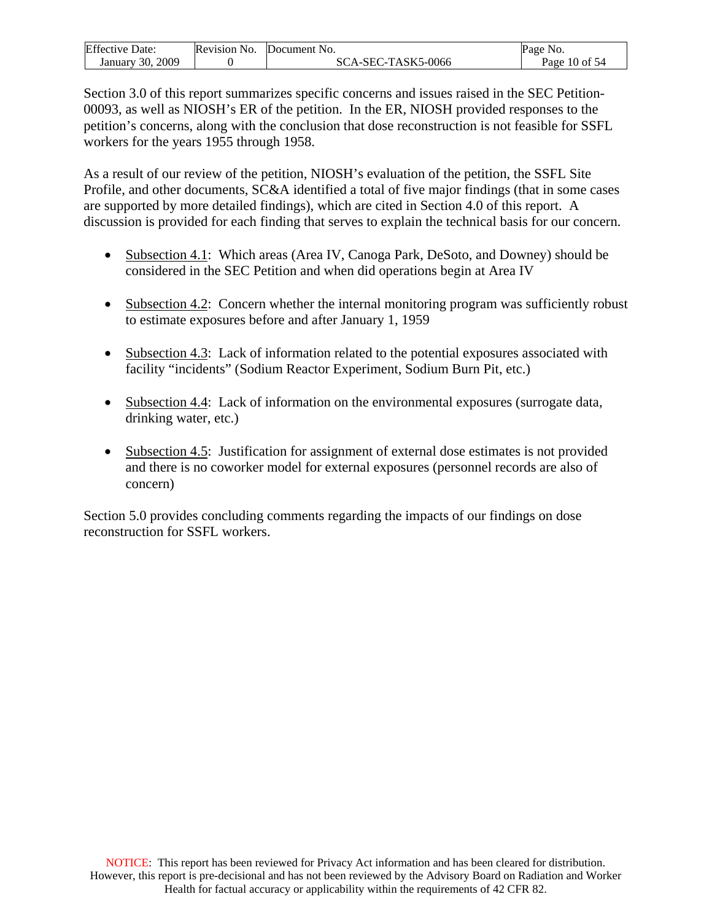Section 3.0 of this report summarizes specific concerns and issues raised in the SEC Petition-00093, as well as NIOSH's ER of the petition. In the ER, NIOSH provided responses to the petition's concerns, along with the conclusion that dose reconstruction is not feasible for SSFL workers for the years 1955 through 1958.

As a result of our review of the petition, NIOSH's evaluation of the petition, the SSFL Site Profile, and other documents, SC&A identified a total of five major findings (that in some cases are supported by more detailed findings), which are cited in Section 4.0 of this report. A discussion is provided for each finding that serves to explain the technical basis for our concern.

- Subsection 4.1: Which areas (Area IV, Canoga Park, DeSoto, and Downey) should be considered in the SEC Petition and when did operations begin at Area IV
- Subsection 4.2: Concern whether the internal monitoring program was sufficiently robust to estimate exposures before and after January 1, 1959
- Subsection 4.3: Lack of information related to the potential exposures associated with facility "incidents" (Sodium Reactor Experiment, Sodium Burn Pit, etc.)
- Subsection 4.4: Lack of information on the environmental exposures (surrogate data, drinking water, etc.)
- Subsection 4.5: Justification for assignment of external dose estimates is not provided and there is no coworker model for external exposures (personnel records are also of concern)

Section 5.0 provides concluding comments regarding the impacts of our findings on dose reconstruction for SSFL workers.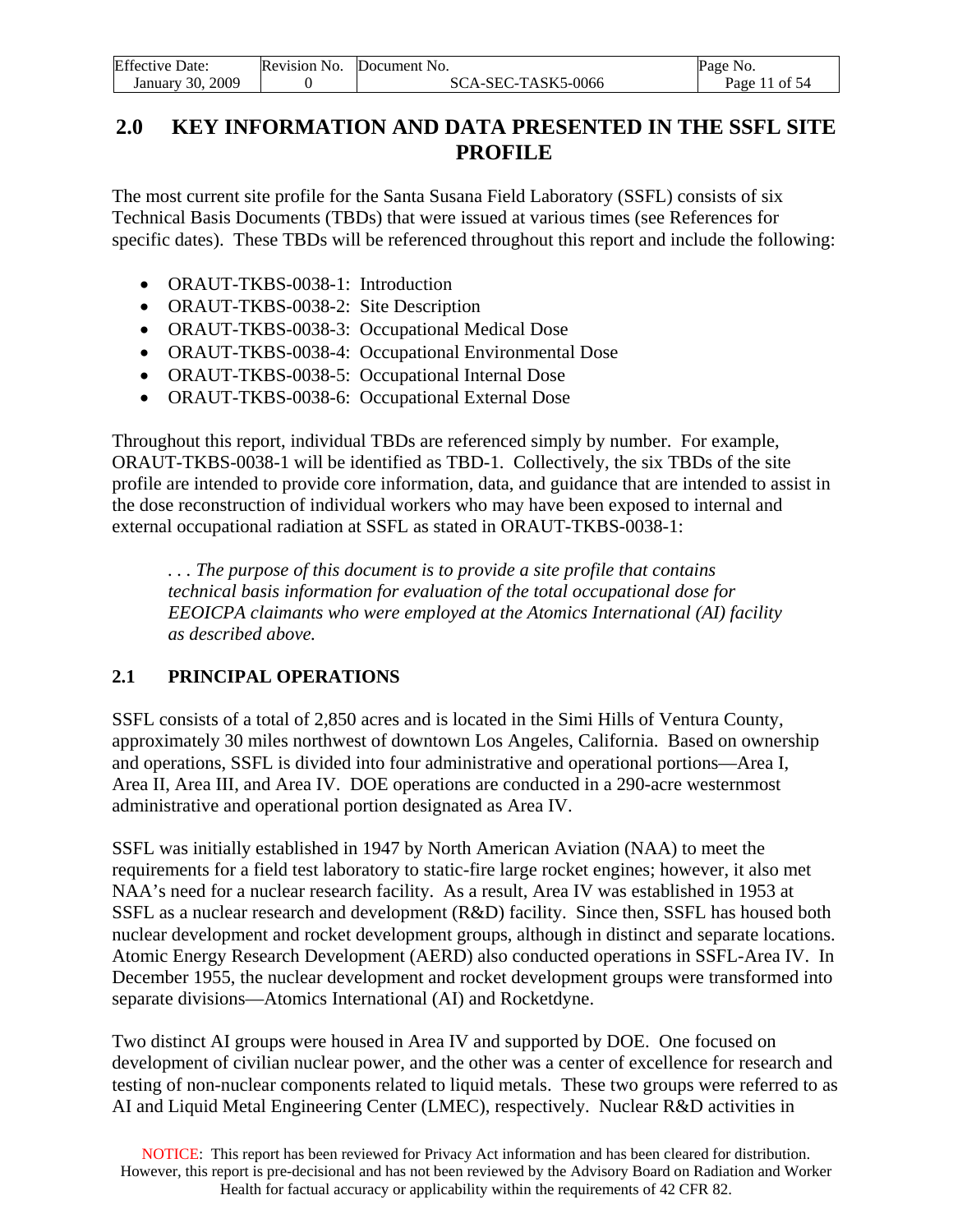## 2.0 KEY INFORMATION AND DATA PRESENTED IN THE SSFL SITE PROFILE

The most current site profile for the Santa Susana Field Laboratory (SSFL) consists of six Technical Basis Documents (TBDs) that were issued at various times (see References for specific dates). These TBDs will be referenced throughout this report and include the following:

- ORAUT-TKBS-0038-1: Introduction
- ORAUT-TKBS-0038-2: Site Description
- ORAUT-TKBS-0038-3: Occupational Medical Dose
- ORAUT-TKBS-0038-4: Occupational Environmental Dose
- ORAUT-TKBS-0038-5: Occupational Internal Dose
- ORAUT-TKBS-0038-6: Occupational External Dose

Throughout this report, individual TBDs are referenced simply by number. For example, ORAUT-TKBS-0038-1 will be identified as TBD-1. Collectively, the six TBDs of the site profile are intended to provide core information, data, and guidance that are intended to assist in the dose reconstruction of individual workers who may have been exposed to internal and external occupational radiation at SSFL as stated in ORAUT-TKBS-0038-1:

> *. . . The purpose of this document is to provide a site profile that contains technical basis information for evaluation of the total occupational dose for EEOICPA claimants who were employed at the Atomics International (AI) facility as described above.*

### 2.1 PRINCIPAL OPERATIONS

SSFL consists of a total of 2,850 acres and is located in the Simi Hills of Ventura County, approximately 30 miles northwest of downtown Los Angeles, California. Based on ownership and operations, SSFL is divided into four administrative and operational portions—Area I, Area II, Area III, and Area IV. DOE operations are conducted in a 290-acre westernmost administrative and operational portion designated as Area IV.

SSFL was initially established in 1947 by North American Aviation (NAA) to meet the requirements for a field test laboratory to static-fire large rocket engines; however, it also met NAA's need for a nuclear research facility. As a result, Area IV was established in 1953 at SSFL as a nuclear research and development (R&D) facility. Since then, SSFL has housed both nuclear development and rocket development groups, although in distinct and separate locations. Atomic Energy Research Development (AERD) also conducted operations in SSFL-Area IV. In December 1955, the nuclear development and rocket development groups were transformed into separate divisions—Atomics International (AI) and Rocketdyne.

Two distinct AI groups were housed in Area IV and supported by DOE. One focused on development of civilian nuclear power, and the other was a center of excellence for research and testing of non-nuclear components related to liquid metals. These two groups were referred to as AI and Liquid Metal Engineering Center (LMEC), respectively. Nuclear R&D activities in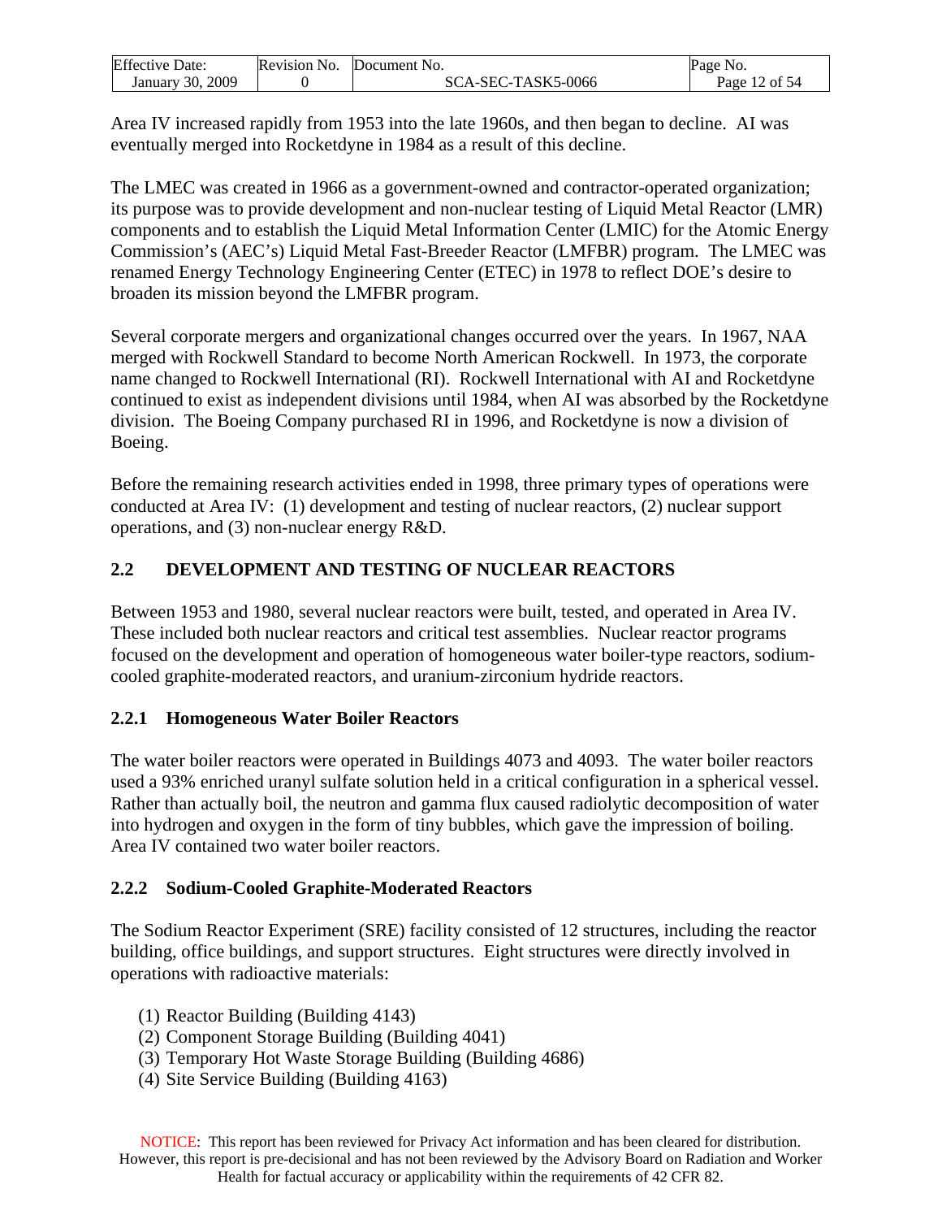Area IV increased rapidly from 1953 into the late 1960s, and then began to decline. AI was eventually merged into Rocketdyne in 1984 as a result of this decline.

The LMEC was created in 1966 as a government-owned and contractor-operated organization; its purpose was to provide development and non-nuclear testing of Liquid Metal Reactor (LMR) components and to establish the Liquid Metal Information Center (LMIC) for the Atomic Energy Commission's (AEC's) Liquid Metal Fast-Breeder Reactor (LMFBR) program. The LMEC was renamed Energy Technology Engineering Center (ETEC) in 1978 to reflect DOE's desire to broaden its mission beyond the LMFBR program.

Several corporate mergers and organizational changes occurred over the years. In 1967, NAA merged with Rockwell Standard to become North American Rockwell. In 1973, the corporate name changed to Rockwell International (RI). Rockwell International with AI and Rocketdyne continued to exist as independent divisions until 1984, when AI was absorbed by the Rocketdyne division. The Boeing Company purchased RI in 1996, and Rocketdyne is now a division of Boeing.

Before the remaining research activities ended in 1998, three primary types of operations were conducted at Area IV: (1) development and testing of nuclear reactors, (2) nuclear support operations, and (3) non-nuclear energy R&D.

## 2.2 DEVELOPMENT AND TESTING OF NUCLEAR REACTORS

Between 1953 and 1980, several nuclear reactors were built, tested, and operated in Area IV. These included both nuclear reactors and critical test assemblies. Nuclear reactor programs focused on the development and operation of homogeneous water boiler-type reactors, sodium-cooled graphite-moderated reactors, and uranium-zirconium hydride reactors.

### 2.2.1 Homogeneous Water Boiler Reactors

The water boiler reactors were operated in Buildings 4073 and 4093. The water boiler reactors used a 93% enriched uranyl sulfate solution held in a critical configuration in a spherical vessel. Rather than actually boil, the neutron and gamma flux caused radiolytic decomposition of water into hydrogen and oxygen in the form of tiny bubbles, which gave the impression of boiling. Area IV contained two water boiler reactors.

### 2.2.2 Sodium-Cooled Graphite-Moderated Reactors

The Sodium Reactor Experiment (SRE) facility consisted of 12 structures, including the reactor building, office buildings, and support structures. Eight structures were directly involved in operations with radioactive materials:

(1) Reactor Building (Building 4143)
(2) Component Storage Building (Building 4041)
(3) Temporary Hot Waste Storage Building (Building 4686)
(4) Site Service Building (Building 4163)

NOTICE: This report has been reviewed for Privacy Act information and has been cleared for distribution. However, this report is pre-decisional and has not been reviewed by the Advisory Board on Radiation and Worker Health for factual accuracy or applicability within the requirements of 42 CFR 82.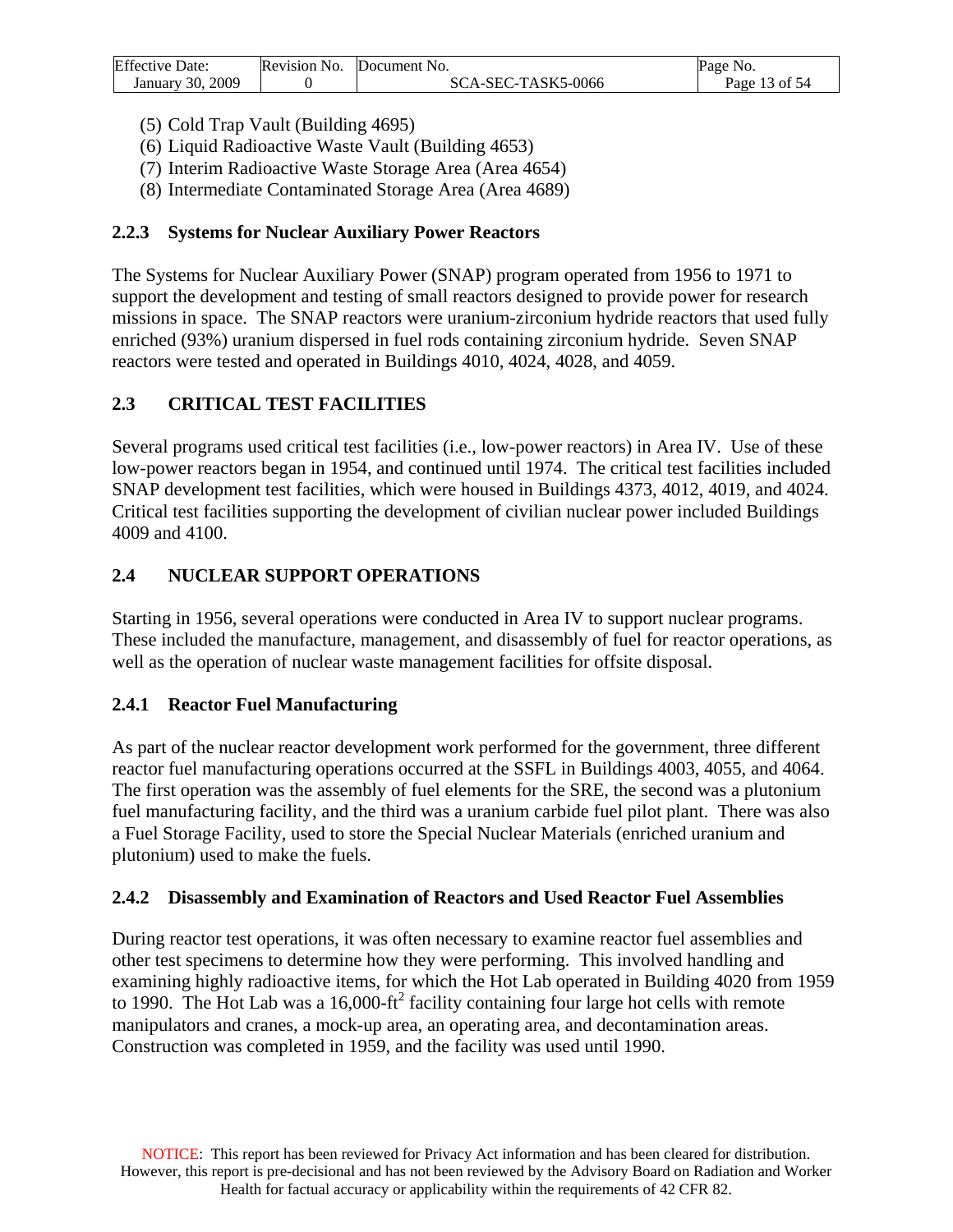(5) Cold Trap Vault (Building 4695)
(6) Liquid Radioactive Waste Vault (Building 4653)
(7) Interim Radioactive Waste Storage Area (Area 4654)
(8) Intermediate Contaminated Storage Area (Area 4689)

### 2.2.3 Systems for Nuclear Auxiliary Power Reactors

The Systems for Nuclear Auxiliary Power (SNAP) program operated from 1956 to 1971 to support the development and testing of small reactors designed to provide power for research missions in space. The SNAP reactors were uranium-zirconium hydride reactors that used fully enriched (93%) uranium dispersed in fuel rods containing zirconium hydride. Seven SNAP reactors were tested and operated in Buildings 4010, 4024, 4028, and 4059.

## 2.3 CRITICAL TEST FACILITIES

Several programs used critical test facilities (i.e., low-power reactors) in Area IV. Use of these low-power reactors began in 1954, and continued until 1974. The critical test facilities included SNAP development test facilities, which were housed in Buildings 4373, 4012, 4019, and 4024. Critical test facilities supporting the development of civilian nuclear power included Buildings 4009 and 4100.

## 2.4 NUCLEAR SUPPORT OPERATIONS

Starting in 1956, several operations were conducted in Area IV to support nuclear programs. These included the manufacture, management, and disassembly of fuel for reactor operations, as well as the operation of nuclear waste management facilities for offsite disposal.

### 2.4.1 Reactor Fuel Manufacturing

As part of the nuclear reactor development work performed for the government, three different reactor fuel manufacturing operations occurred at the SSFL in Buildings 4003, 4055, and 4064. The first operation was the assembly of fuel elements for the SRE, the second was a plutonium fuel manufacturing facility, and the third was a uranium carbide fuel pilot plant. There was also a Fuel Storage Facility, used to store the Special Nuclear Materials (enriched uranium and plutonium) used to make the fuels.

### 2.4.2 Disassembly and Examination of Reactors and Used Reactor Fuel Assemblies

During reactor test operations, it was often necessary to examine reactor fuel assemblies and other test specimens to determine how they were performing. This involved handling and examining highly radioactive items, for which the Hot Lab operated in Building 4020 from 1959 to 1990. The Hot Lab was a 16,000-$ft^2$ facility containing four large hot cells with remote manipulators and cranes, a mock-up area, an operating area, and decontamination areas. Construction was completed in 1959, and the facility was used until 1990.

NOTICE: This report has been reviewed for Privacy Act information and has been cleared for distribution. However, this report is pre-decisional and has not been reviewed by the Advisory Board on Radiation and Worker Health for factual accuracy or applicability within the requirements of 42 CFR 82.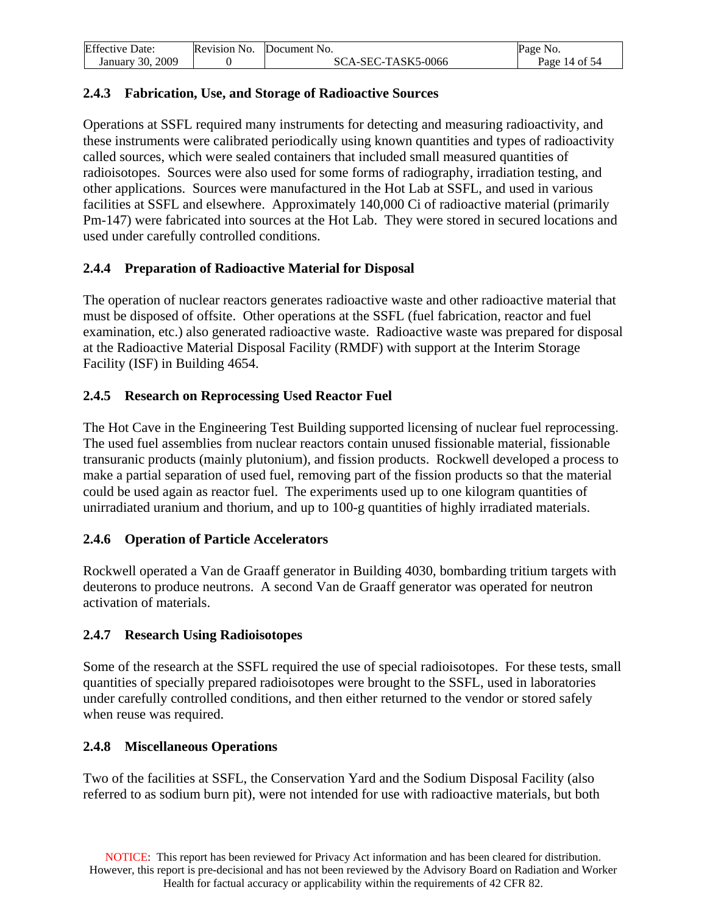### 2.4.3 Fabrication, Use, and Storage of Radioactive Sources

Operations at SSFL required many instruments for detecting and measuring radioactivity, and these instruments were calibrated periodically using known quantities and types of radioactivity called sources, which were sealed containers that included small measured quantities of radioisotopes. Sources were also used for some forms of radiography, irradiation testing, and other applications. Sources were manufactured in the Hot Lab at SSFL, and used in various facilities at SSFL and elsewhere. Approximately 140,000 Ci of radioactive material (primarily Pm-147) were fabricated into sources at the Hot Lab. They were stored in secured locations and used under carefully controlled conditions.

### 2.4.4 Preparation of Radioactive Material for Disposal

The operation of nuclear reactors generates radioactive waste and other radioactive material that must be disposed of offsite. Other operations at the SSFL (fuel fabrication, reactor and fuel examination, etc.) also generated radioactive waste. Radioactive waste was prepared for disposal at the Radioactive Material Disposal Facility (RMDF) with support at the Interim Storage Facility (ISF) in Building 4654.

### 2.4.5 Research on Reprocessing Used Reactor Fuel

The Hot Cave in the Engineering Test Building supported licensing of nuclear fuel reprocessing. The used fuel assemblies from nuclear reactors contain unused fissionable material, fissionable transuranic products (mainly plutonium), and fission products. Rockwell developed a process to make a partial separation of used fuel, removing part of the fission products so that the material could be used again as reactor fuel. The experiments used up to one kilogram quantities of unirradiated uranium and thorium, and up to 100-g quantities of highly irradiated materials.

### 2.4.6 Operation of Particle Accelerators

Rockwell operated a Van de Graaff generator in Building 4030, bombarding tritium targets with deuterons to produce neutrons. A second Van de Graaff generator was operated for neutron activation of materials.

### 2.4.7 Research Using Radioisotopes

Some of the research at the SSFL required the use of special radioisotopes. For these tests, small quantities of specially prepared radioisotopes were brought to the SSFL, used in laboratories under carefully controlled conditions, and then either returned to the vendor or stored safely when reuse was required.

### 2.4.8 Miscellaneous Operations

Two of the facilities at SSFL, the Conservation Yard and the Sodium Disposal Facility (also referred to as sodium burn pit), were not intended for use with radioactive materials, but both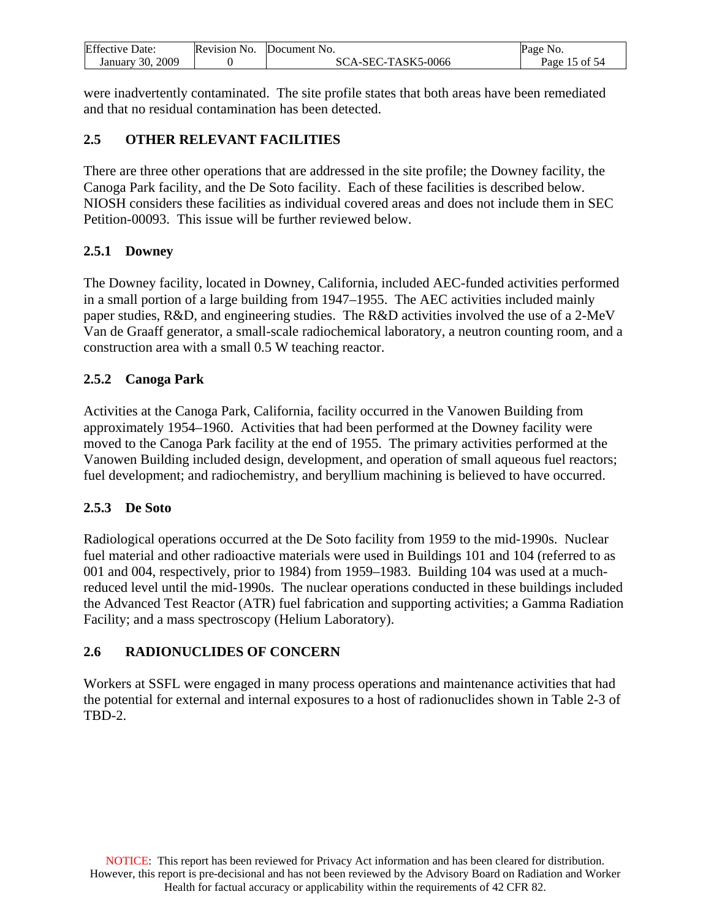were inadvertently contaminated. The site profile states that both areas have been remediated and that no residual contamination has been detected.

## 2.5 OTHER RELEVANT FACILITIES

There are three other operations that are addressed in the site profile; the Downey facility, the Canoga Park facility, and the De Soto facility. Each of these facilities is described below. NIOSH considers these facilities as individual covered areas and does not include them in SEC Petition-00093. This issue will be further reviewed below.

### 2.5.1 Downey

The Downey facility, located in Downey, California, included AEC-funded activities performed in a small portion of a large building from 1947–1955. The AEC activities included mainly paper studies, R&D, and engineering studies. The R&D activities involved the use of a 2-MeV Van de Graaff generator, a small-scale radiochemical laboratory, a neutron counting room, and a construction area with a small 0.5 W teaching reactor.

### 2.5.2 Canoga Park

Activities at the Canoga Park, California, facility occurred in the Vanowen Building from approximately 1954–1960. Activities that had been performed at the Downey facility were moved to the Canoga Park facility at the end of 1955. The primary activities performed at the Vanowen Building included design, development, and operation of small aqueous fuel reactors; fuel development; and radiochemistry, and beryllium machining is believed to have occurred.

### 2.5.3 De Soto

Radiological operations occurred at the De Soto facility from 1959 to the mid-1990s. Nuclear fuel material and other radioactive materials were used in Buildings 101 and 104 (referred to as 001 and 004, respectively, prior to 1984) from 1959–1983. Building 104 was used at a much-reduced level until the mid-1990s. The nuclear operations conducted in these buildings included the Advanced Test Reactor (ATR) fuel fabrication and supporting activities; a Gamma Radiation Facility; and a mass spectroscopy (Helium Laboratory).

## 2.6 RADIONUCLIDES OF CONCERN

Workers at SSFL were engaged in many process operations and maintenance activities that had the potential for external and internal exposures to a host of radionuclides shown in Table 2-3 of TBD-2.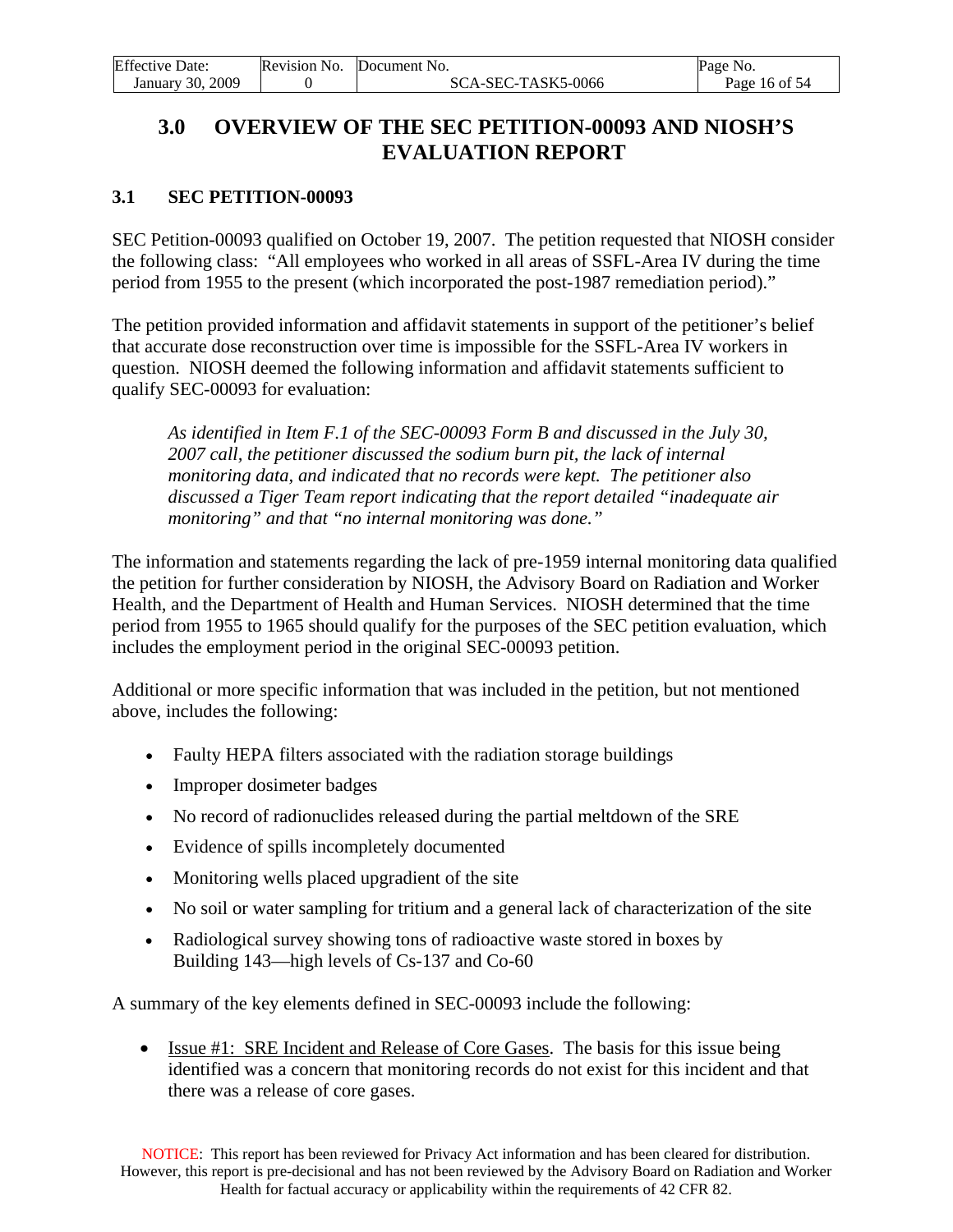## 3.0 OVERVIEW OF THE SEC PETITION-00093 AND NIOSH'S EVALUATION REPORT

### 3.1 SEC PETITION-00093

SEC Petition-00093 qualified on October 19, 2007. The petition requested that NIOSH consider the following class: "All employees who worked in all areas of SSFL-Area IV during the time period from 1955 to the present (which incorporated the post-1987 remediation period)."

The petition provided information and affidavit statements in support of the petitioner's belief that accurate dose reconstruction over time is impossible for the SSFL-Area IV workers in question. NIOSH deemed the following information and affidavit statements sufficient to qualify SEC-00093 for evaluation:

> *As identified in Item F.1 of the SEC-00093 Form B and discussed in the July 30, 2007 call, the petitioner discussed the sodium burn pit, the lack of internal monitoring data, and indicated that no records were kept. The petitioner also discussed a Tiger Team report indicating that the report detailed "inadequate air monitoring" and that "no internal monitoring was done."*

The information and statements regarding the lack of pre-1959 internal monitoring data qualified the petition for further consideration by NIOSH, the Advisory Board on Radiation and Worker Health, and the Department of Health and Human Services. NIOSH determined that the time period from 1955 to 1965 should qualify for the purposes of the SEC petition evaluation, which includes the employment period in the original SEC-00093 petition.

Additional or more specific information that was included in the petition, but not mentioned above, includes the following:

- Faulty HEPA filters associated with the radiation storage buildings
- Improper dosimeter badges
- No record of radionuclides released during the partial meltdown of the SRE
- Evidence of spills incompletely documented
- Monitoring wells placed upgradient of the site
- No soil or water sampling for tritium and a general lack of characterization of the site
- Radiological survey showing tons of radioactive waste stored in boxes by Building 143—high levels of Cs-137 and Co-60

A summary of the key elements defined in SEC-00093 include the following:

- Issue #1: SRE Incident and Release of Core Gases. The basis for this issue being identified was a concern that monitoring records do not exist for this incident and that there was a release of core gases.

NOTICE: This report has been reviewed for Privacy Act information and has been cleared for distribution. However, this report is pre-decisional and has not been reviewed by the Advisory Board on Radiation and Worker Health for factual accuracy or applicability within the requirements of 42 CFR 82.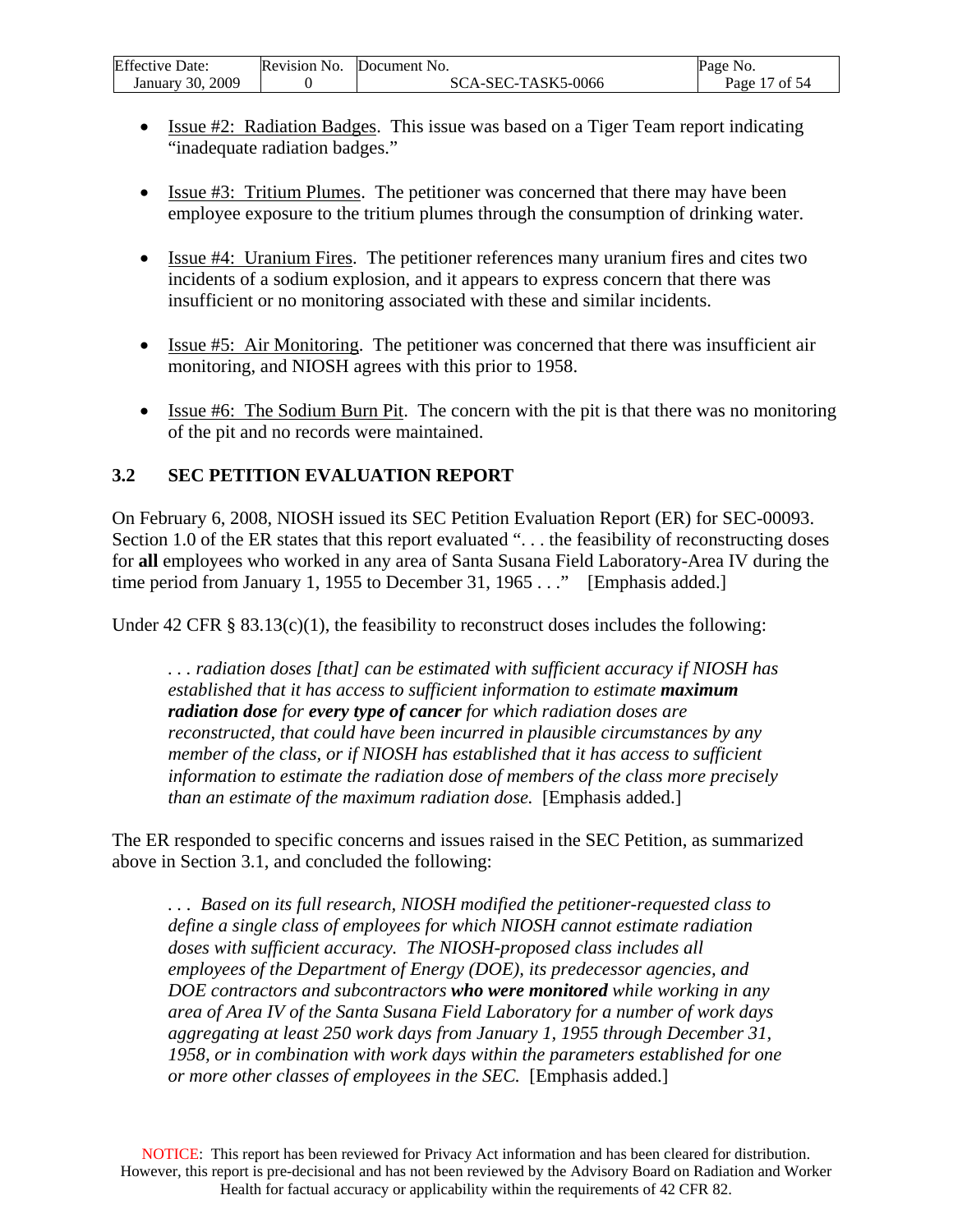- Issue #2: Radiation Badges. This issue was based on a Tiger Team report indicating "inadequate radiation badges."

- Issue #3: Tritium Plumes. The petitioner was concerned that there may have been employee exposure to the tritium plumes through the consumption of drinking water.

- Issue #4: Uranium Fires. The petitioner references many uranium fires and cites two incidents of a sodium explosion, and it appears to express concern that there was insufficient or no monitoring associated with these and similar incidents.

- Issue #5: Air Monitoring. The petitioner was concerned that there was insufficient air monitoring, and NIOSH agrees with this prior to 1958.

- Issue #6: The Sodium Burn Pit. The concern with the pit is that there was no monitoring of the pit and no records were maintained.

## 3.2 SEC PETITION EVALUATION REPORT

On February 6, 2008, NIOSH issued its SEC Petition Evaluation Report (ER) for SEC-00093. Section 1.0 of the ER states that this report evaluated ". . . the feasibility of reconstructing doses for **all** employees who worked in any area of Santa Susana Field Laboratory-Area IV during the time period from January 1, 1955 to December 31, 1965 . . ." [Emphasis added.]

Under 42 CFR § 83.13(c)(1), the feasibility to reconstruct doses includes the following:

> *. . . radiation doses [that] can be estimated with sufficient accuracy if NIOSH has established that it has access to sufficient information to estimate* ***maximum radiation dose*** *for* ***every type of cancer*** *for which radiation doses are reconstructed, that could have been incurred in plausible circumstances by any member of the class, or if NIOSH has established that it has access to sufficient information to estimate the radiation dose of members of the class more precisely than an estimate of the maximum radiation dose.* [Emphasis added.]

The ER responded to specific concerns and issues raised in the SEC Petition, as summarized above in Section 3.1, and concluded the following:

> *. . . Based on its full research, NIOSH modified the petitioner-requested class to define a single class of employees for which NIOSH cannot estimate radiation doses with sufficient accuracy. The NIOSH-proposed class includes all employees of the Department of Energy (DOE), its predecessor agencies, and DOE contractors and subcontractors* ***who were monitored*** *while working in any area of Area IV of the Santa Susana Field Laboratory for a number of work days aggregating at least 250 work days from January 1, 1955 through December 31, 1958, or in combination with work days within the parameters established for one or more other classes of employees in the SEC.* [Emphasis added.]

NOTICE: This report has been reviewed for Privacy Act information and has been cleared for distribution. However, this report is pre-decisional and has not been reviewed by the Advisory Board on Radiation and Worker Health for factual accuracy or applicability within the requirements of 42 CFR 82.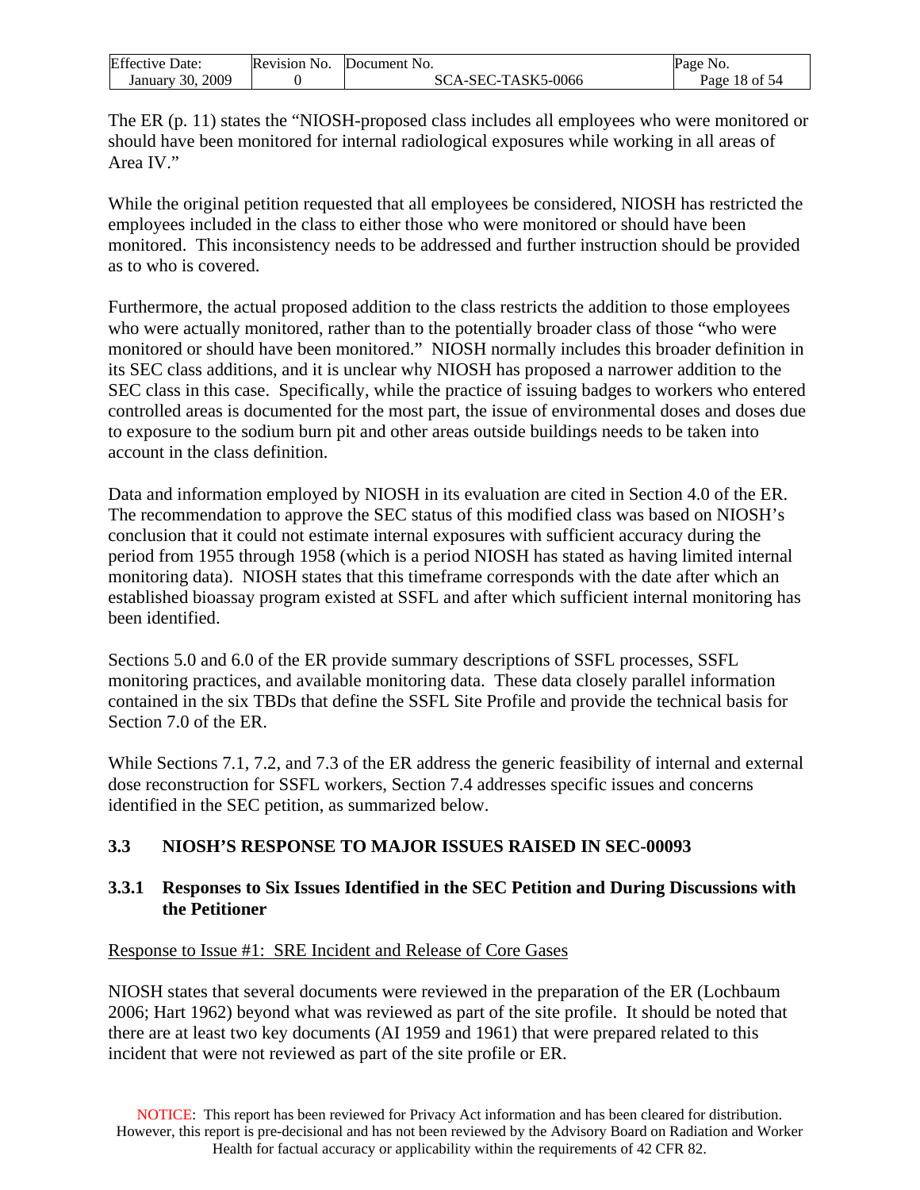The ER (p. 11) states the "NIOSH-proposed class includes all employees who were monitored or should have been monitored for internal radiological exposures while working in all areas of Area IV."

While the original petition requested that all employees be considered, NIOSH has restricted the employees included in the class to either those who were monitored or should have been monitored. This inconsistency needs to be addressed and further instruction should be provided as to who is covered.

Furthermore, the actual proposed addition to the class restricts the addition to those employees who were actually monitored, rather than to the potentially broader class of those "who were monitored or should have been monitored." NIOSH normally includes this broader definition in its SEC class additions, and it is unclear why NIOSH has proposed a narrower addition to the SEC class in this case. Specifically, while the practice of issuing badges to workers who entered controlled areas is documented for the most part, the issue of environmental doses and doses due to exposure to the sodium burn pit and other areas outside buildings needs to be taken into account in the class definition.

Data and information employed by NIOSH in its evaluation are cited in Section 4.0 of the ER. The recommendation to approve the SEC status of this modified class was based on NIOSH's conclusion that it could not estimate internal exposures with sufficient accuracy during the period from 1955 through 1958 (which is a period NIOSH has stated as having limited internal monitoring data). NIOSH states that this timeframe corresponds with the date after which an established bioassay program existed at SSFL and after which sufficient internal monitoring has been identified.

Sections 5.0 and 6.0 of the ER provide summary descriptions of SSFL processes, SSFL monitoring practices, and available monitoring data. These data closely parallel information contained in the six TBDs that define the SSFL Site Profile and provide the technical basis for Section 7.0 of the ER.

While Sections 7.1, 7.2, and 7.3 of the ER address the generic feasibility of internal and external dose reconstruction for SSFL workers, Section 7.4 addresses specific issues and concerns identified in the SEC petition, as summarized below.

## 3.3 NIOSH'S RESPONSE TO MAJOR ISSUES RAISED IN SEC-00093

### 3.3.1 Responses to Six Issues Identified in the SEC Petition and During Discussions with the Petitioner

Response to Issue #1: SRE Incident and Release of Core Gases

NIOSH states that several documents were reviewed in the preparation of the ER (Lochbaum 2006; Hart 1962) beyond what was reviewed as part of the site profile. It should be noted that there are at least two key documents (AI 1959 and 1961) that were prepared related to this incident that were not reviewed as part of the site profile or ER.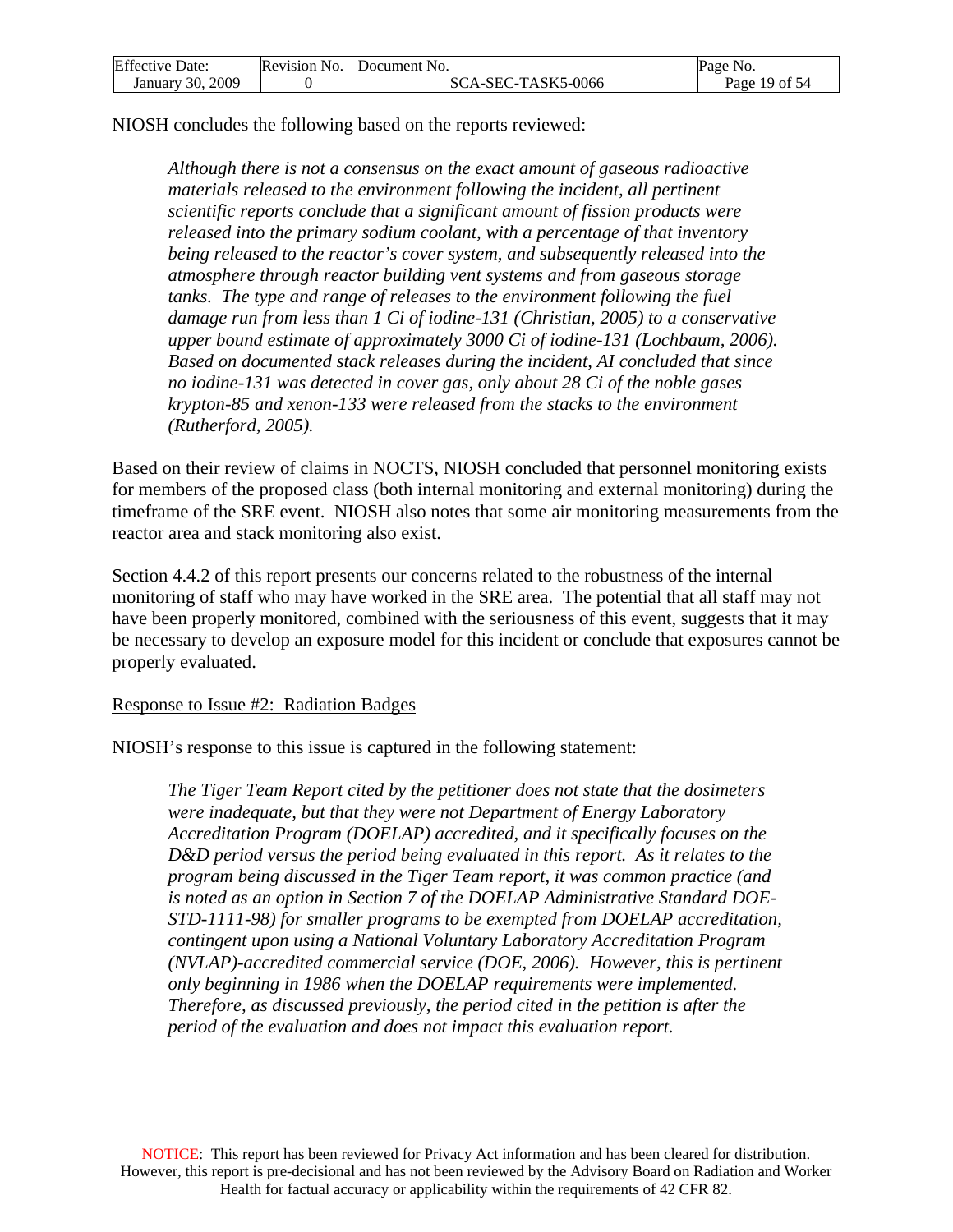NIOSH concludes the following based on the reports reviewed:

> *Although there is not a consensus on the exact amount of gaseous radioactive materials released to the environment following the incident, all pertinent scientific reports conclude that a significant amount of fission products were released into the primary sodium coolant, with a percentage of that inventory being released to the reactor's cover system, and subsequently released into the atmosphere through reactor building vent systems and from gaseous storage tanks. The type and range of releases to the environment following the fuel damage run from less than 1 Ci of iodine-131 (Christian, 2005) to a conservative upper bound estimate of approximately 3000 Ci of iodine-131 (Lochbaum, 2006). Based on documented stack releases during the incident, AI concluded that since no iodine-131 was detected in cover gas, only about 28 Ci of the noble gases krypton-85 and xenon-133 were released from the stacks to the environment (Rutherford, 2005).*

Based on their review of claims in NOCTS, NIOSH concluded that personnel monitoring exists for members of the proposed class (both internal monitoring and external monitoring) during the timeframe of the SRE event. NIOSH also notes that some air monitoring measurements from the reactor area and stack monitoring also exist.

Section 4.4.2 of this report presents our concerns related to the robustness of the internal monitoring of staff who may have worked in the SRE area. The potential that all staff may not have been properly monitored, combined with the seriousness of this event, suggests that it may be necessary to develop an exposure model for this incident or conclude that exposures cannot be properly evaluated.

<u>Response to Issue #2: Radiation Badges</u>

NIOSH's response to this issue is captured in the following statement:

> *The Tiger Team Report cited by the petitioner does not state that the dosimeters were inadequate, but that they were not Department of Energy Laboratory Accreditation Program (DOELAP) accredited, and it specifically focuses on the D&D period versus the period being evaluated in this report. As it relates to the program being discussed in the Tiger Team report, it was common practice (and is noted as an option in Section 7 of the DOELAP Administrative Standard DOE-STD-1111-98) for smaller programs to be exempted from DOELAP accreditation, contingent upon using a National Voluntary Laboratory Accreditation Program (NVLAP)-accredited commercial service (DOE, 2006). However, this is pertinent only beginning in 1986 when the DOELAP requirements were implemented. Therefore, as discussed previously, the period cited in the petition is after the period of the evaluation and does not impact this evaluation report.*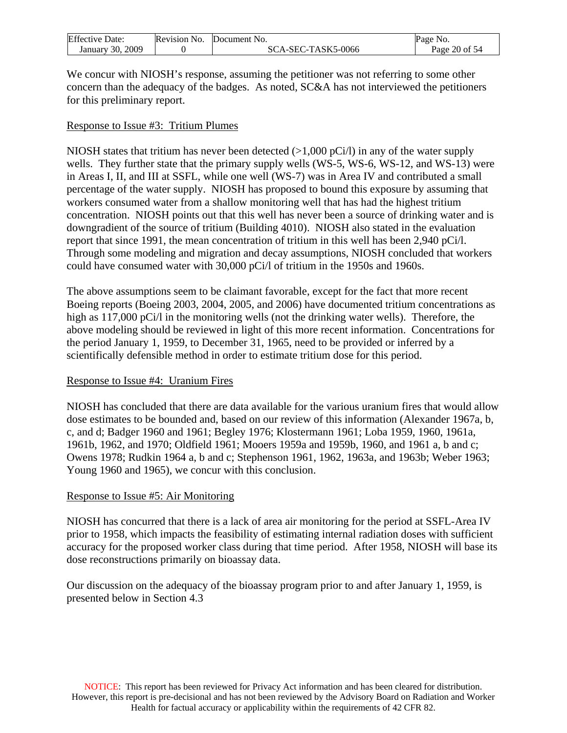We concur with NIOSH's response, assuming the petitioner was not referring to some other concern than the adequacy of the badges. As noted, SC&A has not interviewed the petitioners for this preliminary report.

<u>Response to Issue #3: Tritium Plumes</u>

NIOSH states that tritium has never been detected (>1,000 pCi/l) in any of the water supply wells. They further state that the primary supply wells (WS-5, WS-6, WS-12, and WS-13) were in Areas I, II, and III at SSFL, while one well (WS-7) was in Area IV and contributed a small percentage of the water supply. NIOSH has proposed to bound this exposure by assuming that workers consumed water from a shallow monitoring well that has had the highest tritium concentration. NIOSH points out that this well has never been a source of drinking water and is downgradient of the source of tritium (Building 4010). NIOSH also stated in the evaluation report that since 1991, the mean concentration of tritium in this well has been 2,940 pCi/l. Through some modeling and migration and decay assumptions, NIOSH concluded that workers could have consumed water with 30,000 pCi/l of tritium in the 1950s and 1960s.

The above assumptions seem to be claimant favorable, except for the fact that more recent Boeing reports (Boeing 2003, 2004, 2005, and 2006) have documented tritium concentrations as high as 117,000 pCi/l in the monitoring wells (not the drinking water wells). Therefore, the above modeling should be reviewed in light of this more recent information. Concentrations for the period January 1, 1959, to December 31, 1965, need to be provided or inferred by a scientifically defensible method in order to estimate tritium dose for this period.

<u>Response to Issue #4: Uranium Fires</u>

NIOSH has concluded that there are data available for the various uranium fires that would allow dose estimates to be bounded and, based on our review of this information (Alexander 1967a, b, c, and d; Badger 1960 and 1961; Begley 1976; Klostermann 1961; Loba 1959, 1960, 1961a, 1961b, 1962, and 1970; Oldfield 1961; Mooers 1959a and 1959b, 1960, and 1961 a, b and c; Owens 1978; Rudkin 1964 a, b and c; Stephenson 1961, 1962, 1963a, and 1963b; Weber 1963; Young 1960 and 1965), we concur with this conclusion.

<u>Response to Issue #5: Air Monitoring</u>

NIOSH has concurred that there is a lack of area air monitoring for the period at SSFL-Area IV prior to 1958, which impacts the feasibility of estimating internal radiation doses with sufficient accuracy for the proposed worker class during that time period. After 1958, NIOSH will base its dose reconstructions primarily on bioassay data.

Our discussion on the adequacy of the bioassay program prior to and after January 1, 1959, is presented below in Section 4.3

NOTICE: This report has been reviewed for Privacy Act information and has been cleared for distribution. However, this report is pre-decisional and has not been reviewed by the Advisory Board on Radiation and Worker Health for factual accuracy or applicability within the requirements of 42 CFR 82.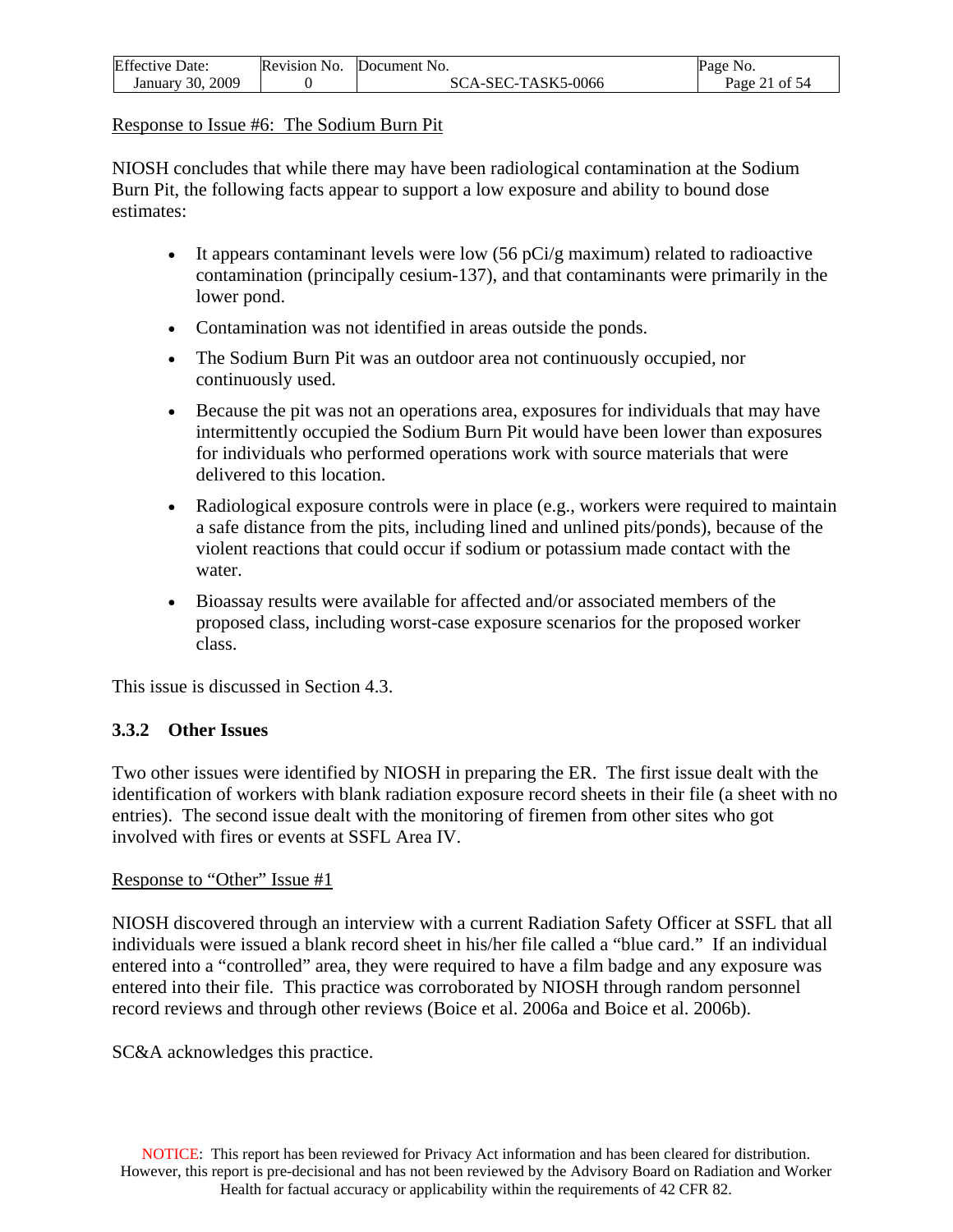Response to Issue #6: The Sodium Burn Pit

NIOSH concludes that while there may have been radiological contamination at the Sodium Burn Pit, the following facts appear to support a low exposure and ability to bound dose estimates:

- It appears contaminant levels were low (56 pCi/g maximum) related to radioactive contamination (principally cesium-137), and that contaminants were primarily in the lower pond.
- Contamination was not identified in areas outside the ponds.
- The Sodium Burn Pit was an outdoor area not continuously occupied, nor continuously used.
- Because the pit was not an operations area, exposures for individuals that may have intermittently occupied the Sodium Burn Pit would have been lower than exposures for individuals who performed operations work with source materials that were delivered to this location.
- Radiological exposure controls were in place (e.g., workers were required to maintain a safe distance from the pits, including lined and unlined pits/ponds), because of the violent reactions that could occur if sodium or potassium made contact with the water.
- Bioassay results were available for affected and/or associated members of the proposed class, including worst-case exposure scenarios for the proposed worker class.

This issue is discussed in Section 4.3.

### 3.3.2 Other Issues

Two other issues were identified by NIOSH in preparing the ER. The first issue dealt with the identification of workers with blank radiation exposure record sheets in their file (a sheet with no entries). The second issue dealt with the monitoring of firemen from other sites who got involved with fires or events at SSFL Area IV.

Response to "Other" Issue #1

NIOSH discovered through an interview with a current Radiation Safety Officer at SSFL that all individuals were issued a blank record sheet in his/her file called a "blue card." If an individual entered into a "controlled" area, they were required to have a film badge and any exposure was entered into their file. This practice was corroborated by NIOSH through random personnel record reviews and through other reviews (Boice et al. 2006a and Boice et al. 2006b).

SC&A acknowledges this practice.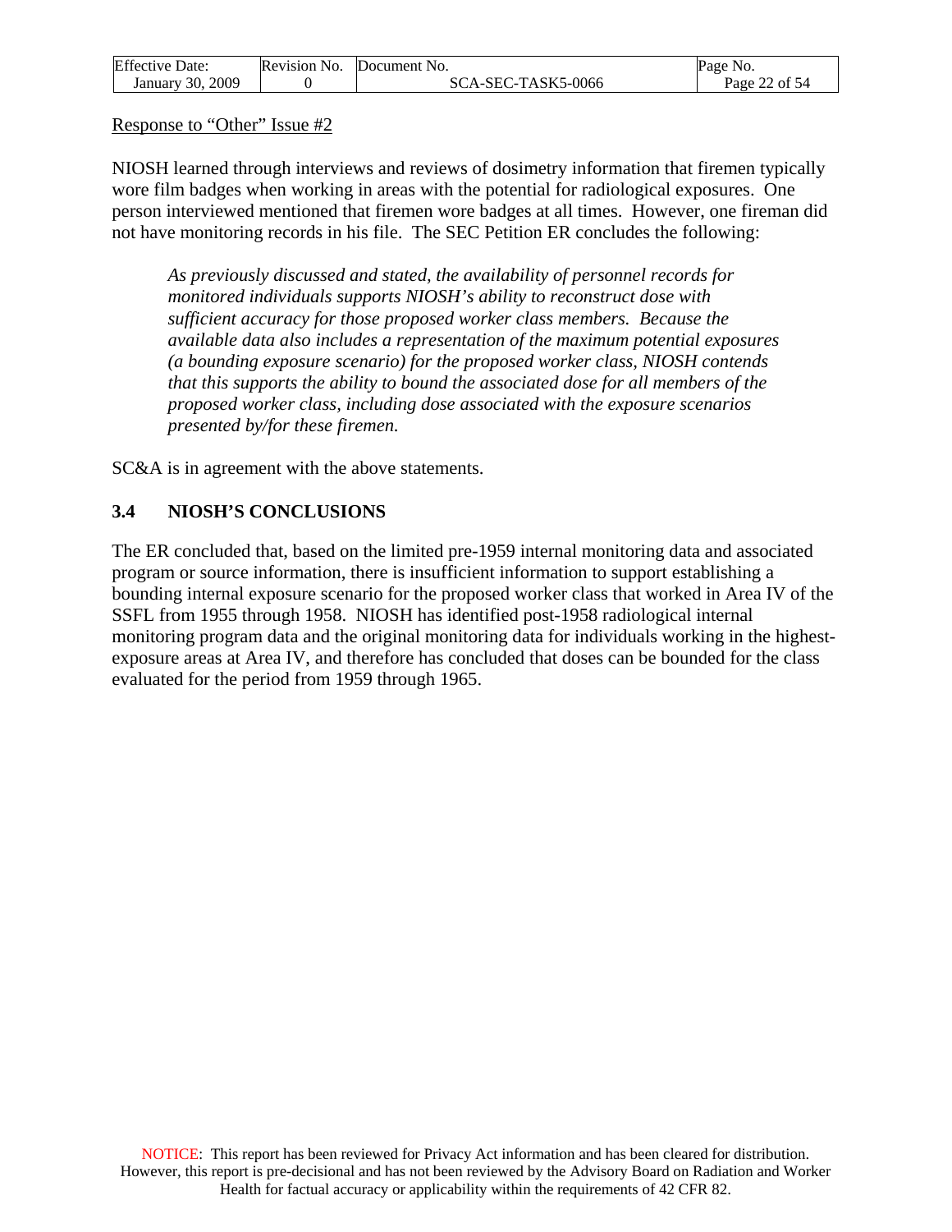Response to "Other" Issue #2

NIOSH learned through interviews and reviews of dosimetry information that firemen typically wore film badges when working in areas with the potential for radiological exposures. One person interviewed mentioned that firemen wore badges at all times. However, one fireman did not have monitoring records in his file. The SEC Petition ER concludes the following:

> *As previously discussed and stated, the availability of personnel records for monitored individuals supports NIOSH's ability to reconstruct dose with sufficient accuracy for those proposed worker class members. Because the available data also includes a representation of the maximum potential exposures (a bounding exposure scenario) for the proposed worker class, NIOSH contends that this supports the ability to bound the associated dose for all members of the proposed worker class, including dose associated with the exposure scenarios presented by/for these firemen.*

SC&A is in agreement with the above statements.

## 3.4 NIOSH'S CONCLUSIONS

The ER concluded that, based on the limited pre-1959 internal monitoring data and associated program or source information, there is insufficient information to support establishing a bounding internal exposure scenario for the proposed worker class that worked in Area IV of the SSFL from 1955 through 1958. NIOSH has identified post-1958 radiological internal monitoring program data and the original monitoring data for individuals working in the highest-exposure areas at Area IV, and therefore has concluded that doses can be bounded for the class evaluated for the period from 1959 through 1965.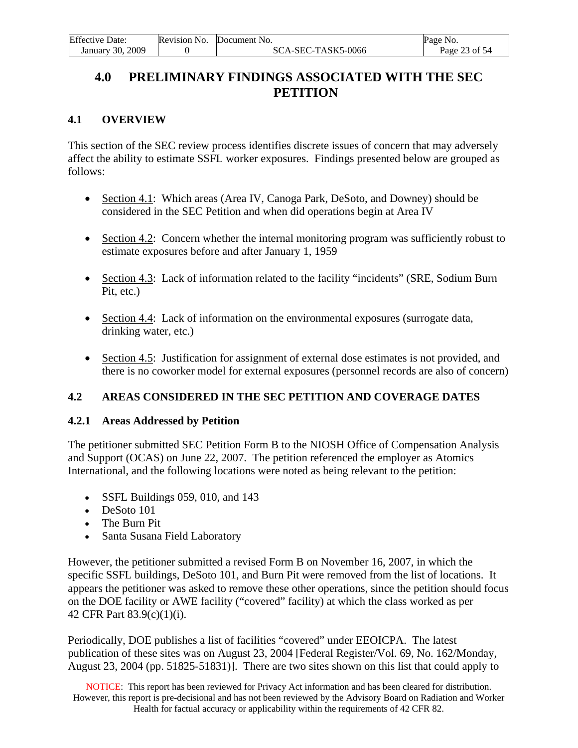# 4.0 PRELIMINARY FINDINGS ASSOCIATED WITH THE SEC PETITION

## 4.1 OVERVIEW

This section of the SEC review process identifies discrete issues of concern that may adversely affect the ability to estimate SSFL worker exposures. Findings presented below are grouped as follows:

- Section 4.1: Which areas (Area IV, Canoga Park, DeSoto, and Downey) should be considered in the SEC Petition and when did operations begin at Area IV
- Section 4.2: Concern whether the internal monitoring program was sufficiently robust to estimate exposures before and after January 1, 1959
- Section 4.3: Lack of information related to the facility "incidents" (SRE, Sodium Burn Pit, etc.)
- Section 4.4: Lack of information on the environmental exposures (surrogate data, drinking water, etc.)
- Section 4.5: Justification for assignment of external dose estimates is not provided, and there is no coworker model for external exposures (personnel records are also of concern)

## 4.2 AREAS CONSIDERED IN THE SEC PETITION AND COVERAGE DATES

### 4.2.1 Areas Addressed by Petition

The petitioner submitted SEC Petition Form B to the NIOSH Office of Compensation Analysis and Support (OCAS) on June 22, 2007. The petition referenced the employer as Atomics International, and the following locations were noted as being relevant to the petition:

- SSFL Buildings 059, 010, and 143
- DeSoto 101
- The Burn Pit
- Santa Susana Field Laboratory

However, the petitioner submitted a revised Form B on November 16, 2007, in which the specific SSFL buildings, DeSoto 101, and Burn Pit were removed from the list of locations. It appears the petitioner was asked to remove these other operations, since the petition should focus on the DOE facility or AWE facility ("covered" facility) at which the class worked as per 42 CFR Part 83.9(c)(1)(i).

Periodically, DOE publishes a list of facilities "covered" under EEOICPA. The latest publication of these sites was on August 23, 2004 [Federal Register/Vol. 69, No. 162/Monday, August 23, 2004 (pp. 51825-51831)]. There are two sites shown on this list that could apply to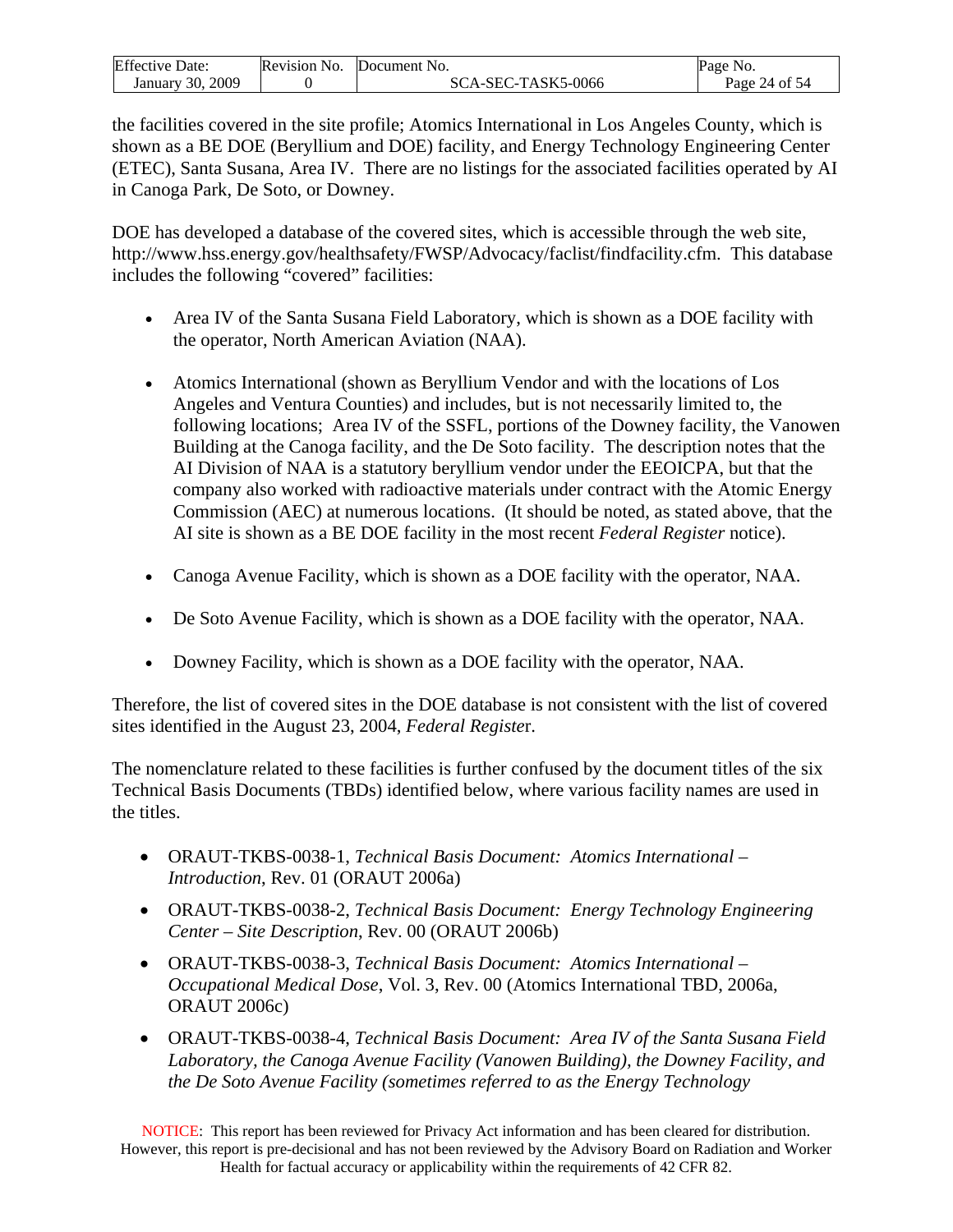the facilities covered in the site profile; Atomics International in Los Angeles County, which is shown as a BE DOE (Beryllium and DOE) facility, and Energy Technology Engineering Center (ETEC), Santa Susana, Area IV. There are no listings for the associated facilities operated by AI in Canoga Park, De Soto, or Downey.

DOE has developed a database of the covered sites, which is accessible through the web site, http://www.hss.energy.gov/healthsafety/FWSP/Advocacy/faclist/findfacility.cfm. This database includes the following "covered" facilities:

- Area IV of the Santa Susana Field Laboratory, which is shown as a DOE facility with the operator, North American Aviation (NAA).
- Atomics International (shown as Beryllium Vendor and with the locations of Los Angeles and Ventura Counties) and includes, but is not necessarily limited to, the following locations; Area IV of the SSFL, portions of the Downey facility, the Vanowen Building at the Canoga facility, and the De Soto facility. The description notes that the AI Division of NAA is a statutory beryllium vendor under the EEOICPA, but that the company also worked with radioactive materials under contract with the Atomic Energy Commission (AEC) at numerous locations. (It should be noted, as stated above, that the AI site is shown as a BE DOE facility in the most recent *Federal Register* notice).
- Canoga Avenue Facility, which is shown as a DOE facility with the operator, NAA.
- De Soto Avenue Facility, which is shown as a DOE facility with the operator, NAA.
- Downey Facility, which is shown as a DOE facility with the operator, NAA.

Therefore, the list of covered sites in the DOE database is not consistent with the list of covered sites identified in the August 23, 2004, *Federal Registe*r.

The nomenclature related to these facilities is further confused by the document titles of the six Technical Basis Documents (TBDs) identified below, where various facility names are used in the titles.

- ORAUT-TKBS-0038-1, *Technical Basis Document: Atomics International – Introduction*, Rev. 01 (ORAUT 2006a)
- ORAUT-TKBS-0038-2, *Technical Basis Document: Energy Technology Engineering Center – Site Description*, Rev. 00 (ORAUT 2006b)
- ORAUT-TKBS-0038-3, *Technical Basis Document: Atomics International – Occupational Medical Dose*, Vol. 3, Rev. 00 (Atomics International TBD, 2006a, ORAUT 2006c)
- ORAUT-TKBS-0038-4, *Technical Basis Document: Area IV of the Santa Susana Field Laboratory, the Canoga Avenue Facility (Vanowen Building), the Downey Facility, and the De Soto Avenue Facility (sometimes referred to as the Energy Technology*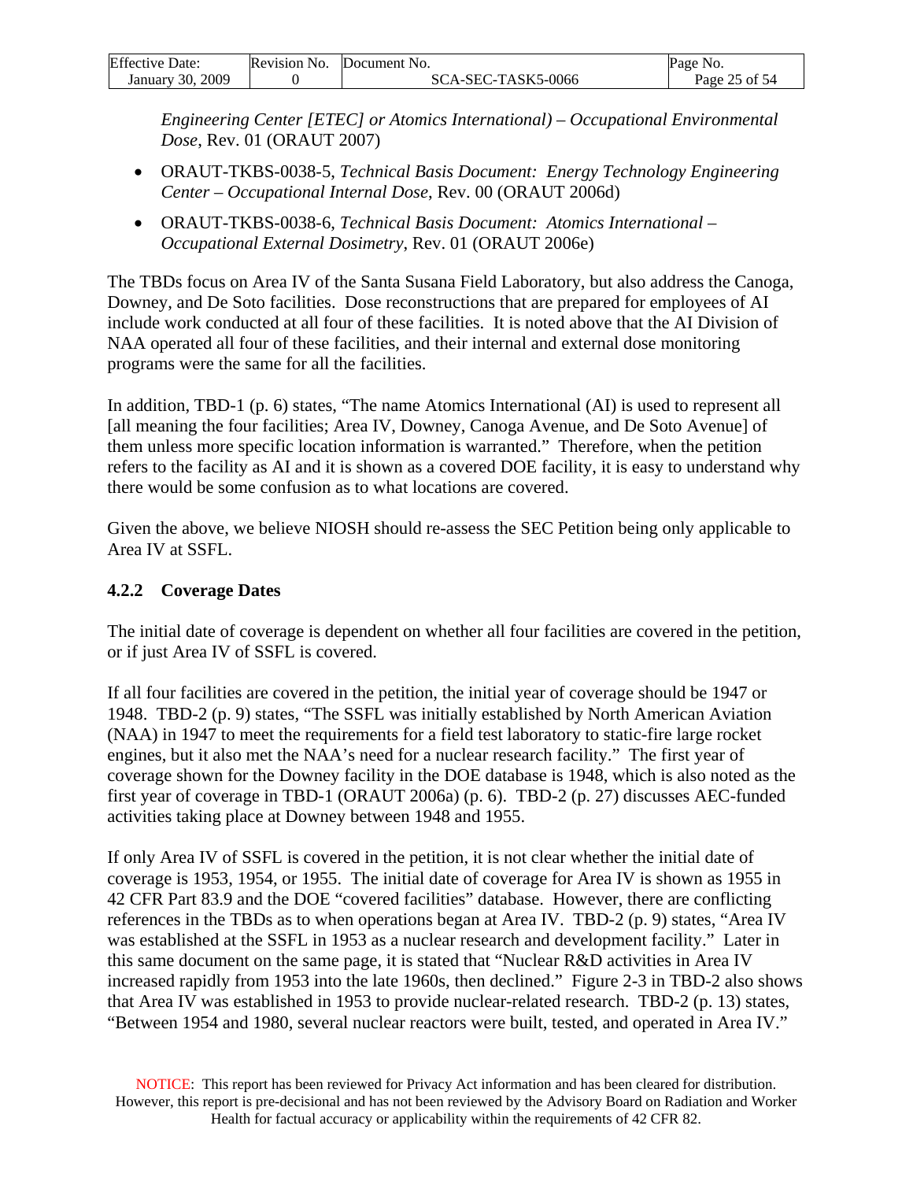*Engineering Center [ETEC] or Atomics International) – Occupational Environmental Dose*, Rev. 01 (ORAUT 2007)

- ORAUT-TKBS-0038-5, *Technical Basis Document: Energy Technology Engineering Center – Occupational Internal Dose*, Rev. 00 (ORAUT 2006d)
- ORAUT-TKBS-0038-6, *Technical Basis Document: Atomics International – Occupational External Dosimetry*, Rev. 01 (ORAUT 2006e)

The TBDs focus on Area IV of the Santa Susana Field Laboratory, but also address the Canoga, Downey, and De Soto facilities. Dose reconstructions that are prepared for employees of AI include work conducted at all four of these facilities. It is noted above that the AI Division of NAA operated all four of these facilities, and their internal and external dose monitoring programs were the same for all the facilities.

In addition, TBD-1 (p. 6) states, "The name Atomics International (AI) is used to represent all [all meaning the four facilities; Area IV, Downey, Canoga Avenue, and De Soto Avenue] of them unless more specific location information is warranted." Therefore, when the petition refers to the facility as AI and it is shown as a covered DOE facility, it is easy to understand why there would be some confusion as to what locations are covered.

Given the above, we believe NIOSH should re-assess the SEC Petition being only applicable to Area IV at SSFL.

### 4.2.2 Coverage Dates

The initial date of coverage is dependent on whether all four facilities are covered in the petition, or if just Area IV of SSFL is covered.

If all four facilities are covered in the petition, the initial year of coverage should be 1947 or 1948. TBD-2 (p. 9) states, "The SSFL was initially established by North American Aviation (NAA) in 1947 to meet the requirements for a field test laboratory to static-fire large rocket engines, but it also met the NAA's need for a nuclear research facility." The first year of coverage shown for the Downey facility in the DOE database is 1948, which is also noted as the first year of coverage in TBD-1 (ORAUT 2006a) (p. 6). TBD-2 (p. 27) discusses AEC-funded activities taking place at Downey between 1948 and 1955.

If only Area IV of SSFL is covered in the petition, it is not clear whether the initial date of coverage is 1953, 1954, or 1955. The initial date of coverage for Area IV is shown as 1955 in 42 CFR Part 83.9 and the DOE "covered facilities" database. However, there are conflicting references in the TBDs as to when operations began at Area IV. TBD-2 (p. 9) states, "Area IV was established at the SSFL in 1953 as a nuclear research and development facility." Later in this same document on the same page, it is stated that "Nuclear R&D activities in Area IV increased rapidly from 1953 into the late 1960s, then declined." Figure 2-3 in TBD-2 also shows that Area IV was established in 1953 to provide nuclear-related research. TBD-2 (p. 13) states, "Between 1954 and 1980, several nuclear reactors were built, tested, and operated in Area IV."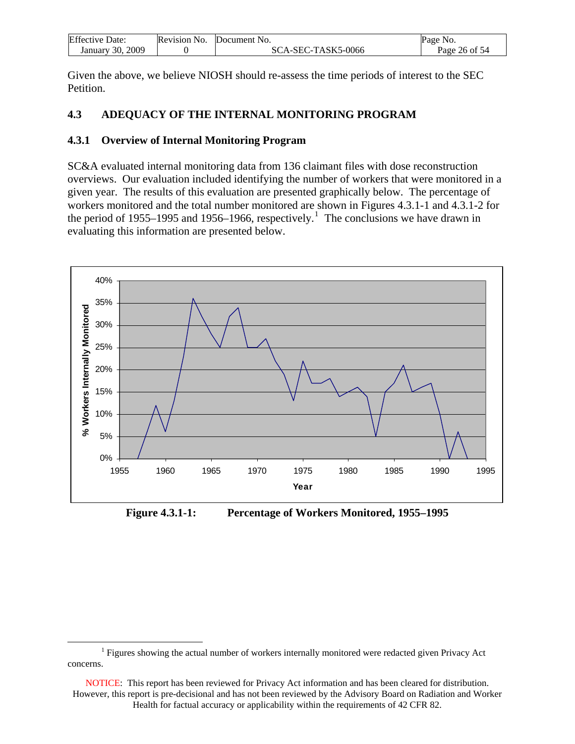Given the above, we believe NIOSH should re-assess the time periods of interest to the SEC Petition.

## 4.3 ADEQUACY OF THE INTERNAL MONITORING PROGRAM

### 4.3.1 Overview of Internal Monitoring Program

SC&A evaluated internal monitoring data from 136 claimant files with dose reconstruction overviews. Our evaluation included identifying the number of workers that were monitored in a given year. The results of this evaluation are presented graphically below. The percentage of workers monitored and the total number monitored are shown in Figures 4.3.1-1 and 4.3.1-2 for the period of 1955–1995 and 1956–1966, respectively.[1] The conclusions we have drawn in evaluating this information are presented below.

**Figure 4.3.1-1: Percentage of Workers Monitored, 1955–1995**

[1] Figures showing the actual number of workers internally monitored were redacted given Privacy Act concerns.

NOTICE: This report has been reviewed for Privacy Act information and has been cleared for distribution. However, this report is pre-decisional and has not been reviewed by the Advisory Board on Radiation and Worker Health for factual accuracy or applicability within the requirements of 42 CFR 82.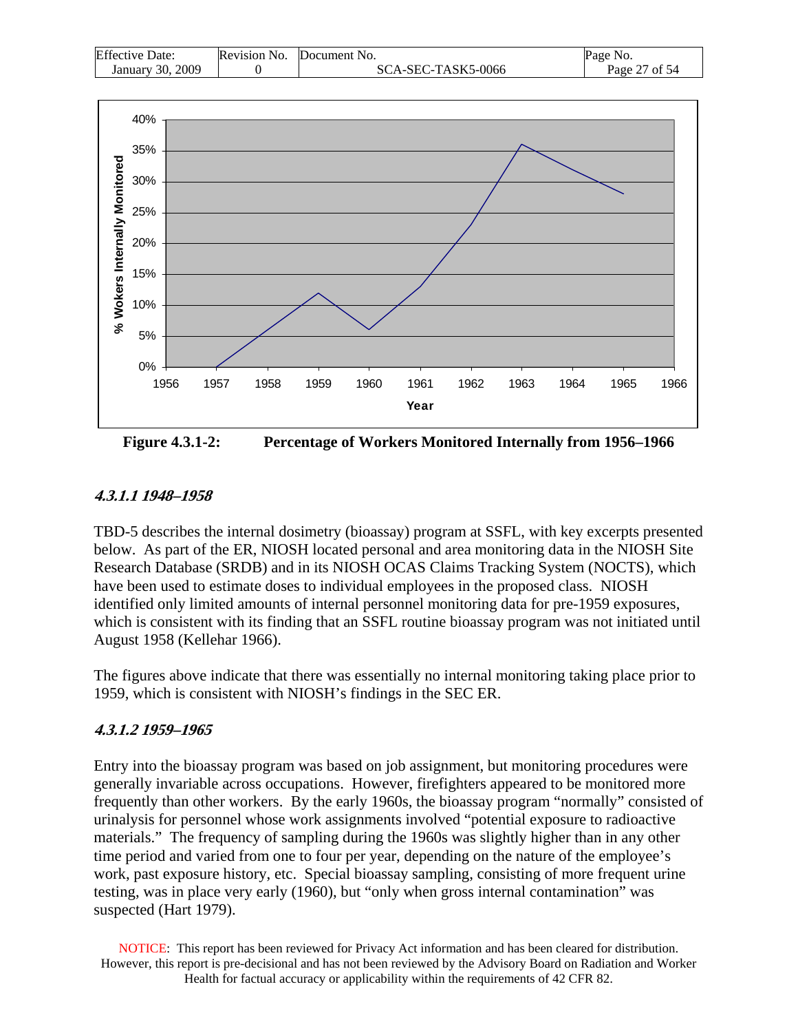**Figure 4.3.1-2: Percentage of Workers Monitored Internally from 1956–1966**

#### *4.3.1.1 1948–1958*

TBD-5 describes the internal dosimetry (bioassay) program at SSFL, with key excerpts presented below. As part of the ER, NIOSH located personal and area monitoring data in the NIOSH Site Research Database (SRDB) and in its NIOSH OCAS Claims Tracking System (NOCTS), which have been used to estimate doses to individual employees in the proposed class. NIOSH identified only limited amounts of internal personnel monitoring data for pre-1959 exposures, which is consistent with its finding that an SSFL routine bioassay program was not initiated until August 1958 (Kellehar 1966).

The figures above indicate that there was essentially no internal monitoring taking place prior to 1959, which is consistent with NIOSH's findings in the SEC ER.

#### *4.3.1.2 1959–1965*

Entry into the bioassay program was based on job assignment, but monitoring procedures were generally invariable across occupations. However, firefighters appeared to be monitored more frequently than other workers. By the early 1960s, the bioassay program "normally" consisted of urinalysis for personnel whose work assignments involved "potential exposure to radioactive materials." The frequency of sampling during the 1960s was slightly higher than in any other time period and varied from one to four per year, depending on the nature of the employee's work, past exposure history, etc. Special bioassay sampling, consisting of more frequent urine testing, was in place very early (1960), but "only when gross internal contamination" was suspected (Hart 1979).

NOTICE: This report has been reviewed for Privacy Act information and has been cleared for distribution. However, this report is pre-decisional and has not been reviewed by the Advisory Board on Radiation and Worker Health for factual accuracy or applicability within the requirements of 42 CFR 82.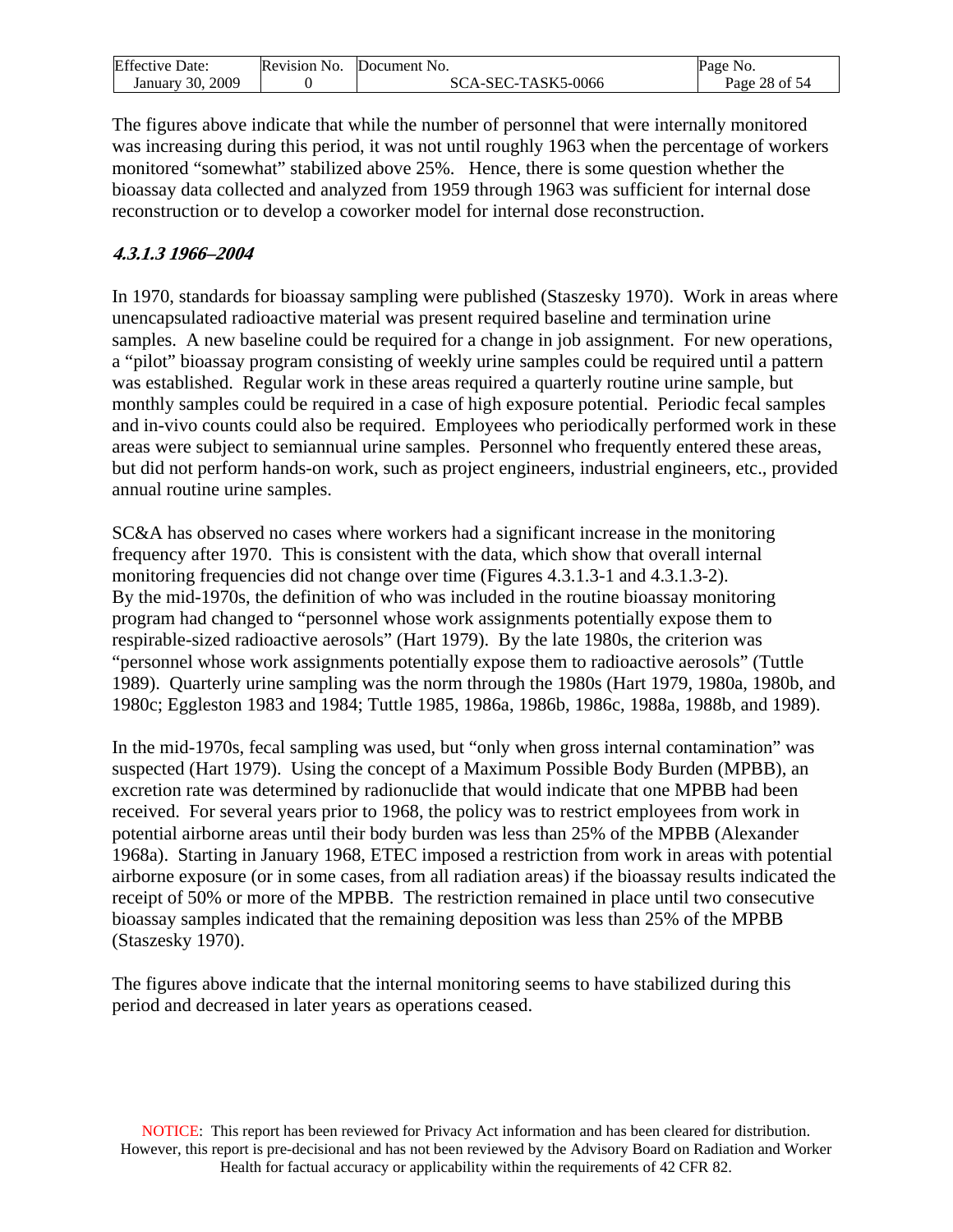The figures above indicate that while the number of personnel that were internally monitored was increasing during this period, it was not until roughly 1963 when the percentage of workers monitored "somewhat" stabilized above 25%. Hence, there is some question whether the bioassay data collected and analyzed from 1959 through 1963 was sufficient for internal dose reconstruction or to develop a coworker model for internal dose reconstruction.

#### *4.3.1.3 1966–2004*

In 1970, standards for bioassay sampling were published (Staszesky 1970). Work in areas where unencapsulated radioactive material was present required baseline and termination urine samples. A new baseline could be required for a change in job assignment. For new operations, a "pilot" bioassay program consisting of weekly urine samples could be required until a pattern was established. Regular work in these areas required a quarterly routine urine sample, but monthly samples could be required in a case of high exposure potential. Periodic fecal samples and in-vivo counts could also be required. Employees who periodically performed work in these areas were subject to semiannual urine samples. Personnel who frequently entered these areas, but did not perform hands-on work, such as project engineers, industrial engineers, etc., provided annual routine urine samples.

SC&A has observed no cases where workers had a significant increase in the monitoring frequency after 1970. This is consistent with the data, which show that overall internal monitoring frequencies did not change over time (Figures 4.3.1.3-1 and 4.3.1.3-2). By the mid-1970s, the definition of who was included in the routine bioassay monitoring program had changed to "personnel whose work assignments potentially expose them to respirable-sized radioactive aerosols" (Hart 1979). By the late 1980s, the criterion was "personnel whose work assignments potentially expose them to radioactive aerosols" (Tuttle 1989). Quarterly urine sampling was the norm through the 1980s (Hart 1979, 1980a, 1980b, and 1980c; Eggleston 1983 and 1984; Tuttle 1985, 1986a, 1986b, 1986c, 1988a, 1988b, and 1989).

In the mid-1970s, fecal sampling was used, but "only when gross internal contamination" was suspected (Hart 1979). Using the concept of a Maximum Possible Body Burden (MPBB), an excretion rate was determined by radionuclide that would indicate that one MPBB had been received. For several years prior to 1968, the policy was to restrict employees from work in potential airborne areas until their body burden was less than 25% of the MPBB (Alexander 1968a). Starting in January 1968, ETEC imposed a restriction from work in areas with potential airborne exposure (or in some cases, from all radiation areas) if the bioassay results indicated the receipt of 50% or more of the MPBB. The restriction remained in place until two consecutive bioassay samples indicated that the remaining deposition was less than 25% of the MPBB (Staszesky 1970).

The figures above indicate that the internal monitoring seems to have stabilized during this period and decreased in later years as operations ceased.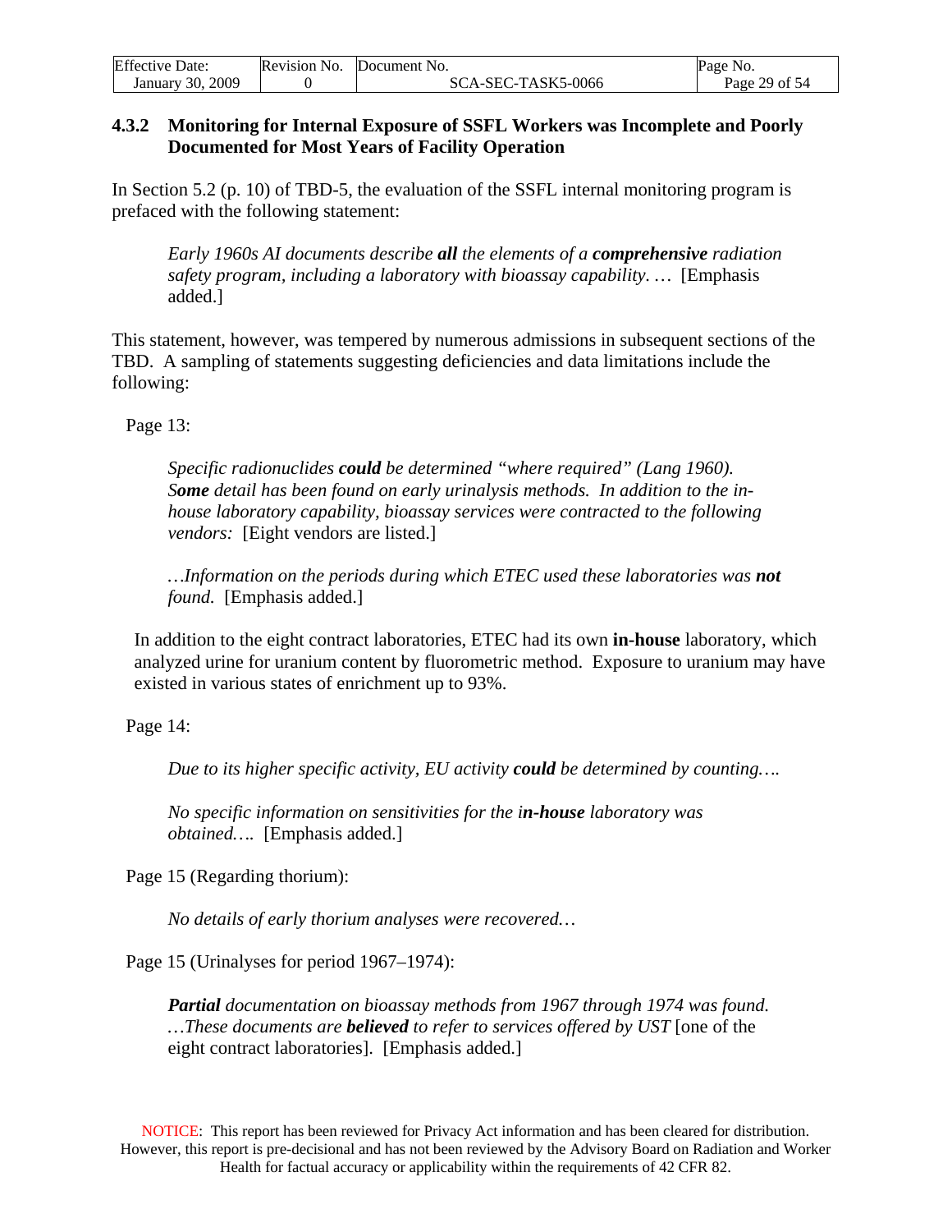### 4.3.2 Monitoring for Internal Exposure of SSFL Workers was Incomplete and Poorly Documented for Most Years of Facility Operation

In Section 5.2 (p. 10) of TBD-5, the evaluation of the SSFL internal monitoring program is prefaced with the following statement:

> *Early 1960s AI documents describe* ***all*** *the elements of a* ***comprehensive*** *radiation safety program, including a laboratory with bioassay capability. …* [Emphasis added.]

This statement, however, was tempered by numerous admissions in subsequent sections of the TBD. A sampling of statements suggesting deficiencies and data limitations include the following:

Page 13:

> *Specific radionuclides* ***could*** *be determined "where required" (Lang 1960).* ***Some*** *detail has been found on early urinalysis methods. In addition to the in-house laboratory capability, bioassay services were contracted to the following vendors:* [Eight vendors are listed.]
>
> *…Information on the periods during which ETEC used these laboratories was* ***not*** *found.* [Emphasis added.]

In addition to the eight contract laboratories, ETEC had its own **in-house** laboratory, which analyzed urine for uranium content by fluorometric method. Exposure to uranium may have existed in various states of enrichment up to 93%.

Page 14:

> *Due to its higher specific activity, EU activity* ***could*** *be determined by counting….*
>
> *No specific information on sensitivities for the i****n-house*** *laboratory was obtained….* [Emphasis added.]

Page 15 (Regarding thorium):

> *No details of early thorium analyses were recovered…*

Page 15 (Urinalyses for period 1967–1974):

> ***Partial*** *documentation on bioassay methods from 1967 through 1974 was found. …These documents are* ***believed*** *to refer to services offered by UST* [one of the eight contract laboratories]. [Emphasis added.]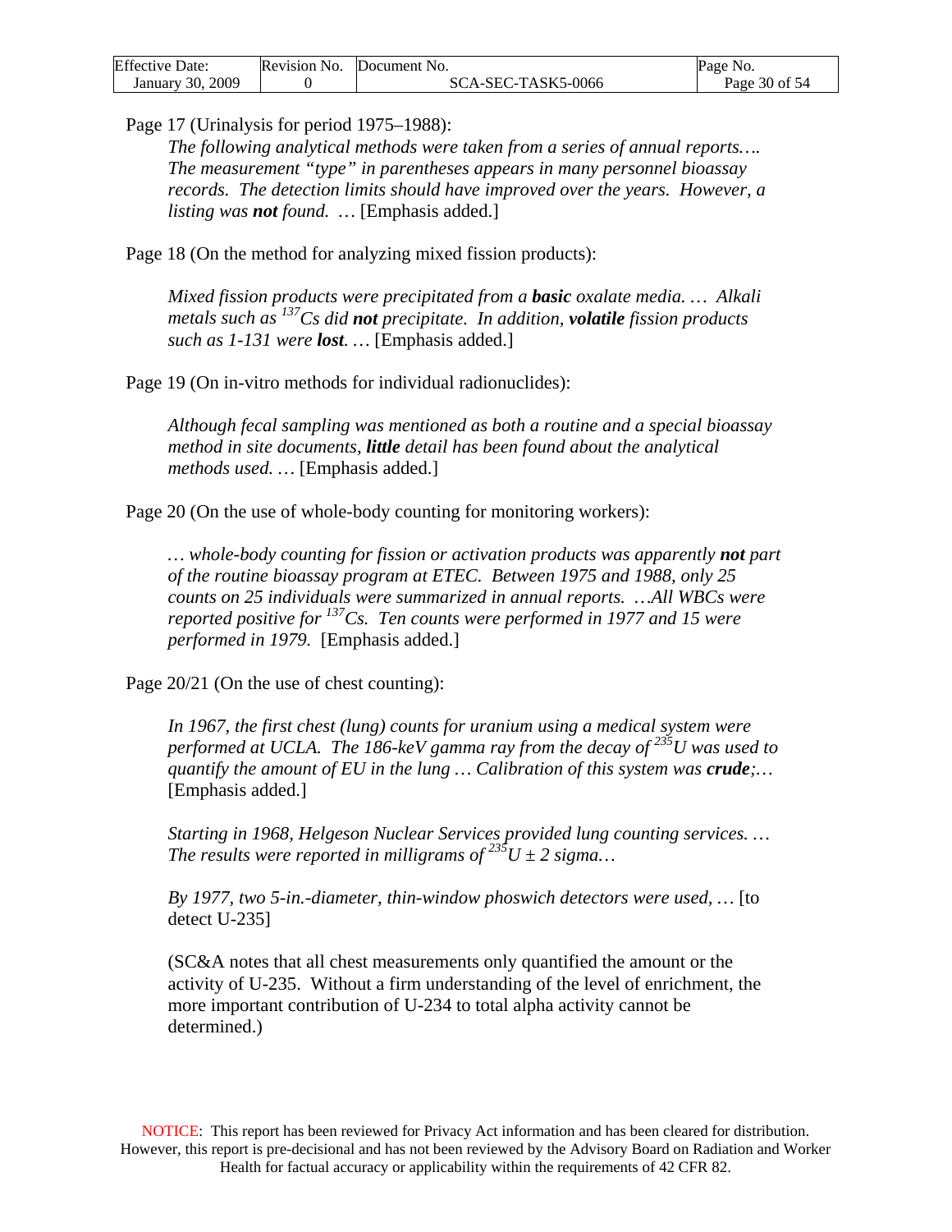Page 17 (Urinalysis for period 1975–1988):

> *The following analytical methods were taken from a series of annual reports…. The measurement "type" in parentheses appears in many personnel bioassay records. The detection limits should have improved over the years. However, a listing was **not** found.* … [Emphasis added.]

Page 18 (On the method for analyzing mixed fission products):

> *Mixed fission products were precipitated from a **basic** oxalate media. … Alkali metals such as $^{137}$Cs did **not** precipitate. In addition, **volatile** fission products such as 1-131 were **lost**.* … [Emphasis added.]

Page 19 (On in-vitro methods for individual radionuclides):

> *Although fecal sampling was mentioned as both a routine and a special bioassay method in site documents, **little** detail has been found about the analytical methods used.* … [Emphasis added.]

Page 20 (On the use of whole-body counting for monitoring workers):

> *… whole-body counting for fission or activation products was apparently **not** part of the routine bioassay program at ETEC. Between 1975 and 1988, only 25 counts on 25 individuals were summarized in annual reports. …All WBCs were reported positive for $^{137}$Cs. Ten counts were performed in 1977 and 15 were performed in 1979.* [Emphasis added.]

Page 20/21 (On the use of chest counting):

> *In 1967, the first chest (lung) counts for uranium using a medical system were performed at UCLA. The 186-keV gamma ray from the decay of $^{235}$U was used to quantify the amount of EU in the lung … Calibration of this system was **crude**;…* [Emphasis added.]
>
> *Starting in 1968, Helgeson Nuclear Services provided lung counting services. … The results were reported in milligrams of $^{235}$U ± 2 sigma…*
>
> *By 1977, two 5-in.-diameter, thin-window phoswich detectors were used, …* [to detect U-235]
>
> (SC&A notes that all chest measurements only quantified the amount or the activity of U-235. Without a firm understanding of the level of enrichment, the more important contribution of U-234 to total alpha activity cannot be determined.)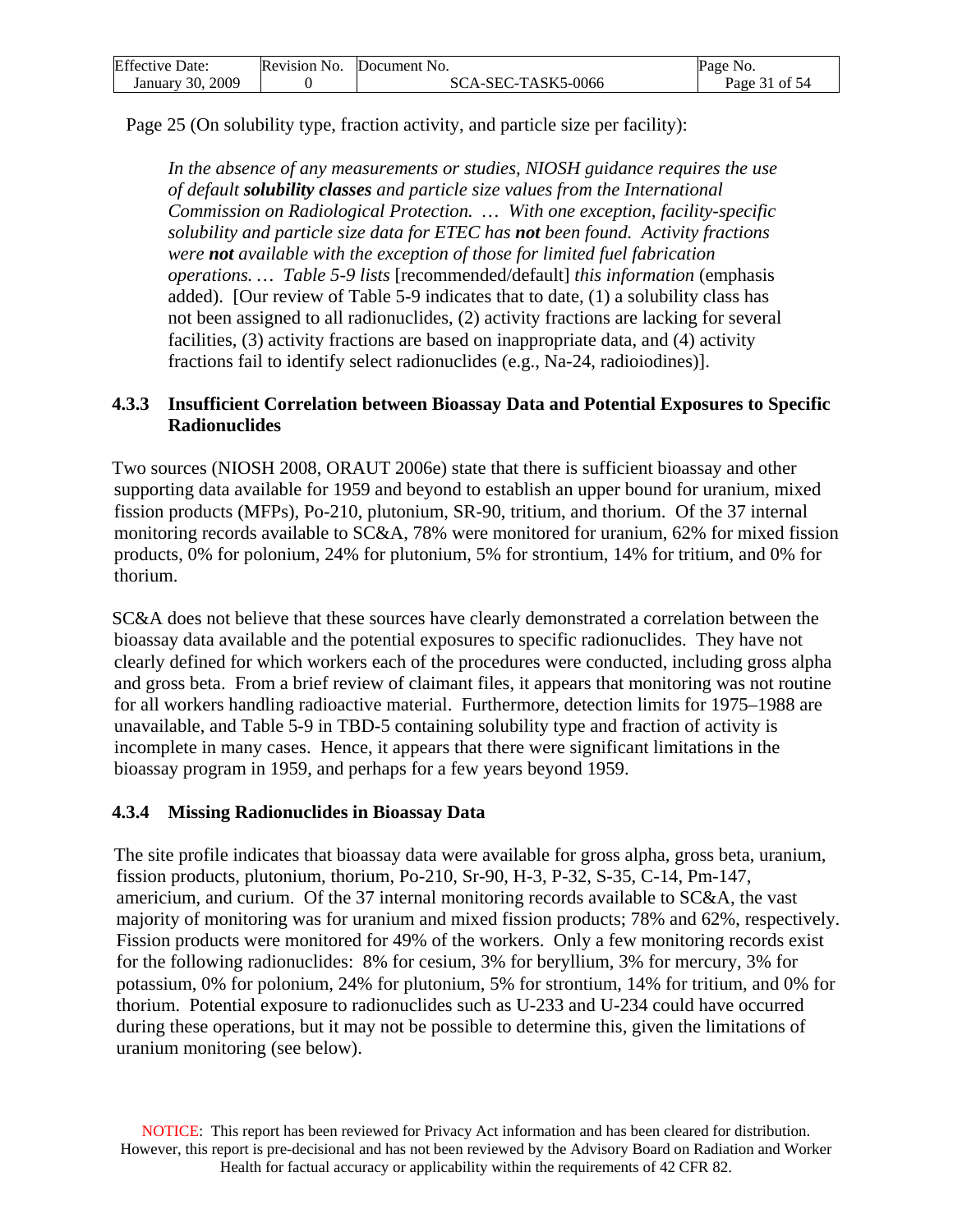Page 25 (On solubility type, fraction activity, and particle size per facility):

> *In the absence of any measurements or studies, NIOSH guidance requires the use of default **solubility classes** and particle size values from the International Commission on Radiological Protection. … With one exception, facility-specific solubility and particle size data for ETEC has **not** been found. Activity fractions were **not** available with the exception of those for limited fuel fabrication operations. … Table 5-9 lists* [recommended/default] *this information* (emphasis added). [Our review of Table 5-9 indicates that to date, (1) a solubility class has not been assigned to all radionuclides, (2) activity fractions are lacking for several facilities, (3) activity fractions are based on inappropriate data, and (4) activity fractions fail to identify select radionuclides (e.g., Na-24, radioiodines)].

### 4.3.3 Insufficient Correlation between Bioassay Data and Potential Exposures to Specific Radionuclides

Two sources (NIOSH 2008, ORAUT 2006e) state that there is sufficient bioassay and other supporting data available for 1959 and beyond to establish an upper bound for uranium, mixed fission products (MFPs), Po-210, plutonium, SR-90, tritium, and thorium. Of the 37 internal monitoring records available to SC&A, 78% were monitored for uranium, 62% for mixed fission products, 0% for polonium, 24% for plutonium, 5% for strontium, 14% for tritium, and 0% for thorium.

SC&A does not believe that these sources have clearly demonstrated a correlation between the bioassay data available and the potential exposures to specific radionuclides. They have not clearly defined for which workers each of the procedures were conducted, including gross alpha and gross beta. From a brief review of claimant files, it appears that monitoring was not routine for all workers handling radioactive material. Furthermore, detection limits for 1975–1988 are unavailable, and Table 5-9 in TBD-5 containing solubility type and fraction of activity is incomplete in many cases. Hence, it appears that there were significant limitations in the bioassay program in 1959, and perhaps for a few years beyond 1959.

### 4.3.4 Missing Radionuclides in Bioassay Data

The site profile indicates that bioassay data were available for gross alpha, gross beta, uranium, fission products, plutonium, thorium, Po-210, Sr-90, H-3, P-32, S-35, C-14, Pm-147, americium, and curium. Of the 37 internal monitoring records available to SC&A, the vast majority of monitoring was for uranium and mixed fission products; 78% and 62%, respectively. Fission products were monitored for 49% of the workers. Only a few monitoring records exist for the following radionuclides: 8% for cesium, 3% for beryllium, 3% for mercury, 3% for potassium, 0% for polonium, 24% for plutonium, 5% for strontium, 14% for tritium, and 0% for thorium. Potential exposure to radionuclides such as U-233 and U-234 could have occurred during these operations, but it may not be possible to determine this, given the limitations of uranium monitoring (see below).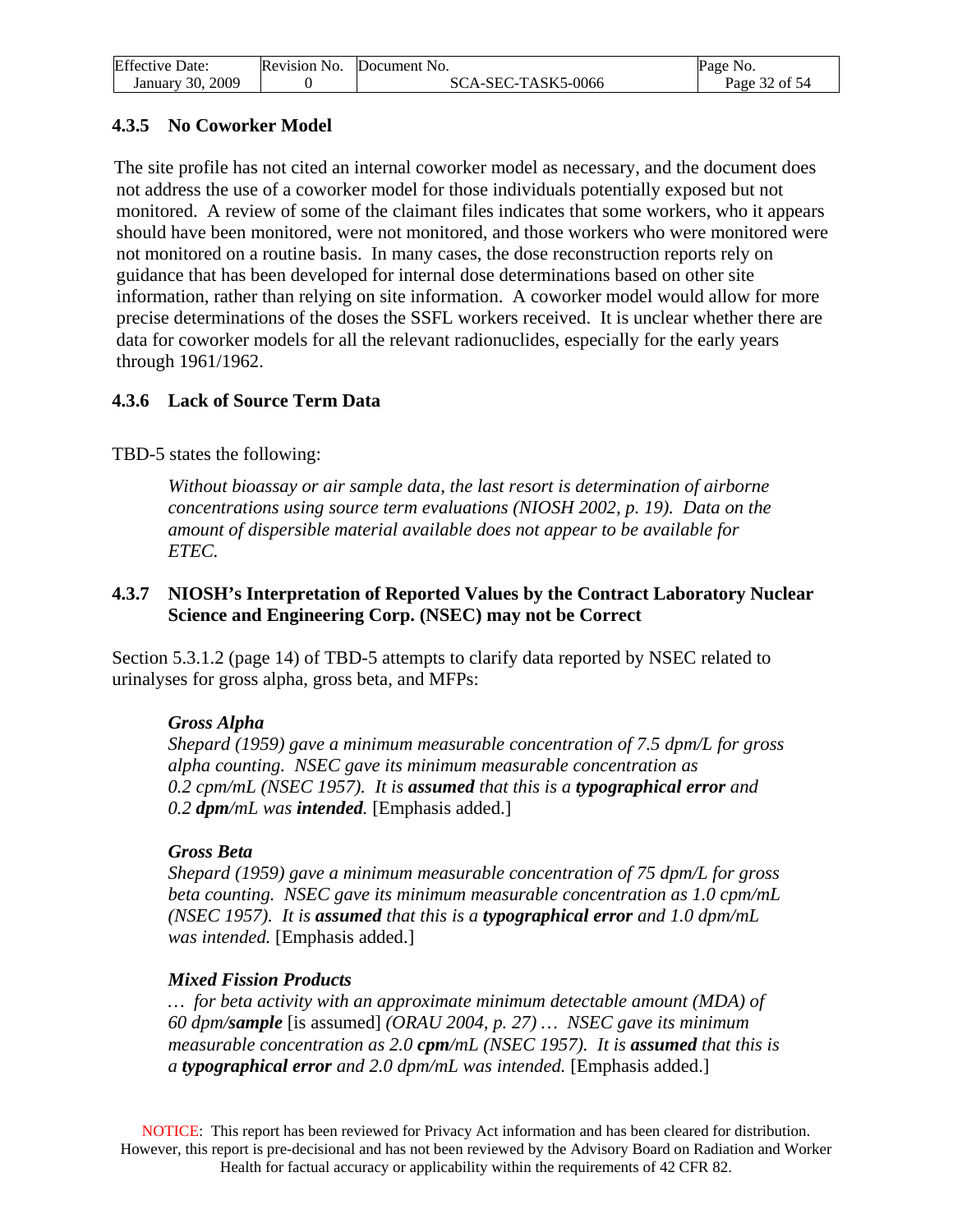### 4.3.5 No Coworker Model

The site profile has not cited an internal coworker model as necessary, and the document does not address the use of a coworker model for those individuals potentially exposed but not monitored. A review of some of the claimant files indicates that some workers, who it appears should have been monitored, were not monitored, and those workers who were monitored were not monitored on a routine basis. In many cases, the dose reconstruction reports rely on guidance that has been developed for internal dose determinations based on other site information, rather than relying on site information. A coworker model would allow for more precise determinations of the doses the SSFL workers received. It is unclear whether there are data for coworker models for all the relevant radionuclides, especially for the early years through 1961/1962.

### 4.3.6 Lack of Source Term Data

TBD-5 states the following:

> *Without bioassay or air sample data, the last resort is determination of airborne concentrations using source term evaluations (NIOSH 2002, p. 19). Data on the amount of dispersible material available does not appear to be available for ETEC.*

### 4.3.7 NIOSH's Interpretation of Reported Values by the Contract Laboratory Nuclear Science and Engineering Corp. (NSEC) may not be Correct

Section 5.3.1.2 (page 14) of TBD-5 attempts to clarify data reported by NSEC related to urinalyses for gross alpha, gross beta, and MFPs:

> ***Gross Alpha***
> *Shepard (1959) gave a minimum measurable concentration of 7.5 dpm/L for gross alpha counting. NSEC gave its minimum measurable concentration as 0.2 cpm/mL (NSEC 1957). It is **assumed** that this is a **typographical error** and 0.2 **dpm**/mL was **intended**.* [Emphasis added.]
>
> ***Gross Beta***
> *Shepard (1959) gave a minimum measurable concentration of 75 dpm/L for gross beta counting. NSEC gave its minimum measurable concentration as 1.0 cpm/mL (NSEC 1957). It is **assumed** that this is a **typographical error** and 1.0 dpm/mL was intended.* [Emphasis added.]
>
> ***Mixed Fission Products***
> *… for beta activity with an approximate minimum detectable amount (MDA) of 60 dpm/**sample*** [is assumed] *(ORAU 2004, p. 27) … NSEC gave its minimum measurable concentration as 2.0 **cpm**/mL (NSEC 1957). It is **assumed** that this is a **typographical error** and 2.0 dpm/mL was intended.* [Emphasis added.]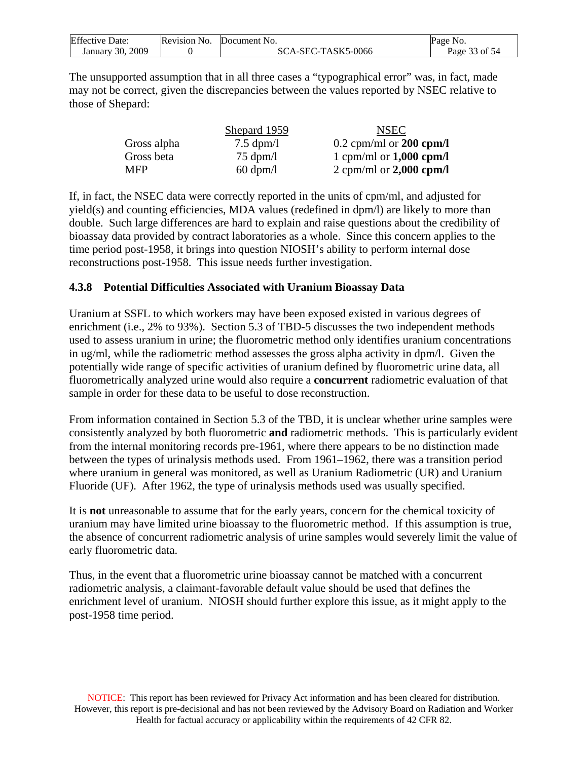The unsupported assumption that in all three cases a "typographical error" was, in fact, made may not be correct, given the discrepancies between the values reported by NSEC relative to those of Shepard:

| | Shepard 1959 | NSEC |
|---|---|---|
| Gross alpha | 7.5 dpm/l | 0.2 cpm/ml or **200 cpm/l** |
| Gross beta | 75 dpm/l | 1 cpm/ml or **1,000 cpm/l** |
| MFP | 60 dpm/l | 2 cpm/ml or **2,000 cpm/l** |

If, in fact, the NSEC data were correctly reported in the units of cpm/ml, and adjusted for yield(s) and counting efficiencies, MDA values (redefined in dpm/l) are likely to more than double. Such large differences are hard to explain and raise questions about the credibility of bioassay data provided by contract laboratories as a whole. Since this concern applies to the time period post-1958, it brings into question NIOSH's ability to perform internal dose reconstructions post-1958. This issue needs further investigation.

### 4.3.8 Potential Difficulties Associated with Uranium Bioassay Data

Uranium at SSFL to which workers may have been exposed existed in various degrees of enrichment (i.e., 2% to 93%). Section 5.3 of TBD-5 discusses the two independent methods used to assess uranium in urine; the fluorometric method only identifies uranium concentrations in ug/ml, while the radiometric method assesses the gross alpha activity in dpm/l. Given the potentially wide range of specific activities of uranium defined by fluorometric urine data, all fluorometrically analyzed urine would also require a **concurrent** radiometric evaluation of that sample in order for these data to be useful to dose reconstruction.

From information contained in Section 5.3 of the TBD, it is unclear whether urine samples were consistently analyzed by both fluorometric **and** radiometric methods. This is particularly evident from the internal monitoring records pre-1961, where there appears to be no distinction made between the types of urinalysis methods used. From 1961–1962, there was a transition period where uranium in general was monitored, as well as Uranium Radiometric (UR) and Uranium Fluoride (UF). After 1962, the type of urinalysis methods used was usually specified.

It is **not** unreasonable to assume that for the early years, concern for the chemical toxicity of uranium may have limited urine bioassay to the fluorometric method. If this assumption is true, the absence of concurrent radiometric analysis of urine samples would severely limit the value of early fluorometric data.

Thus, in the event that a fluorometric urine bioassay cannot be matched with a concurrent radiometric analysis, a claimant-favorable default value should be used that defines the enrichment level of uranium. NIOSH should further explore this issue, as it might apply to the post-1958 time period.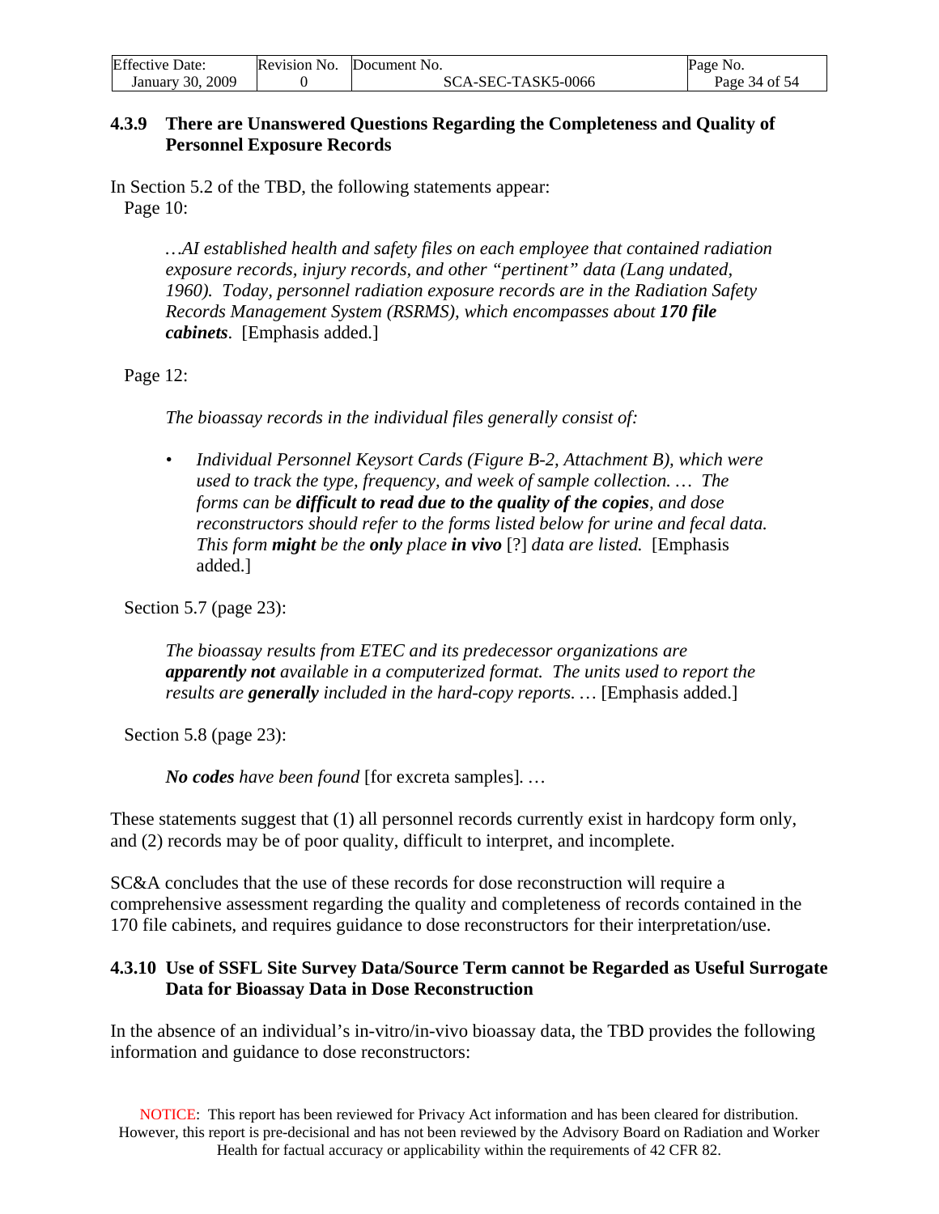### 4.3.9 There are Unanswered Questions Regarding the Completeness and Quality of Personnel Exposure Records

In Section 5.2 of the TBD, the following statements appear:

Page 10:

> *…AI established health and safety files on each employee that contained radiation exposure records, injury records, and other "pertinent" data (Lang undated, 1960). Today, personnel radiation exposure records are in the Radiation Safety Records Management System (RSRMS), which encompasses about **170 file cabinets**.* [Emphasis added.]

Page 12:

> *The bioassay records in the individual files generally consist of:*
>
> - *Individual Personnel Keysort Cards (Figure B-2, Attachment B), which were used to track the type, frequency, and week of sample collection. … The forms can be **difficult to read due to the quality of the copies**, and dose reconstructors should refer to the forms listed below for urine and fecal data. This form **might** be the **only** place **in vivo** [?] data are listed.* [Emphasis added.]

Section 5.7 (page 23):

> *The bioassay results from ETEC and its predecessor organizations are **apparently not** available in a computerized format. The units used to report the results are **generally** included in the hard-copy reports. …* [Emphasis added.]

Section 5.8 (page 23):

> ***No codes** have been found* [for excreta samples]*. …*

These statements suggest that (1) all personnel records currently exist in hardcopy form only, and (2) records may be of poor quality, difficult to interpret, and incomplete.

SC&A concludes that the use of these records for dose reconstruction will require a comprehensive assessment regarding the quality and completeness of records contained in the 170 file cabinets, and requires guidance to dose reconstructors for their interpretation/use.

### 4.3.10 Use of SSFL Site Survey Data/Source Term cannot be Regarded as Useful Surrogate Data for Bioassay Data in Dose Reconstruction

In the absence of an individual's in-vitro/in-vivo bioassay data, the TBD provides the following information and guidance to dose reconstructors:

NOTICE: This report has been reviewed for Privacy Act information and has been cleared for distribution. However, this report is pre-decisional and has not been reviewed by the Advisory Board on Radiation and Worker Health for factual accuracy or applicability within the requirements of 42 CFR 82.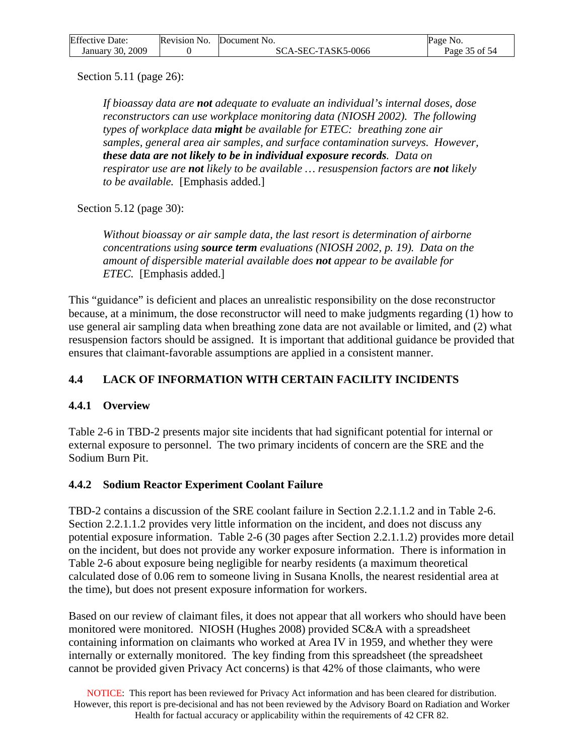Section 5.11 (page 26):

> *If bioassay data are **not** adequate to evaluate an individual's internal doses, dose reconstructors can use workplace monitoring data (NIOSH 2002). The following types of workplace data **might** be available for ETEC: breathing zone air samples, general area air samples, and surface contamination surveys. However, **these data are not likely to be in individual exposure records**. Data on respirator use are **not** likely to be available … resuspension factors are **not** likely to be available.* [Emphasis added.]

Section 5.12 (page 30):

> *Without bioassay or air sample data, the last resort is determination of airborne concentrations using **source term** evaluations (NIOSH 2002, p. 19). Data on the amount of dispersible material available does **not** appear to be available for ETEC.* [Emphasis added.]

This "guidance" is deficient and places an unrealistic responsibility on the dose reconstructor because, at a minimum, the dose reconstructor will need to make judgments regarding (1) how to use general air sampling data when breathing zone data are not available or limited, and (2) what resuspension factors should be assigned. It is important that additional guidance be provided that ensures that claimant-favorable assumptions are applied in a consistent manner.

## 4.4 LACK OF INFORMATION WITH CERTAIN FACILITY INCIDENTS

### 4.4.1 Overview

Table 2-6 in TBD-2 presents major site incidents that had significant potential for internal or external exposure to personnel. The two primary incidents of concern are the SRE and the Sodium Burn Pit.

### 4.4.2 Sodium Reactor Experiment Coolant Failure

TBD-2 contains a discussion of the SRE coolant failure in Section 2.2.1.1.2 and in Table 2-6. Section 2.2.1.1.2 provides very little information on the incident, and does not discuss any potential exposure information. Table 2-6 (30 pages after Section 2.2.1.1.2) provides more detail on the incident, but does not provide any worker exposure information. There is information in Table 2-6 about exposure being negligible for nearby residents (a maximum theoretical calculated dose of 0.06 rem to someone living in Susana Knolls, the nearest residential area at the time), but does not present exposure information for workers.

Based on our review of claimant files, it does not appear that all workers who should have been monitored were monitored. NIOSH (Hughes 2008) provided SC&A with a spreadsheet containing information on claimants who worked at Area IV in 1959, and whether they were internally or externally monitored. The key finding from this spreadsheet (the spreadsheet cannot be provided given Privacy Act concerns) is that 42% of those claimants, who were

NOTICE: This report has been reviewed for Privacy Act information and has been cleared for distribution. However, this report is pre-decisional and has not been reviewed by the Advisory Board on Radiation and Worker Health for factual accuracy or applicability within the requirements of 42 CFR 82.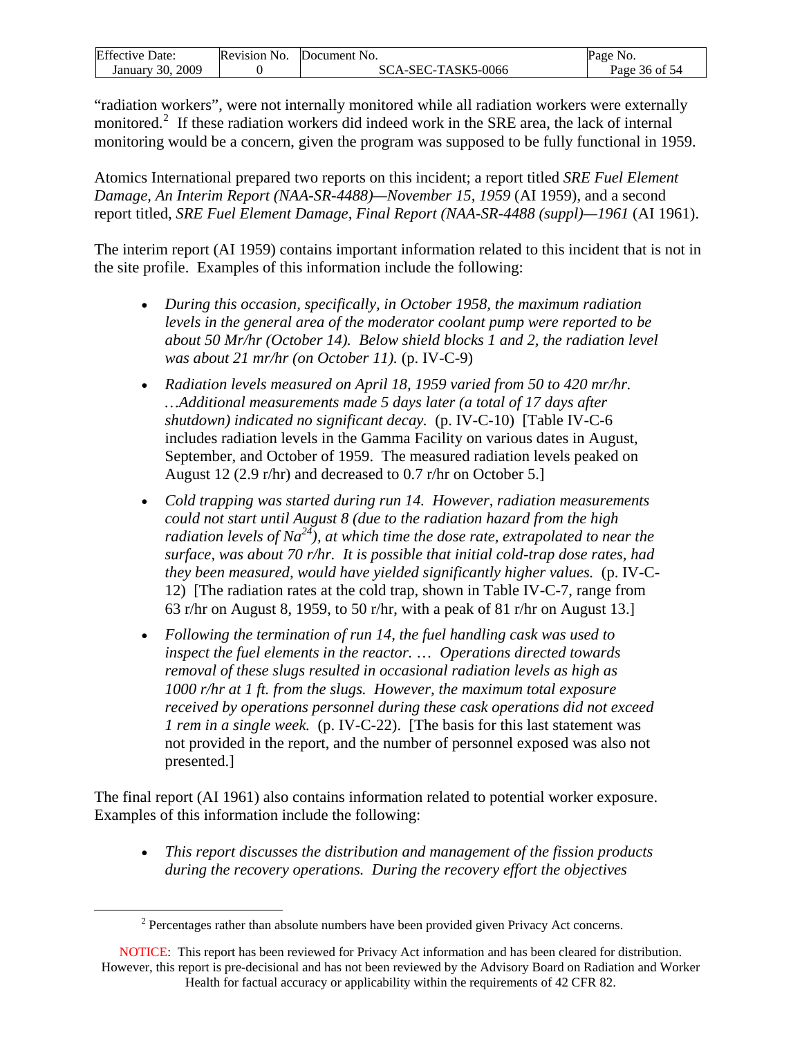"radiation workers", were not internally monitored while all radiation workers were externally monitored.[2] If these radiation workers did indeed work in the SRE area, the lack of internal monitoring would be a concern, given the program was supposed to be fully functional in 1959.

Atomics International prepared two reports on this incident; a report titled *SRE Fuel Element Damage, An Interim Report (NAA-SR-4488)—November 15, 1959* (AI 1959), and a second report titled, *SRE Fuel Element Damage, Final Report (NAA-SR-4488 (suppl)—1961* (AI 1961).

The interim report (AI 1959) contains important information related to this incident that is not in the site profile. Examples of this information include the following:

- *During this occasion, specifically, in October 1958, the maximum radiation levels in the general area of the moderator coolant pump were reported to be about 50 Mr/hr (October 14). Below shield blocks 1 and 2, the radiation level was about 21 mr/hr (on October 11).* (p. IV-C-9)
- *Radiation levels measured on April 18, 1959 varied from 50 to 420 mr/hr. …Additional measurements made 5 days later (a total of 17 days after shutdown) indicated no significant decay.* (p. IV-C-10) [Table IV-C-6 includes radiation levels in the Gamma Facility on various dates in August, September, and October of 1959. The measured radiation levels peaked on August 12 (2.9 r/hr) and decreased to 0.7 r/hr on October 5.]
- *Cold trapping was started during run 14. However, radiation measurements could not start until August 8 (due to the radiation hazard from the high radiation levels of $Na^{24}$), at which time the dose rate, extrapolated to near the surface, was about 70 r/hr. It is possible that initial cold-trap dose rates, had they been measured, would have yielded significantly higher values.* (p. IV-C-12) [The radiation rates at the cold trap, shown in Table IV-C-7, range from 63 r/hr on August 8, 1959, to 50 r/hr, with a peak of 81 r/hr on August 13.]
- *Following the termination of run 14, the fuel handling cask was used to inspect the fuel elements in the reactor. … Operations directed towards removal of these slugs resulted in occasional radiation levels as high as 1000 r/hr at 1 ft. from the slugs. However, the maximum total exposure received by operations personnel during these cask operations did not exceed 1 rem in a single week.* (p. IV-C-22). [The basis for this last statement was not provided in the report, and the number of personnel exposed was also not presented.]

The final report (AI 1961) also contains information related to potential worker exposure. Examples of this information include the following:

- *This report discusses the distribution and management of the fission products during the recovery operations. During the recovery effort the objectives*

[2] Percentages rather than absolute numbers have been provided given Privacy Act concerns.

NOTICE: This report has been reviewed for Privacy Act information and has been cleared for distribution. However, this report is pre-decisional and has not been reviewed by the Advisory Board on Radiation and Worker Health for factual accuracy or applicability within the requirements of 42 CFR 82.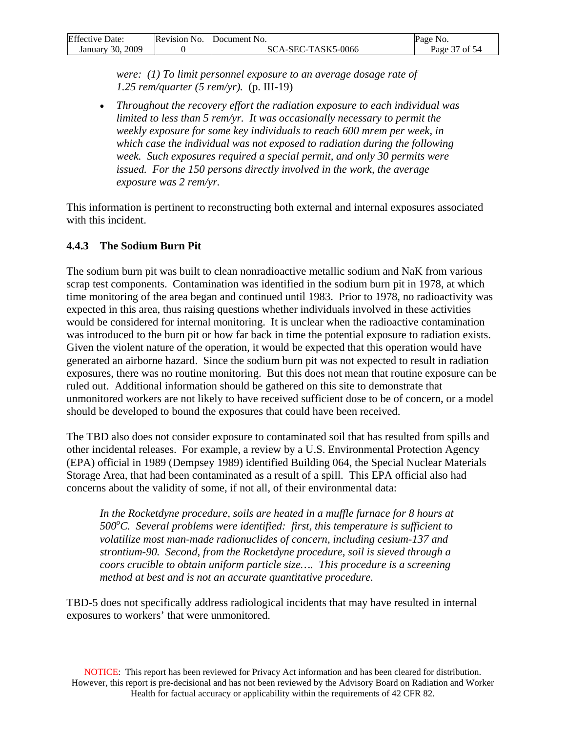*were: (1) To limit personnel exposure to an average dosage rate of 1.25 rem/quarter (5 rem/yr).* (p. III-19)

- *Throughout the recovery effort the radiation exposure to each individual was limited to less than 5 rem/yr. It was occasionally necessary to permit the weekly exposure for some key individuals to reach 600 mrem per week, in which case the individual was not exposed to radiation during the following week. Such exposures required a special permit, and only 30 permits were issued. For the 150 persons directly involved in the work, the average exposure was 2 rem/yr.*

This information is pertinent to reconstructing both external and internal exposures associated with this incident.

### 4.4.3 The Sodium Burn Pit

The sodium burn pit was built to clean nonradioactive metallic sodium and NaK from various scrap test components. Contamination was identified in the sodium burn pit in 1978, at which time monitoring of the area began and continued until 1983. Prior to 1978, no radioactivity was expected in this area, thus raising questions whether individuals involved in these activities would be considered for internal monitoring. It is unclear when the radioactive contamination was introduced to the burn pit or how far back in time the potential exposure to radiation exists. Given the violent nature of the operation, it would be expected that this operation would have generated an airborne hazard. Since the sodium burn pit was not expected to result in radiation exposures, there was no routine monitoring. But this does not mean that routine exposure can be ruled out. Additional information should be gathered on this site to demonstrate that unmonitored workers are not likely to have received sufficient dose to be of concern, or a model should be developed to bound the exposures that could have been received.

The TBD also does not consider exposure to contaminated soil that has resulted from spills and other incidental releases. For example, a review by a U.S. Environmental Protection Agency (EPA) official in 1989 (Dempsey 1989) identified Building 064, the Special Nuclear Materials Storage Area, that had been contaminated as a result of a spill. This EPA official also had concerns about the validity of some, if not all, of their environmental data:

> *In the Rocketdyne procedure, soils are heated in a muffle furnace for 8 hours at 500°C. Several problems were identified: first, this temperature is sufficient to volatilize most man-made radionuclides of concern, including cesium-137 and strontium-90. Second, from the Rocketdyne procedure, soil is sieved through a coors crucible to obtain uniform particle size…. This procedure is a screening method at best and is not an accurate quantitative procedure.*

TBD-5 does not specifically address radiological incidents that may have resulted in internal exposures to workers' that were unmonitored.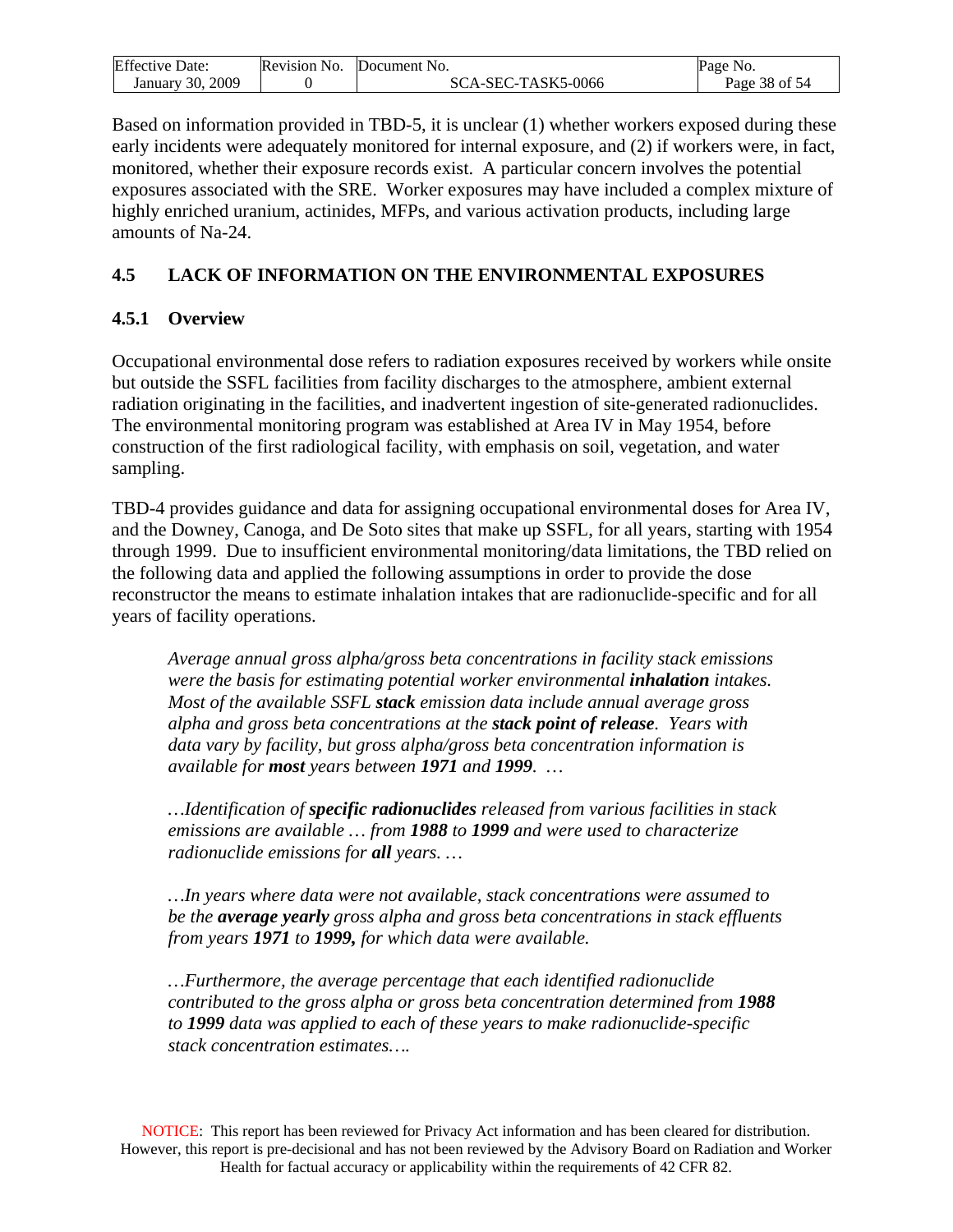Based on information provided in TBD-5, it is unclear (1) whether workers exposed during these early incidents were adequately monitored for internal exposure, and (2) if workers were, in fact, monitored, whether their exposure records exist. A particular concern involves the potential exposures associated with the SRE. Worker exposures may have included a complex mixture of highly enriched uranium, actinides, MFPs, and various activation products, including large amounts of Na-24.

## 4.5 LACK OF INFORMATION ON THE ENVIRONMENTAL EXPOSURES

### 4.5.1 Overview

Occupational environmental dose refers to radiation exposures received by workers while onsite but outside the SSFL facilities from facility discharges to the atmosphere, ambient external radiation originating in the facilities, and inadvertent ingestion of site-generated radionuclides. The environmental monitoring program was established at Area IV in May 1954, before construction of the first radiological facility, with emphasis on soil, vegetation, and water sampling.

TBD-4 provides guidance and data for assigning occupational environmental doses for Area IV, and the Downey, Canoga, and De Soto sites that make up SSFL, for all years, starting with 1954 through 1999. Due to insufficient environmental monitoring/data limitations, the TBD relied on the following data and applied the following assumptions in order to provide the dose reconstructor the means to estimate inhalation intakes that are radionuclide-specific and for all years of facility operations.

> *Average annual gross alpha/gross beta concentrations in facility stack emissions were the basis for estimating potential worker environmental* ***inhalation*** *intakes. Most of the available SSFL* ***stack*** *emission data include annual average gross alpha and gross beta concentrations at the* ***stack point of release****. Years with data vary by facility, but gross alpha/gross beta concentration information is available for* ***most*** *years between* ***1971*** *and* ***1999****. …*
>
> *…Identification of* ***specific radionuclides*** *released from various facilities in stack emissions are available … from* ***1988*** *to* ***1999*** *and were used to characterize radionuclide emissions for* ***all*** *years. …*
>
> *…In years where data were not available, stack concentrations were assumed to be the* ***average yearly*** *gross alpha and gross beta concentrations in stack effluents from years* ***1971*** *to* ***1999,*** *for which data were available.*
>
> *…Furthermore, the average percentage that each identified radionuclide contributed to the gross alpha or gross beta concentration determined from* ***1988*** *to* ***1999*** *data was applied to each of these years to make radionuclide-specific stack concentration estimates….*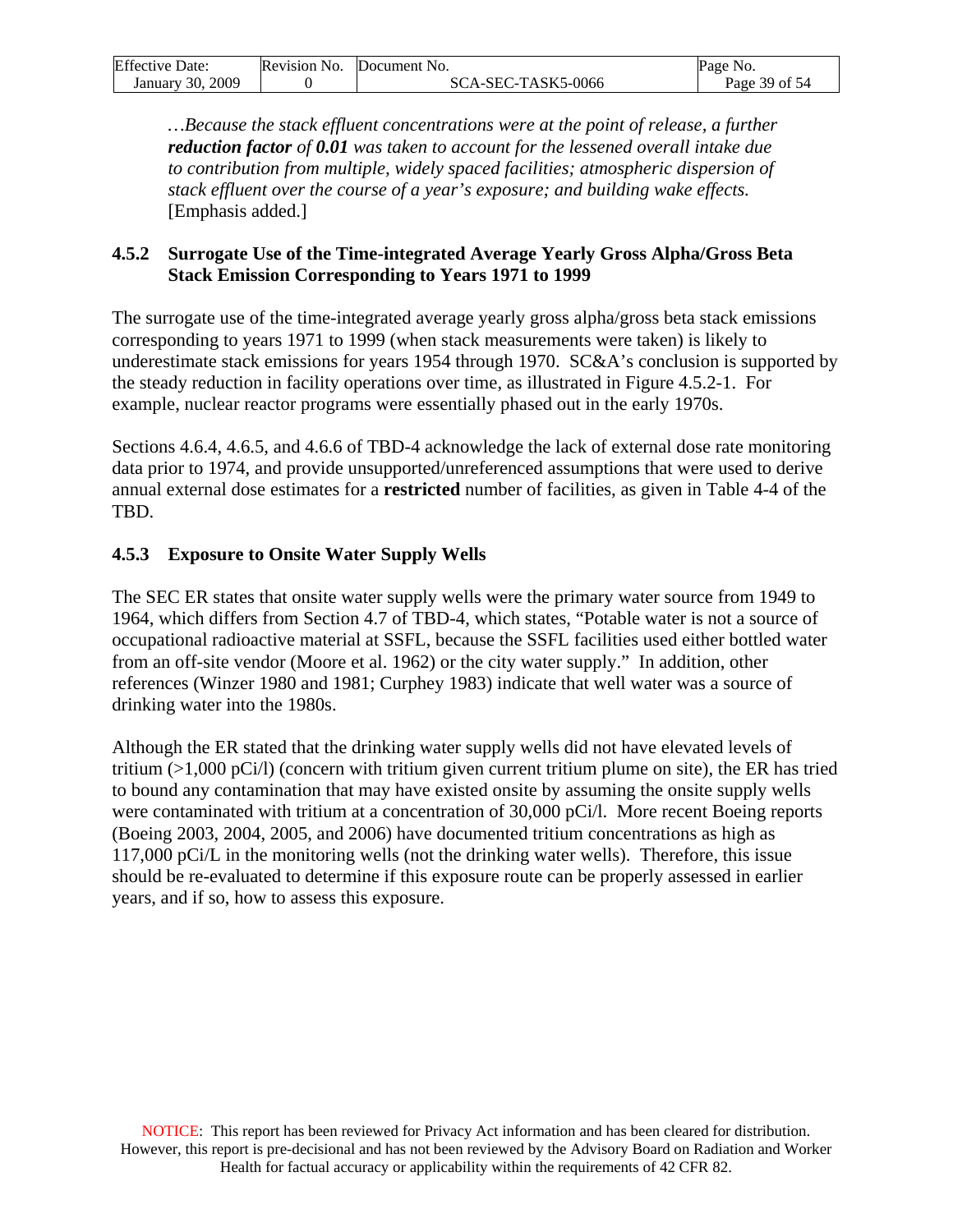*…Because the stack effluent concentrations were at the point of release, a further **reduction factor** of **0.01** was taken to account for the lessened overall intake due to contribution from multiple, widely spaced facilities; atmospheric dispersion of stack effluent over the course of a year's exposure; and building wake effects.* [Emphasis added.]

### 4.5.2 Surrogate Use of the Time-integrated Average Yearly Gross Alpha/Gross Beta Stack Emission Corresponding to Years 1971 to 1999

The surrogate use of the time-integrated average yearly gross alpha/gross beta stack emissions corresponding to years 1971 to 1999 (when stack measurements were taken) is likely to underestimate stack emissions for years 1954 through 1970. SC&A's conclusion is supported by the steady reduction in facility operations over time, as illustrated in Figure 4.5.2-1. For example, nuclear reactor programs were essentially phased out in the early 1970s.

Sections 4.6.4, 4.6.5, and 4.6.6 of TBD-4 acknowledge the lack of external dose rate monitoring data prior to 1974, and provide unsupported/unreferenced assumptions that were used to derive annual external dose estimates for a **restricted** number of facilities, as given in Table 4-4 of the TBD.

### 4.5.3 Exposure to Onsite Water Supply Wells

The SEC ER states that onsite water supply wells were the primary water source from 1949 to 1964, which differs from Section 4.7 of TBD-4, which states, "Potable water is not a source of occupational radioactive material at SSFL, because the SSFL facilities used either bottled water from an off-site vendor (Moore et al. 1962) or the city water supply." In addition, other references (Winzer 1980 and 1981; Curphey 1983) indicate that well water was a source of drinking water into the 1980s.

Although the ER stated that the drinking water supply wells did not have elevated levels of tritium (>1,000 pCi/l) (concern with tritium given current tritium plume on site), the ER has tried to bound any contamination that may have existed onsite by assuming the onsite supply wells were contaminated with tritium at a concentration of 30,000 pCi/l. More recent Boeing reports (Boeing 2003, 2004, 2005, and 2006) have documented tritium concentrations as high as 117,000 pCi/L in the monitoring wells (not the drinking water wells). Therefore, this issue should be re-evaluated to determine if this exposure route can be properly assessed in earlier years, and if so, how to assess this exposure.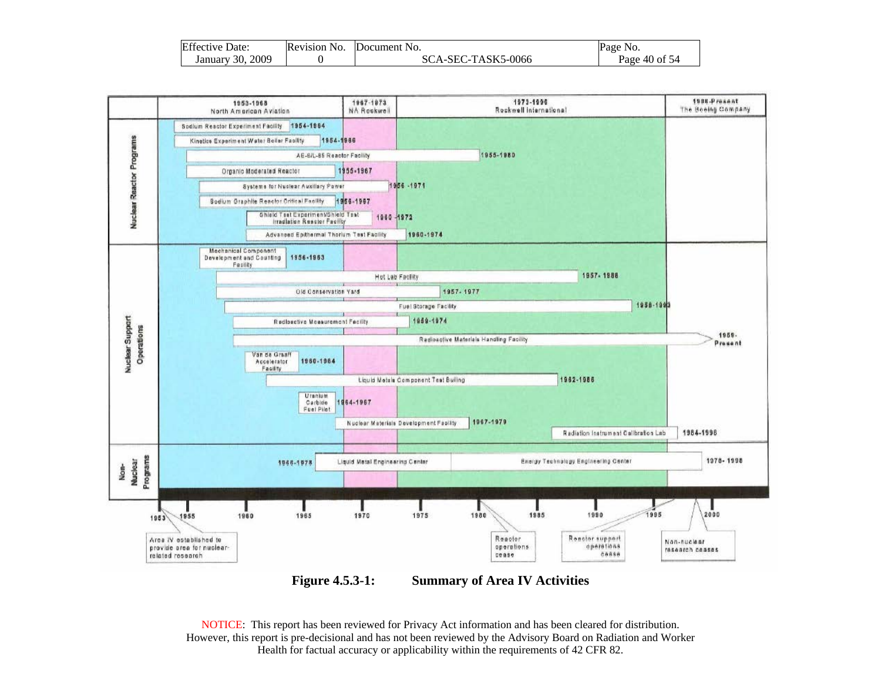| Period | Operator |
|---|---|
| 1953-1966 | North American Aviation |
| 1967-1973 | NA Rockwell |
| 1973-1996 | Rockwell International |
| 1996-Present | The Boeing Company |

**Nuclear Reactor Programs**

| Facility | Years |
|---|---|
| Sodium Reactor Experiment Facility | 1954-1964 |
| Kinetics Experiment Water Boiler Facility | 1954-1966 |
| AE-6/L-85 Reactor Facility | 1955-1980 |
| Organic Moderated Reactor | 1955-1967 |
| Systems for Nuclear Auxiliary Power | 1956-1971 |
| Sodium Graphite Reactor Critical Facility | 1956-1967 |
| Shield Test Experiment/Shield Test Irradiation Reactor Facility | 1960-1972 |
| Advanced Epithermal Thorium Test Facility | 1960-1974 |

**Nuclear Support Operations**

| Facility | Years |
|---|---|
| Mechanical Component Development and Counting Facility | 1956-1963 |
| Hot Lab Facility | 1957-1988 |
| Old Conservation Yard | 1957-1977 |
| Fuel Storage Facility | 1958-1993 |
| Radioactive Measurement Facility | 1959-1974 |
| Radioactive Materials Handling Facility | 1959-Present |
| Van de Graaff Accelerator Facility | 1960-1964 |
| Liquid Metals Component Test Builing | 1962-1986 |
| Uranium Carbide Fuel Pilot | 1964-1967 |
| Nuclear Materials Development Facility | 1967-1979 |
| Radiation Instrument Calibration Lab | 1984-1998 |

**Non-Nuclear Programs**

| Facility | Years |
|---|---|
| Liquid Metal Engineering Center | 1966-1978 |
| Energy Technology Engineering Center | 1978-1998 |

**Timeline (1953–2000):**

- 1953: Area IV established to provide area for nuclear-related research
- Reactor operations cease
- Reactor support operations cease
- Non-nuclear research ceases

**Figure 4.5.3-1: Summary of Area IV Activities**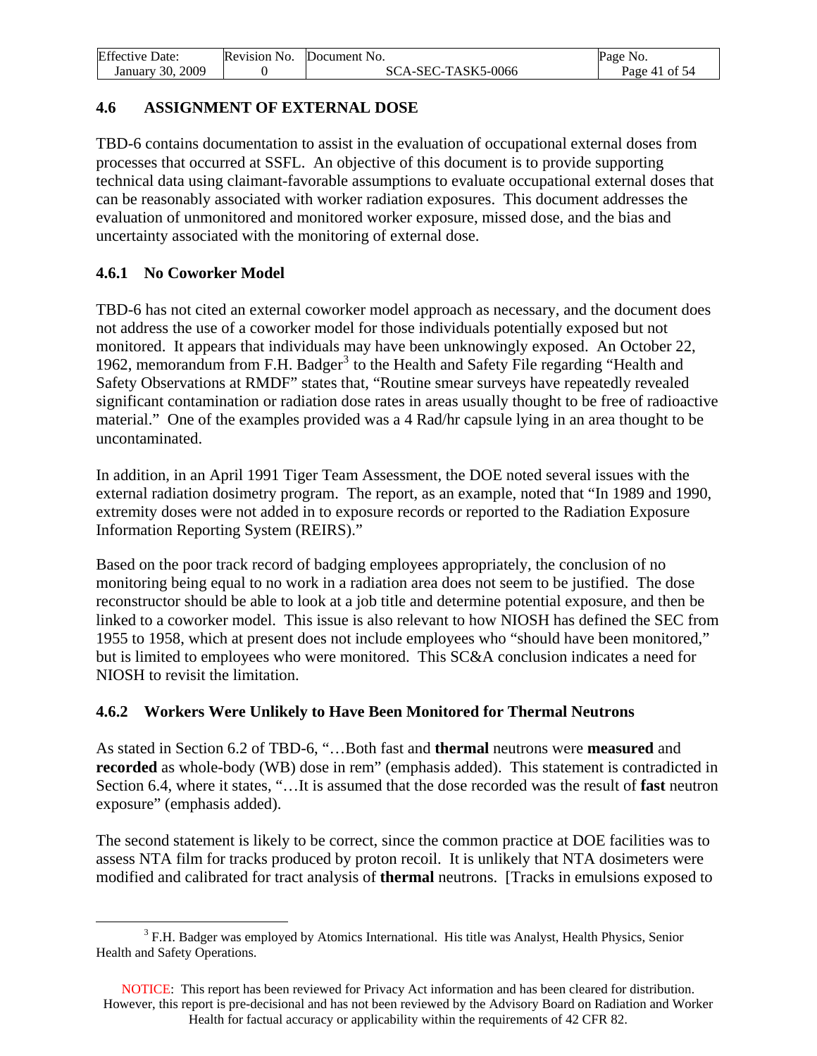## 4.6 ASSIGNMENT OF EXTERNAL DOSE

TBD-6 contains documentation to assist in the evaluation of occupational external doses from processes that occurred at SSFL. An objective of this document is to provide supporting technical data using claimant-favorable assumptions to evaluate occupational external doses that can be reasonably associated with worker radiation exposures. This document addresses the evaluation of unmonitored and monitored worker exposure, missed dose, and the bias and uncertainty associated with the monitoring of external dose.

### 4.6.1 No Coworker Model

TBD-6 has not cited an external coworker model approach as necessary, and the document does not address the use of a coworker model for those individuals potentially exposed but not monitored. It appears that individuals may have been unknowingly exposed. An October 22, 1962, memorandum from F.H. Badger[3] to the Health and Safety File regarding "Health and Safety Observations at RMDF" states that, "Routine smear surveys have repeatedly revealed significant contamination or radiation dose rates in areas usually thought to be free of radioactive material." One of the examples provided was a 4 Rad/hr capsule lying in an area thought to be uncontaminated.

In addition, in an April 1991 Tiger Team Assessment, the DOE noted several issues with the external radiation dosimetry program. The report, as an example, noted that "In 1989 and 1990, extremity doses were not added in to exposure records or reported to the Radiation Exposure Information Reporting System (REIRS)."

Based on the poor track record of badging employees appropriately, the conclusion of no monitoring being equal to no work in a radiation area does not seem to be justified. The dose reconstructor should be able to look at a job title and determine potential exposure, and then be linked to a coworker model. This issue is also relevant to how NIOSH has defined the SEC from 1955 to 1958, which at present does not include employees who "should have been monitored," but is limited to employees who were monitored. This SC&A conclusion indicates a need for NIOSH to revisit the limitation.

### 4.6.2 Workers Were Unlikely to Have Been Monitored for Thermal Neutrons

As stated in Section 6.2 of TBD-6, "…Both fast and **thermal** neutrons were **measured** and **recorded** as whole-body (WB) dose in rem" (emphasis added). This statement is contradicted in Section 6.4, where it states, "…It is assumed that the dose recorded was the result of **fast** neutron exposure" (emphasis added).

The second statement is likely to be correct, since the common practice at DOE facilities was to assess NTA film for tracks produced by proton recoil. It is unlikely that NTA dosimeters were modified and calibrated for tract analysis of **thermal** neutrons. [Tracks in emulsions exposed to

[3] F.H. Badger was employed by Atomics International. His title was Analyst, Health Physics, Senior Health and Safety Operations.

NOTICE: This report has been reviewed for Privacy Act information and has been cleared for distribution. However, this report is pre-decisional and has not been reviewed by the Advisory Board on Radiation and Worker Health for factual accuracy or applicability within the requirements of 42 CFR 82.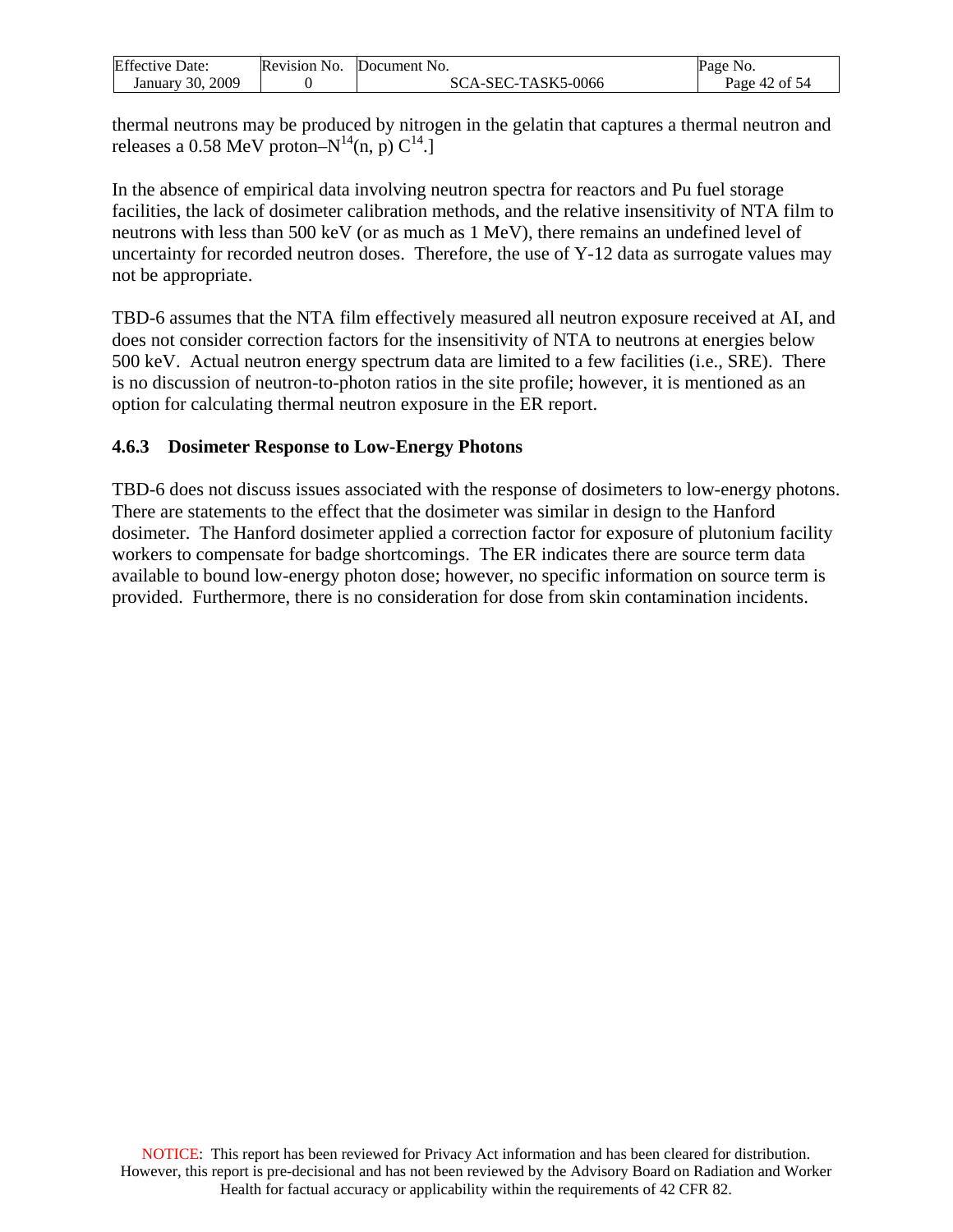thermal neutrons may be produced by nitrogen in the gelatin that captures a thermal neutron and releases a 0.58 MeV proton–$N^{14}$(n, p) $C^{14}$.]

In the absence of empirical data involving neutron spectra for reactors and Pu fuel storage facilities, the lack of dosimeter calibration methods, and the relative insensitivity of NTA film to neutrons with less than 500 keV (or as much as 1 MeV), there remains an undefined level of uncertainty for recorded neutron doses. Therefore, the use of Y-12 data as surrogate values may not be appropriate.

TBD-6 assumes that the NTA film effectively measured all neutron exposure received at AI, and does not consider correction factors for the insensitivity of NTA to neutrons at energies below 500 keV. Actual neutron energy spectrum data are limited to a few facilities (i.e., SRE). There is no discussion of neutron-to-photon ratios in the site profile; however, it is mentioned as an option for calculating thermal neutron exposure in the ER report.

### 4.6.3 Dosimeter Response to Low-Energy Photons

TBD-6 does not discuss issues associated with the response of dosimeters to low-energy photons. There are statements to the effect that the dosimeter was similar in design to the Hanford dosimeter. The Hanford dosimeter applied a correction factor for exposure of plutonium facility workers to compensate for badge shortcomings. The ER indicates there are source term data available to bound low-energy photon dose; however, no specific information on source term is provided. Furthermore, there is no consideration for dose from skin contamination incidents.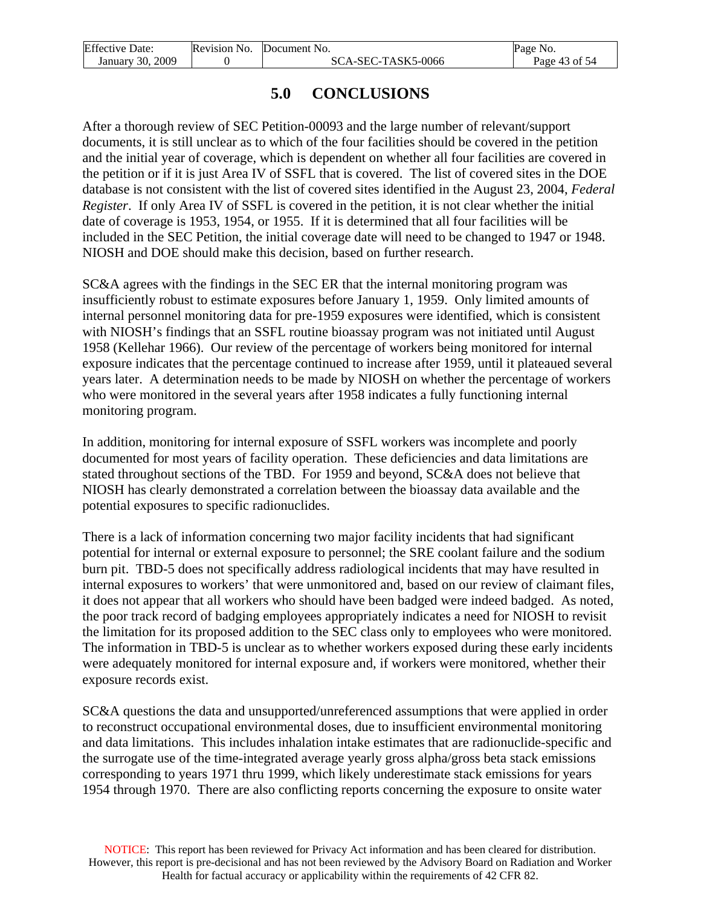# 5.0 CONCLUSIONS

After a thorough review of SEC Petition-00093 and the large number of relevant/support documents, it is still unclear as to which of the four facilities should be covered in the petition and the initial year of coverage, which is dependent on whether all four facilities are covered in the petition or if it is just Area IV of SSFL that is covered. The list of covered sites in the DOE database is not consistent with the list of covered sites identified in the August 23, 2004, *Federal Register*. If only Area IV of SSFL is covered in the petition, it is not clear whether the initial date of coverage is 1953, 1954, or 1955. If it is determined that all four facilities will be included in the SEC Petition, the initial coverage date will need to be changed to 1947 or 1948. NIOSH and DOE should make this decision, based on further research.

SC&A agrees with the findings in the SEC ER that the internal monitoring program was insufficiently robust to estimate exposures before January 1, 1959. Only limited amounts of internal personnel monitoring data for pre-1959 exposures were identified, which is consistent with NIOSH's findings that an SSFL routine bioassay program was not initiated until August 1958 (Kellehar 1966). Our review of the percentage of workers being monitored for internal exposure indicates that the percentage continued to increase after 1959, until it plateaued several years later. A determination needs to be made by NIOSH on whether the percentage of workers who were monitored in the several years after 1958 indicates a fully functioning internal monitoring program.

In addition, monitoring for internal exposure of SSFL workers was incomplete and poorly documented for most years of facility operation. These deficiencies and data limitations are stated throughout sections of the TBD. For 1959 and beyond, SC&A does not believe that NIOSH has clearly demonstrated a correlation between the bioassay data available and the potential exposures to specific radionuclides.

There is a lack of information concerning two major facility incidents that had significant potential for internal or external exposure to personnel; the SRE coolant failure and the sodium burn pit. TBD-5 does not specifically address radiological incidents that may have resulted in internal exposures to workers' that were unmonitored and, based on our review of claimant files, it does not appear that all workers who should have been badged were indeed badged. As noted, the poor track record of badging employees appropriately indicates a need for NIOSH to revisit the limitation for its proposed addition to the SEC class only to employees who were monitored. The information in TBD-5 is unclear as to whether workers exposed during these early incidents were adequately monitored for internal exposure and, if workers were monitored, whether their exposure records exist.

SC&A questions the data and unsupported/unreferenced assumptions that were applied in order to reconstruct occupational environmental doses, due to insufficient environmental monitoring and data limitations. This includes inhalation intake estimates that are radionuclide-specific and the surrogate use of the time-integrated average yearly gross alpha/gross beta stack emissions corresponding to years 1971 thru 1999, which likely underestimate stack emissions for years 1954 through 1970. There are also conflicting reports concerning the exposure to onsite water

NOTICE: This report has been reviewed for Privacy Act information and has been cleared for distribution. However, this report is pre-decisional and has not been reviewed by the Advisory Board on Radiation and Worker Health for factual accuracy or applicability within the requirements of 42 CFR 82.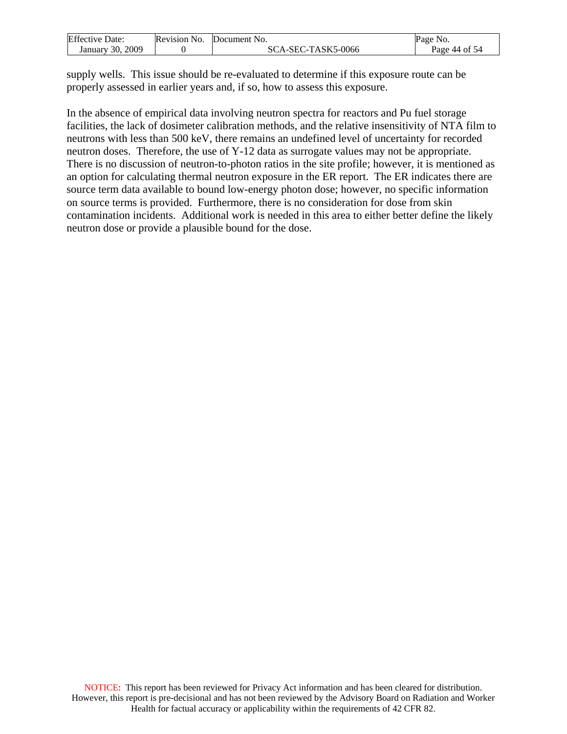supply wells. This issue should be re-evaluated to determine if this exposure route can be properly assessed in earlier years and, if so, how to assess this exposure.

In the absence of empirical data involving neutron spectra for reactors and Pu fuel storage facilities, the lack of dosimeter calibration methods, and the relative insensitivity of NTA film to neutrons with less than 500 keV, there remains an undefined level of uncertainty for recorded neutron doses. Therefore, the use of Y-12 data as surrogate values may not be appropriate. There is no discussion of neutron-to-photon ratios in the site profile; however, it is mentioned as an option for calculating thermal neutron exposure in the ER report. The ER indicates there are source term data available to bound low-energy photon dose; however, no specific information on source terms is provided. Furthermore, there is no consideration for dose from skin contamination incidents. Additional work is needed in this area to either better define the likely neutron dose or provide a plausible bound for the dose.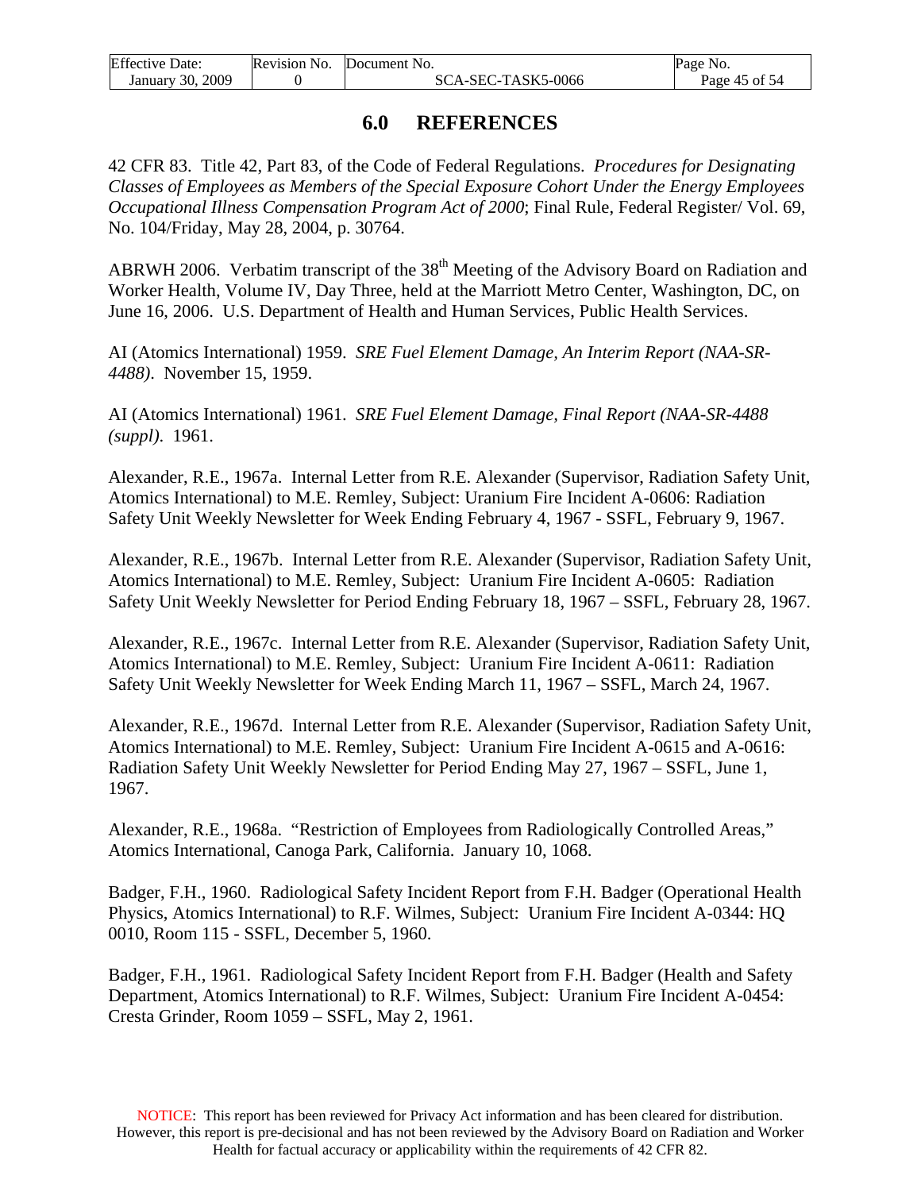## 6.0 REFERENCES

42 CFR 83. Title 42, Part 83, of the Code of Federal Regulations. *Procedures for Designating Classes of Employees as Members of the Special Exposure Cohort Under the Energy Employees Occupational Illness Compensation Program Act of 2000*; Final Rule, Federal Register/ Vol. 69, No. 104/Friday, May 28, 2004, p. 30764.

ABRWH 2006. Verbatim transcript of the 38th Meeting of the Advisory Board on Radiation and Worker Health, Volume IV, Day Three, held at the Marriott Metro Center, Washington, DC, on June 16, 2006. U.S. Department of Health and Human Services, Public Health Services.

AI (Atomics International) 1959. *SRE Fuel Element Damage, An Interim Report (NAA-SR-4488)*. November 15, 1959.

AI (Atomics International) 1961. *SRE Fuel Element Damage, Final Report (NAA-SR-4488 (suppl)*. 1961.

Alexander, R.E., 1967a. Internal Letter from R.E. Alexander (Supervisor, Radiation Safety Unit, Atomics International) to M.E. Remley, Subject: Uranium Fire Incident A-0606: Radiation Safety Unit Weekly Newsletter for Week Ending February 4, 1967 - SSFL, February 9, 1967.

Alexander, R.E., 1967b. Internal Letter from R.E. Alexander (Supervisor, Radiation Safety Unit, Atomics International) to M.E. Remley, Subject: Uranium Fire Incident A-0605: Radiation Safety Unit Weekly Newsletter for Period Ending February 18, 1967 – SSFL, February 28, 1967.

Alexander, R.E., 1967c. Internal Letter from R.E. Alexander (Supervisor, Radiation Safety Unit, Atomics International) to M.E. Remley, Subject: Uranium Fire Incident A-0611: Radiation Safety Unit Weekly Newsletter for Week Ending March 11, 1967 – SSFL, March 24, 1967.

Alexander, R.E., 1967d. Internal Letter from R.E. Alexander (Supervisor, Radiation Safety Unit, Atomics International) to M.E. Remley, Subject: Uranium Fire Incident A-0615 and A-0616: Radiation Safety Unit Weekly Newsletter for Period Ending May 27, 1967 – SSFL, June 1, 1967.

Alexander, R.E., 1968a. "Restriction of Employees from Radiologically Controlled Areas," Atomics International, Canoga Park, California. January 10, 1068.

Badger, F.H., 1960. Radiological Safety Incident Report from F.H. Badger (Operational Health Physics, Atomics International) to R.F. Wilmes, Subject: Uranium Fire Incident A-0344: HQ 0010, Room 115 - SSFL, December 5, 1960.

Badger, F.H., 1961. Radiological Safety Incident Report from F.H. Badger (Health and Safety Department, Atomics International) to R.F. Wilmes, Subject: Uranium Fire Incident A-0454: Cresta Grinder, Room 1059 – SSFL, May 2, 1961.

NOTICE: This report has been reviewed for Privacy Act information and has been cleared for distribution. However, this report is pre-decisional and has not been reviewed by the Advisory Board on Radiation and Worker Health for factual accuracy or applicability within the requirements of 42 CFR 82.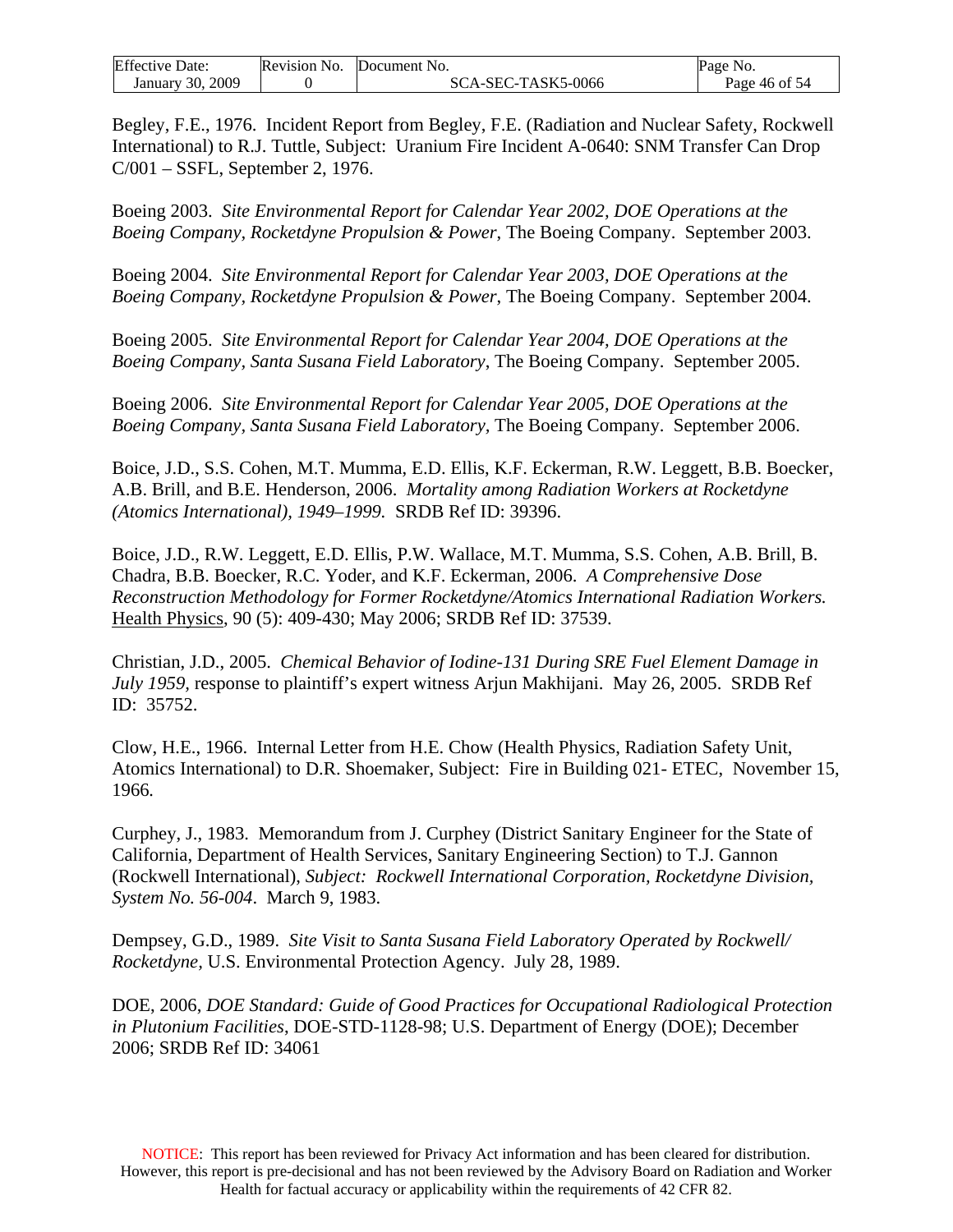Begley, F.E., 1976. Incident Report from Begley, F.E. (Radiation and Nuclear Safety, Rockwell International) to R.J. Tuttle, Subject: Uranium Fire Incident A-0640: SNM Transfer Can Drop C/001 – SSFL, September 2, 1976.

Boeing 2003. *Site Environmental Report for Calendar Year 2002, DOE Operations at the Boeing Company, Rocketdyne Propulsion & Power*, The Boeing Company. September 2003.

Boeing 2004. *Site Environmental Report for Calendar Year 2003, DOE Operations at the Boeing Company, Rocketdyne Propulsion & Power*, The Boeing Company. September 2004.

Boeing 2005. *Site Environmental Report for Calendar Year 2004, DOE Operations at the Boeing Company, Santa Susana Field Laboratory*, The Boeing Company. September 2005.

Boeing 2006. *Site Environmental Report for Calendar Year 2005, DOE Operations at the Boeing Company, Santa Susana Field Laboratory,* The Boeing Company. September 2006.

Boice, J.D., S.S. Cohen, M.T. Mumma, E.D. Ellis, K.F. Eckerman, R.W. Leggett, B.B. Boecker, A.B. Brill, and B.E. Henderson, 2006. *Mortality among Radiation Workers at Rocketdyne (Atomics International), 1949–1999.* SRDB Ref ID: 39396.

Boice, J.D., R.W. Leggett, E.D. Ellis, P.W. Wallace, M.T. Mumma, S.S. Cohen, A.B. Brill, B. Chadra, B.B. Boecker, R.C. Yoder, and K.F. Eckerman, 2006. *A Comprehensive Dose Reconstruction Methodology for Former Rocketdyne/Atomics International Radiation Workers.* Health Physics, 90 (5): 409-430; May 2006; SRDB Ref ID: 37539.

Christian, J.D., 2005. *Chemical Behavior of Iodine-131 During SRE Fuel Element Damage in July 1959,* response to plaintiff's expert witness Arjun Makhijani. May 26, 2005. SRDB Ref ID: 35752.

Clow, H.E., 1966. Internal Letter from H.E. Chow (Health Physics, Radiation Safety Unit, Atomics International) to D.R. Shoemaker, Subject: Fire in Building 021- ETEC, November 15, 1966.

Curphey, J., 1983. Memorandum from J. Curphey (District Sanitary Engineer for the State of California, Department of Health Services, Sanitary Engineering Section) to T.J. Gannon (Rockwell International), *Subject: Rockwell International Corporation, Rocketdyne Division, System No. 56-004*. March 9, 1983.

Dempsey, G.D., 1989. *Site Visit to Santa Susana Field Laboratory Operated by Rockwell/ Rocketdyne,* U.S. Environmental Protection Agency. July 28, 1989.

DOE, 2006, *DOE Standard: Guide of Good Practices for Occupational Radiological Protection in Plutonium Facilities*, DOE-STD-1128-98; U.S. Department of Energy (DOE); December 2006; SRDB Ref ID: 34061

NOTICE: This report has been reviewed for Privacy Act information and has been cleared for distribution. However, this report is pre-decisional and has not been reviewed by the Advisory Board on Radiation and Worker Health for factual accuracy or applicability within the requirements of 42 CFR 82.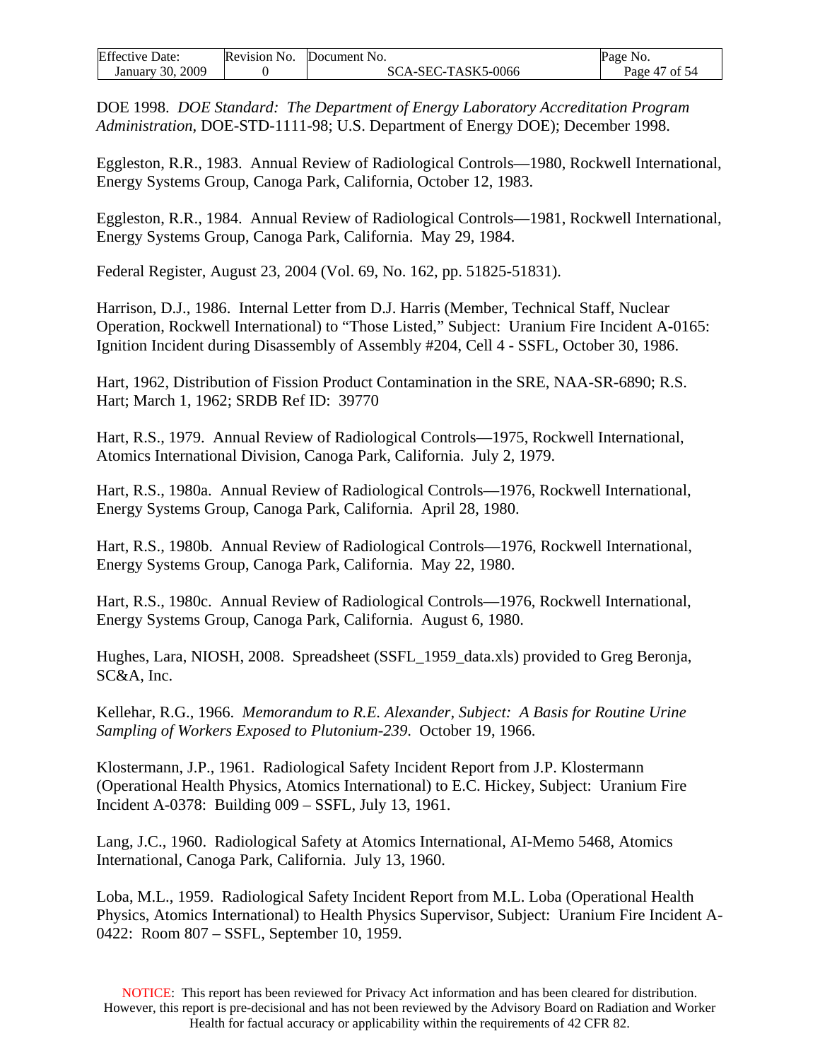DOE 1998. *DOE Standard: The Department of Energy Laboratory Accreditation Program Administration*, DOE-STD-1111-98; U.S. Department of Energy DOE); December 1998.

Eggleston, R.R., 1983. Annual Review of Radiological Controls—1980, Rockwell International, Energy Systems Group, Canoga Park, California, October 12, 1983.

Eggleston, R.R., 1984. Annual Review of Radiological Controls—1981, Rockwell International, Energy Systems Group, Canoga Park, California. May 29, 1984.

Federal Register, August 23, 2004 (Vol. 69, No. 162, pp. 51825-51831).

Harrison, D.J., 1986. Internal Letter from D.J. Harris (Member, Technical Staff, Nuclear Operation, Rockwell International) to "Those Listed," Subject: Uranium Fire Incident A-0165: Ignition Incident during Disassembly of Assembly #204, Cell 4 - SSFL, October 30, 1986.

Hart, 1962, Distribution of Fission Product Contamination in the SRE, NAA-SR-6890; R.S. Hart; March 1, 1962; SRDB Ref ID: 39770

Hart, R.S., 1979. Annual Review of Radiological Controls—1975, Rockwell International, Atomics International Division, Canoga Park, California. July 2, 1979.

Hart, R.S., 1980a. Annual Review of Radiological Controls—1976, Rockwell International, Energy Systems Group, Canoga Park, California. April 28, 1980.

Hart, R.S., 1980b. Annual Review of Radiological Controls—1976, Rockwell International, Energy Systems Group, Canoga Park, California. May 22, 1980.

Hart, R.S., 1980c. Annual Review of Radiological Controls—1976, Rockwell International, Energy Systems Group, Canoga Park, California. August 6, 1980.

Hughes, Lara, NIOSH, 2008. Spreadsheet (SSFL_1959_data.xls) provided to Greg Beronja, SC&A, Inc.

Kellehar, R.G., 1966. *Memorandum to R.E. Alexander, Subject: A Basis for Routine Urine Sampling of Workers Exposed to Plutonium-239*. October 19, 1966.

Klostermann, J.P., 1961. Radiological Safety Incident Report from J.P. Klostermann (Operational Health Physics, Atomics International) to E.C. Hickey, Subject: Uranium Fire Incident A-0378: Building 009 – SSFL, July 13, 1961.

Lang, J.C., 1960. Radiological Safety at Atomics International, AI-Memo 5468, Atomics International, Canoga Park, California. July 13, 1960.

Loba, M.L., 1959. Radiological Safety Incident Report from M.L. Loba (Operational Health Physics, Atomics International) to Health Physics Supervisor, Subject: Uranium Fire Incident A-0422: Room 807 – SSFL, September 10, 1959.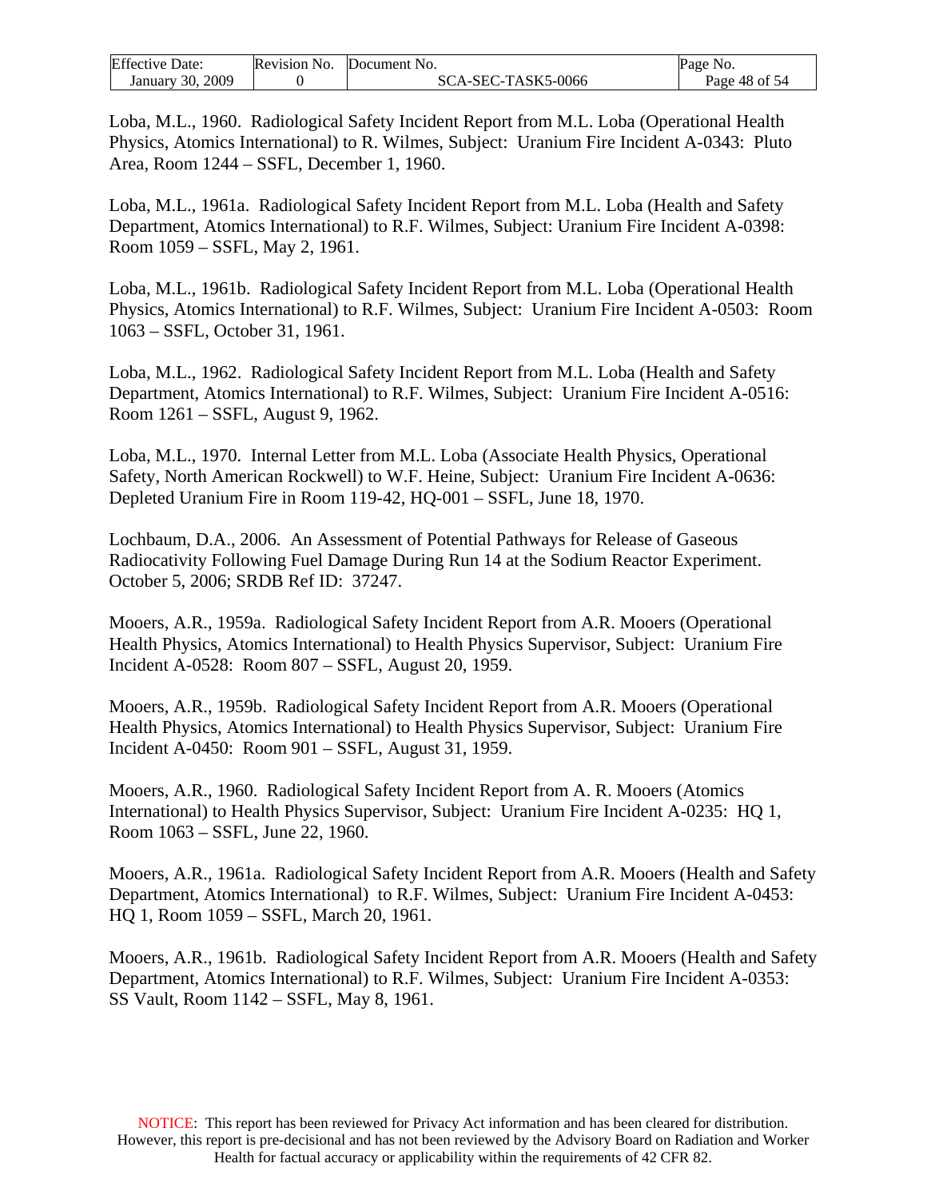Loba, M.L., 1960. Radiological Safety Incident Report from M.L. Loba (Operational Health Physics, Atomics International) to R. Wilmes, Subject: Uranium Fire Incident A-0343: Pluto Area, Room 1244 – SSFL, December 1, 1960.

Loba, M.L., 1961a. Radiological Safety Incident Report from M.L. Loba (Health and Safety Department, Atomics International) to R.F. Wilmes, Subject: Uranium Fire Incident A-0398: Room 1059 – SSFL, May 2, 1961.

Loba, M.L., 1961b. Radiological Safety Incident Report from M.L. Loba (Operational Health Physics, Atomics International) to R.F. Wilmes, Subject: Uranium Fire Incident A-0503: Room 1063 – SSFL, October 31, 1961.

Loba, M.L., 1962. Radiological Safety Incident Report from M.L. Loba (Health and Safety Department, Atomics International) to R.F. Wilmes, Subject: Uranium Fire Incident A-0516: Room 1261 – SSFL, August 9, 1962.

Loba, M.L., 1970. Internal Letter from M.L. Loba (Associate Health Physics, Operational Safety, North American Rockwell) to W.F. Heine, Subject: Uranium Fire Incident A-0636: Depleted Uranium Fire in Room 119-42, HQ-001 – SSFL, June 18, 1970.

Lochbaum, D.A., 2006. An Assessment of Potential Pathways for Release of Gaseous Radiocativity Following Fuel Damage During Run 14 at the Sodium Reactor Experiment. October 5, 2006; SRDB Ref ID: 37247.

Mooers, A.R., 1959a. Radiological Safety Incident Report from A.R. Mooers (Operational Health Physics, Atomics International) to Health Physics Supervisor, Subject: Uranium Fire Incident A-0528: Room 807 – SSFL, August 20, 1959.

Mooers, A.R., 1959b. Radiological Safety Incident Report from A.R. Mooers (Operational Health Physics, Atomics International) to Health Physics Supervisor, Subject: Uranium Fire Incident A-0450: Room 901 – SSFL, August 31, 1959.

Mooers, A.R., 1960. Radiological Safety Incident Report from A. R. Mooers (Atomics International) to Health Physics Supervisor, Subject: Uranium Fire Incident A-0235: HQ 1, Room 1063 – SSFL, June 22, 1960.

Mooers, A.R., 1961a. Radiological Safety Incident Report from A.R. Mooers (Health and Safety Department, Atomics International) to R.F. Wilmes, Subject: Uranium Fire Incident A-0453: HQ 1, Room 1059 – SSFL, March 20, 1961.

Mooers, A.R., 1961b. Radiological Safety Incident Report from A.R. Mooers (Health and Safety Department, Atomics International) to R.F. Wilmes, Subject: Uranium Fire Incident A-0353: SS Vault, Room 1142 – SSFL, May 8, 1961.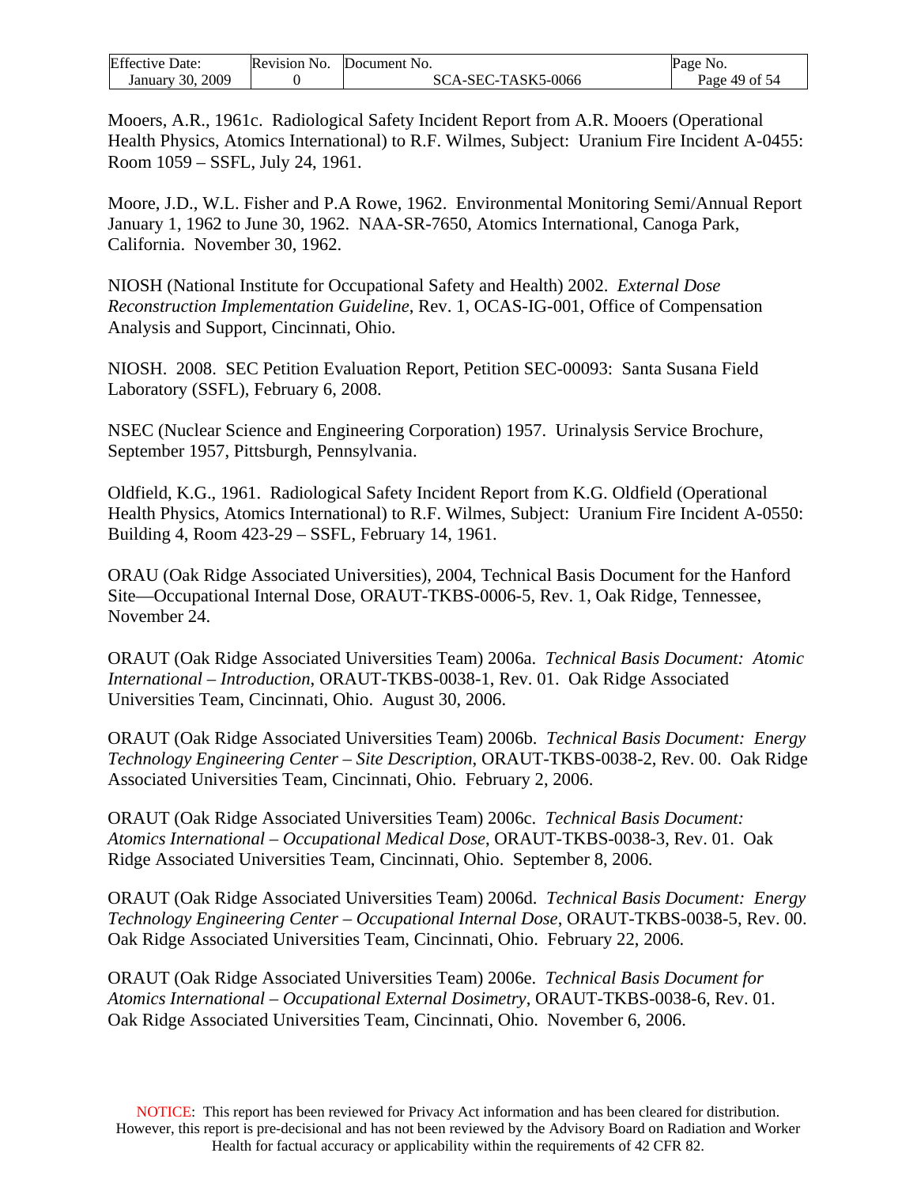Mooers, A.R., 1961c. Radiological Safety Incident Report from A.R. Mooers (Operational Health Physics, Atomics International) to R.F. Wilmes, Subject: Uranium Fire Incident A-0455: Room 1059 – SSFL, July 24, 1961.

Moore, J.D., W.L. Fisher and P.A Rowe, 1962. Environmental Monitoring Semi/Annual Report January 1, 1962 to June 30, 1962. NAA-SR-7650, Atomics International, Canoga Park, California. November 30, 1962.

NIOSH (National Institute for Occupational Safety and Health) 2002. *External Dose Reconstruction Implementation Guideline*, Rev. 1, OCAS-IG-001, Office of Compensation Analysis and Support, Cincinnati, Ohio.

NIOSH. 2008. SEC Petition Evaluation Report, Petition SEC-00093: Santa Susana Field Laboratory (SSFL), February 6, 2008.

NSEC (Nuclear Science and Engineering Corporation) 1957. Urinalysis Service Brochure, September 1957, Pittsburgh, Pennsylvania.

Oldfield, K.G., 1961. Radiological Safety Incident Report from K.G. Oldfield (Operational Health Physics, Atomics International) to R.F. Wilmes, Subject: Uranium Fire Incident A-0550: Building 4, Room 423-29 – SSFL, February 14, 1961.

ORAU (Oak Ridge Associated Universities), 2004, Technical Basis Document for the Hanford Site—Occupational Internal Dose, ORAUT-TKBS-0006-5, Rev. 1, Oak Ridge, Tennessee, November 24.

ORAUT (Oak Ridge Associated Universities Team) 2006a. *Technical Basis Document: Atomic International – Introduction*, ORAUT-TKBS-0038-1, Rev. 01. Oak Ridge Associated Universities Team, Cincinnati, Ohio. August 30, 2006.

ORAUT (Oak Ridge Associated Universities Team) 2006b. *Technical Basis Document: Energy Technology Engineering Center – Site Description*, ORAUT-TKBS-0038-2, Rev. 00. Oak Ridge Associated Universities Team, Cincinnati, Ohio. February 2, 2006.

ORAUT (Oak Ridge Associated Universities Team) 2006c. *Technical Basis Document: Atomics International – Occupational Medical Dose*, ORAUT-TKBS-0038-3, Rev. 01. Oak Ridge Associated Universities Team, Cincinnati, Ohio. September 8, 2006.

ORAUT (Oak Ridge Associated Universities Team) 2006d. *Technical Basis Document: Energy Technology Engineering Center – Occupational Internal Dose*, ORAUT-TKBS-0038-5, Rev. 00. Oak Ridge Associated Universities Team, Cincinnati, Ohio. February 22, 2006.

ORAUT (Oak Ridge Associated Universities Team) 2006e. *Technical Basis Document for Atomics International – Occupational External Dosimetry*, ORAUT-TKBS-0038-6, Rev. 01. Oak Ridge Associated Universities Team, Cincinnati, Ohio. November 6, 2006.

NOTICE: This report has been reviewed for Privacy Act information and has been cleared for distribution. However, this report is pre-decisional and has not been reviewed by the Advisory Board on Radiation and Worker Health for factual accuracy or applicability within the requirements of 42 CFR 82.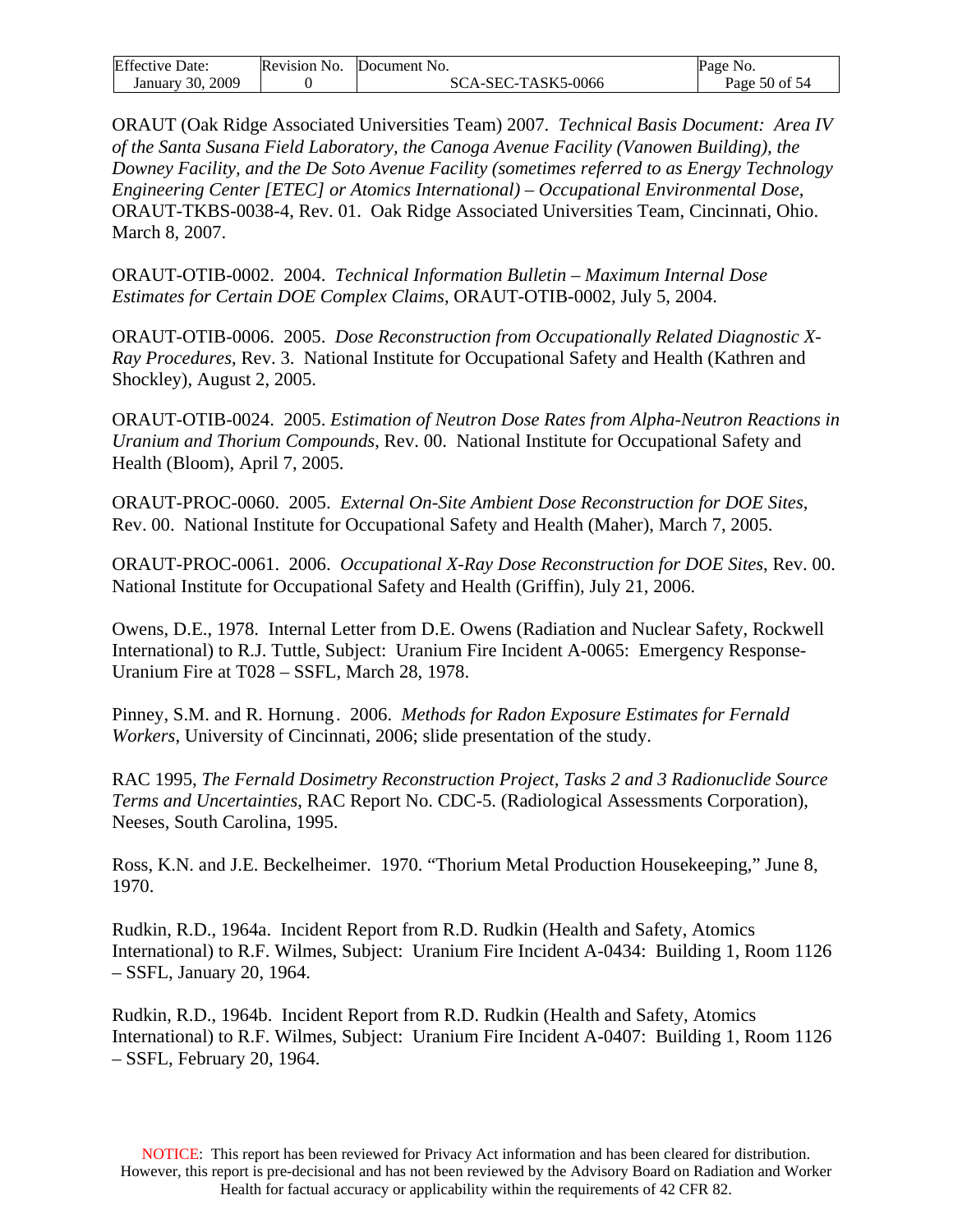ORAUT (Oak Ridge Associated Universities Team) 2007. *Technical Basis Document: Area IV of the Santa Susana Field Laboratory, the Canoga Avenue Facility (Vanowen Building), the Downey Facility, and the De Soto Avenue Facility (sometimes referred to as Energy Technology Engineering Center [ETEC] or Atomics International) – Occupational Environmental Dose*, ORAUT-TKBS-0038-4, Rev. 01. Oak Ridge Associated Universities Team, Cincinnati, Ohio. March 8, 2007.

ORAUT-OTIB-0002. 2004. *Technical Information Bulletin – Maximum Internal Dose Estimates for Certain DOE Complex Claims*, ORAUT-OTIB-0002, July 5, 2004.

ORAUT-OTIB-0006. 2005. *Dose Reconstruction from Occupationally Related Diagnostic X-Ray Procedures*, Rev. 3. National Institute for Occupational Safety and Health (Kathren and Shockley), August 2, 2005.

ORAUT-OTIB-0024. 2005. *Estimation of Neutron Dose Rates from Alpha-Neutron Reactions in Uranium and Thorium Compounds*, Rev. 00. National Institute for Occupational Safety and Health (Bloom), April 7, 2005.

ORAUT-PROC-0060. 2005. *External On-Site Ambient Dose Reconstruction for DOE Sites*, Rev. 00. National Institute for Occupational Safety and Health (Maher), March 7, 2005.

ORAUT-PROC-0061. 2006. *Occupational X-Ray Dose Reconstruction for DOE Sites*, Rev. 00. National Institute for Occupational Safety and Health (Griffin), July 21, 2006.

Owens, D.E., 1978. Internal Letter from D.E. Owens (Radiation and Nuclear Safety, Rockwell International) to R.J. Tuttle, Subject: Uranium Fire Incident A-0065: Emergency Response-Uranium Fire at T028 – SSFL, March 28, 1978.

Pinney, S.M. and R. Hornung. 2006. *Methods for Radon Exposure Estimates for Fernald Workers*, University of Cincinnati, 2006; slide presentation of the study.

RAC 1995, *The Fernald Dosimetry Reconstruction Project, Tasks 2 and 3 Radionuclide Source Terms and Uncertainties*, RAC Report No. CDC-5. (Radiological Assessments Corporation), Neeses, South Carolina, 1995.

Ross, K.N. and J.E. Beckelheimer. 1970. "Thorium Metal Production Housekeeping," June 8, 1970.

Rudkin, R.D., 1964a. Incident Report from R.D. Rudkin (Health and Safety, Atomics International) to R.F. Wilmes, Subject: Uranium Fire Incident A-0434: Building 1, Room 1126 – SSFL, January 20, 1964.

Rudkin, R.D., 1964b. Incident Report from R.D. Rudkin (Health and Safety, Atomics International) to R.F. Wilmes, Subject: Uranium Fire Incident A-0407: Building 1, Room 1126 – SSFL, February 20, 1964.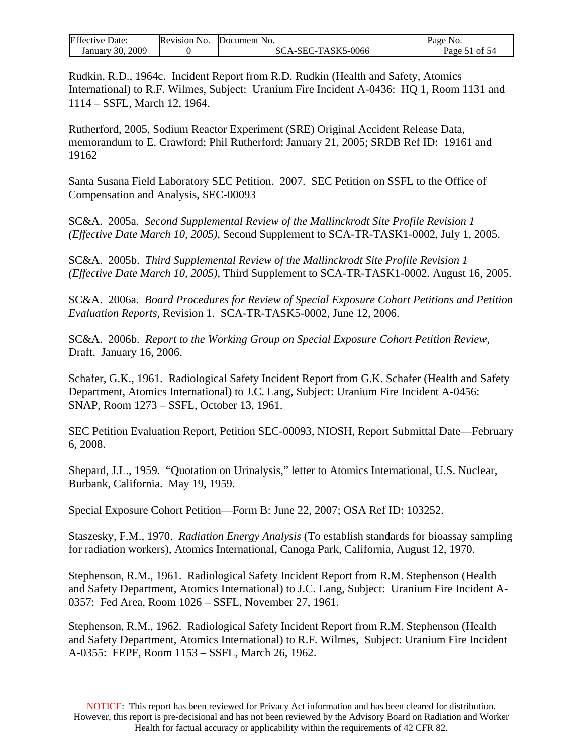Rudkin, R.D., 1964c. Incident Report from R.D. Rudkin (Health and Safety, Atomics International) to R.F. Wilmes, Subject: Uranium Fire Incident A-0436: HQ 1, Room 1131 and 1114 – SSFL, March 12, 1964.

Rutherford, 2005, Sodium Reactor Experiment (SRE) Original Accident Release Data, memorandum to E. Crawford; Phil Rutherford; January 21, 2005; SRDB Ref ID: 19161 and 19162

Santa Susana Field Laboratory SEC Petition. 2007. SEC Petition on SSFL to the Office of Compensation and Analysis, SEC-00093

SC&A. 2005a. *Second Supplemental Review of the Mallinckrodt Site Profile Revision 1 (Effective Date March 10, 2005),* Second Supplement to SCA-TR-TASK1-0002, July 1, 2005.

SC&A. 2005b. *Third Supplemental Review of the Mallinckrodt Site Profile Revision 1 (Effective Date March 10, 2005),* Third Supplement to SCA-TR-TASK1-0002. August 16, 2005.

SC&A. 2006a. *Board Procedures for Review of Special Exposure Cohort Petitions and Petition Evaluation Reports,* Revision 1. SCA-TR-TASK5-0002, June 12, 2006.

SC&A. 2006b. *Report to the Working Group on Special Exposure Cohort Petition Review,* Draft. January 16, 2006.

Schafer, G.K., 1961. Radiological Safety Incident Report from G.K. Schafer (Health and Safety Department, Atomics International) to J.C. Lang, Subject: Uranium Fire Incident A-0456: SNAP, Room 1273 – SSFL, October 13, 1961.

SEC Petition Evaluation Report, Petition SEC-00093, NIOSH, Report Submittal Date—February 6, 2008.

Shepard, J.L., 1959. "Quotation on Urinalysis," letter to Atomics International, U.S. Nuclear, Burbank, California. May 19, 1959.

Special Exposure Cohort Petition—Form B: June 22, 2007; OSA Ref ID: 103252.

Staszesky, F.M., 1970. *Radiation Energy Analysis* (To establish standards for bioassay sampling for radiation workers), Atomics International, Canoga Park, California, August 12, 1970.

Stephenson, R.M., 1961. Radiological Safety Incident Report from R.M. Stephenson (Health and Safety Department, Atomics International) to J.C. Lang, Subject: Uranium Fire Incident A-0357: Fed Area, Room 1026 – SSFL, November 27, 1961.

Stephenson, R.M., 1962. Radiological Safety Incident Report from R.M. Stephenson (Health and Safety Department, Atomics International) to R.F. Wilmes, Subject: Uranium Fire Incident A-0355: FEPF, Room 1153 – SSFL, March 26, 1962.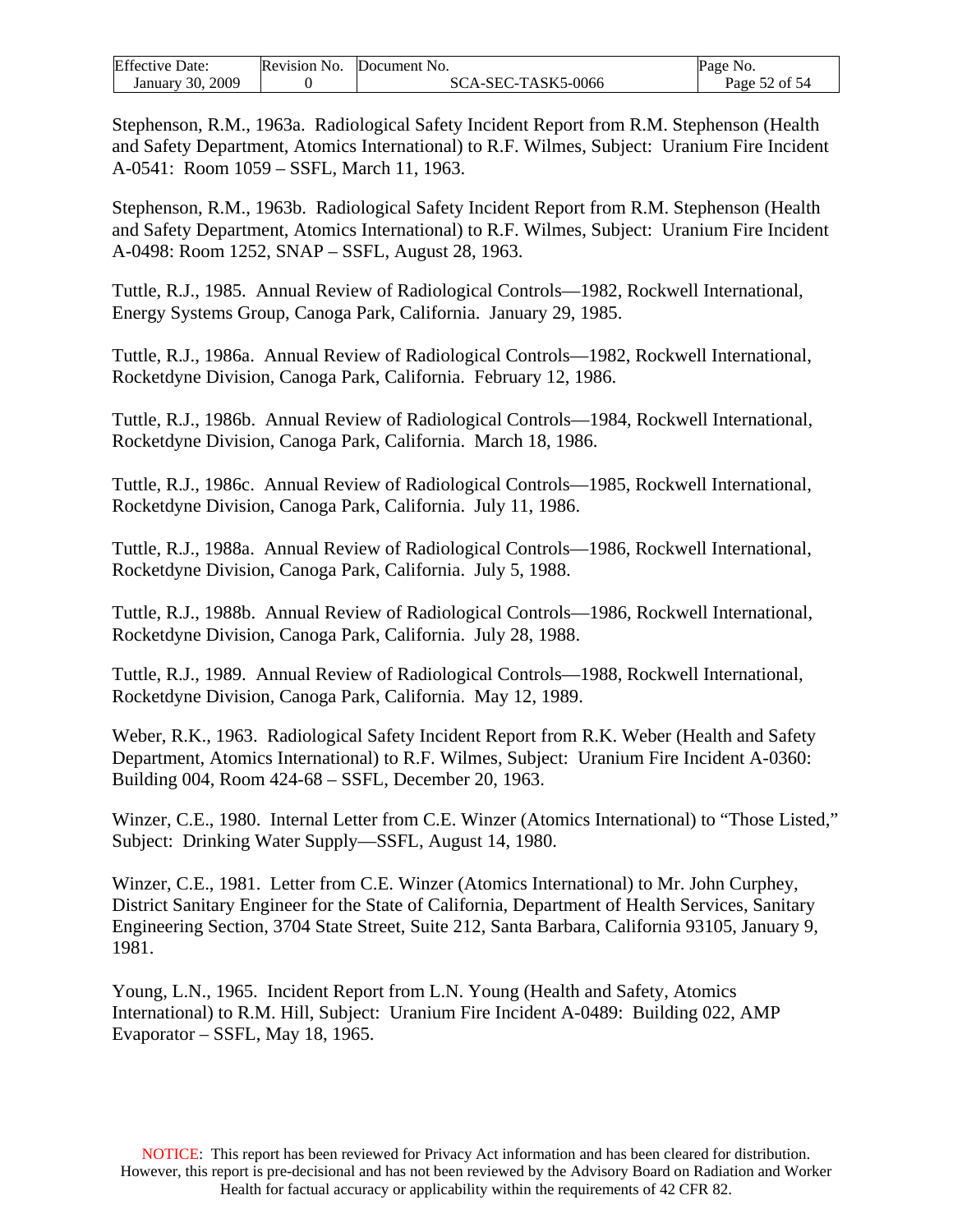Stephenson, R.M., 1963a. Radiological Safety Incident Report from R.M. Stephenson (Health and Safety Department, Atomics International) to R.F. Wilmes, Subject: Uranium Fire Incident A-0541: Room 1059 – SSFL, March 11, 1963.

Stephenson, R.M., 1963b. Radiological Safety Incident Report from R.M. Stephenson (Health and Safety Department, Atomics International) to R.F. Wilmes, Subject: Uranium Fire Incident A-0498: Room 1252, SNAP – SSFL, August 28, 1963.

Tuttle, R.J., 1985. Annual Review of Radiological Controls—1982, Rockwell International, Energy Systems Group, Canoga Park, California. January 29, 1985.

Tuttle, R.J., 1986a. Annual Review of Radiological Controls—1982, Rockwell International, Rocketdyne Division, Canoga Park, California. February 12, 1986.

Tuttle, R.J., 1986b. Annual Review of Radiological Controls—1984, Rockwell International, Rocketdyne Division, Canoga Park, California. March 18, 1986.

Tuttle, R.J., 1986c. Annual Review of Radiological Controls—1985, Rockwell International, Rocketdyne Division, Canoga Park, California. July 11, 1986.

Tuttle, R.J., 1988a. Annual Review of Radiological Controls—1986, Rockwell International, Rocketdyne Division, Canoga Park, California. July 5, 1988.

Tuttle, R.J., 1988b. Annual Review of Radiological Controls—1986, Rockwell International, Rocketdyne Division, Canoga Park, California. July 28, 1988.

Tuttle, R.J., 1989. Annual Review of Radiological Controls—1988, Rockwell International, Rocketdyne Division, Canoga Park, California. May 12, 1989.

Weber, R.K., 1963. Radiological Safety Incident Report from R.K. Weber (Health and Safety Department, Atomics International) to R.F. Wilmes, Subject: Uranium Fire Incident A-0360: Building 004, Room 424-68 – SSFL, December 20, 1963.

Winzer, C.E., 1980. Internal Letter from C.E. Winzer (Atomics International) to "Those Listed," Subject: Drinking Water Supply—SSFL, August 14, 1980.

Winzer, C.E., 1981. Letter from C.E. Winzer (Atomics International) to Mr. John Curphey, District Sanitary Engineer for the State of California, Department of Health Services, Sanitary Engineering Section, 3704 State Street, Suite 212, Santa Barbara, California 93105, January 9, 1981.

Young, L.N., 1965. Incident Report from L.N. Young (Health and Safety, Atomics International) to R.M. Hill, Subject: Uranium Fire Incident A-0489: Building 022, AMP Evaporator – SSFL, May 18, 1965.

NOTICE: This report has been reviewed for Privacy Act information and has been cleared for distribution. However, this report is pre-decisional and has not been reviewed by the Advisory Board on Radiation and Worker Health for factual accuracy or applicability within the requirements of 42 CFR 82.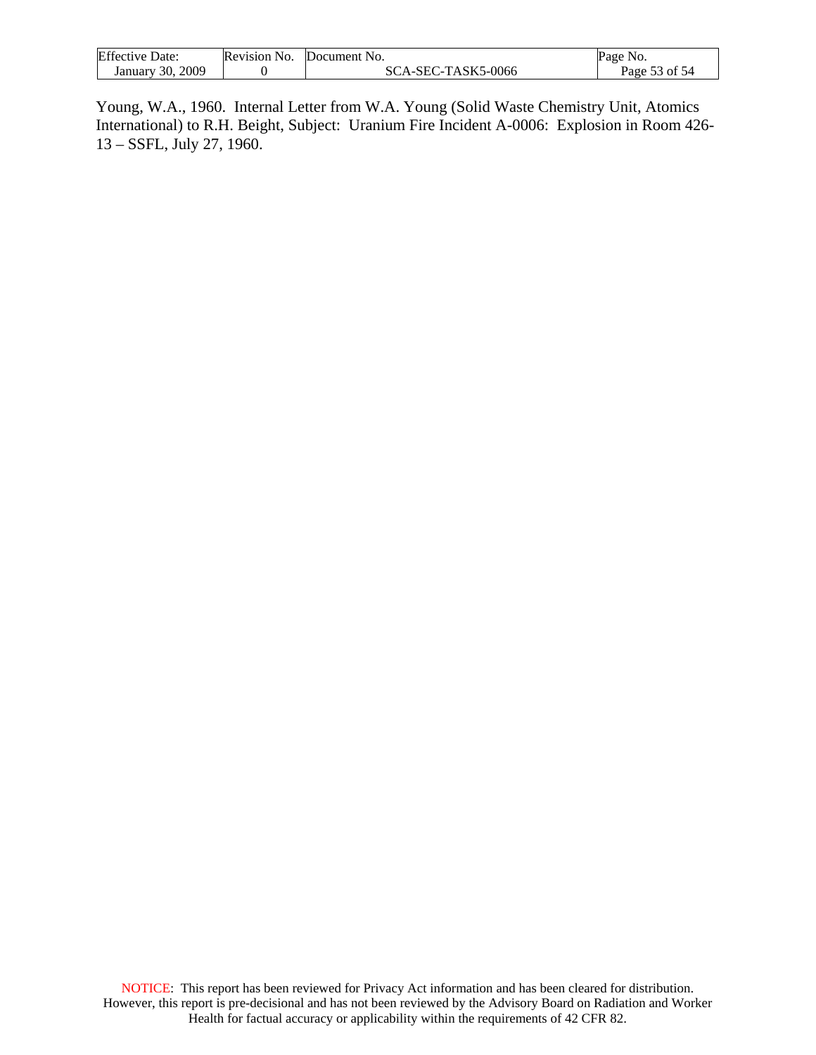Young, W.A., 1960. Internal Letter from W.A. Young (Solid Waste Chemistry Unit, Atomics International) to R.H. Beight, Subject: Uranium Fire Incident A-0006: Explosion in Room 426-13 – SSFL, July 27, 1960.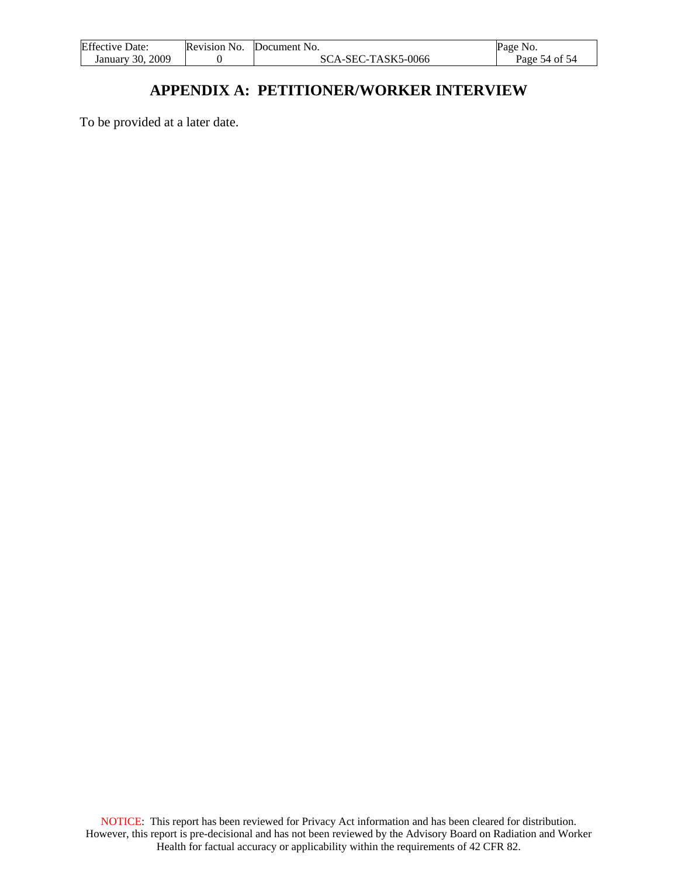# APPENDIX A: PETITIONER/WORKER INTERVIEW

To be provided at a later date.